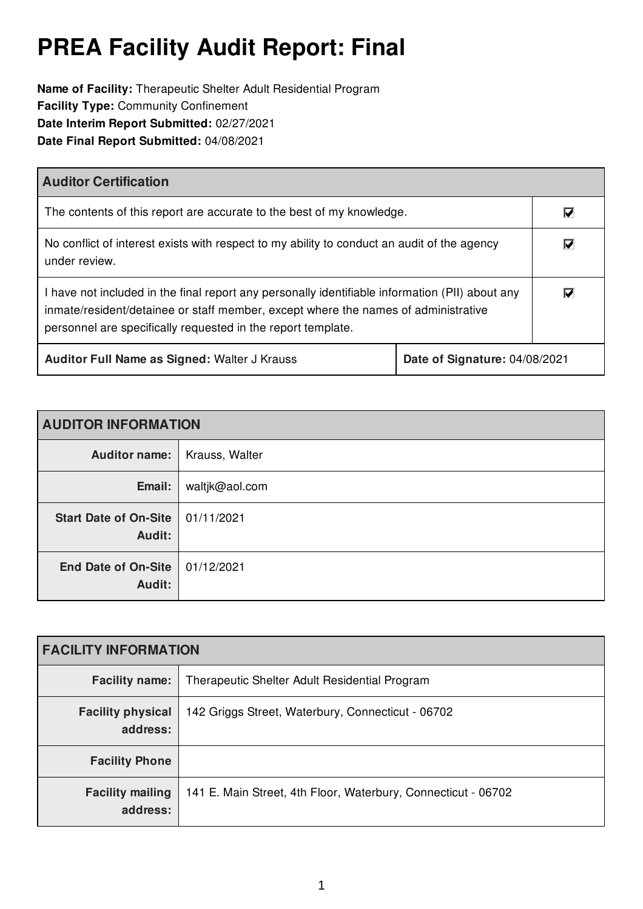# PREA Facility Audit Report: Final

**Name of Facility:** Therapeutic Shelter Adult Residential Program
**Facility Type:** Community Confinement
**Date Interim Report Submitted:** 02/27/2021
**Date Final Report Submitted:** 04/08/2021

| Auditor Certification | |
|---|---|
| The contents of this report are accurate to the best of my knowledge. | ☑ |
| No conflict of interest exists with respect to my ability to conduct an audit of the agency under review. | ☑ |
| I have not included in the final report any personally identifiable information (PII) about any inmate/resident/detainee or staff member, except where the names of administrative personnel are specifically requested in the report template. | ☑ |
| **Auditor Full Name as Signed:** Walter J Krauss | **Date of Signature:** 04/08/2021 |

| AUDITOR INFORMATION | |
|---|---|
| **Auditor name:** | Krauss, Walter |
| **Email:** | waltjk@aol.com |
| **Start Date of On-Site Audit:** | 01/11/2021 |
| **End Date of On-Site Audit:** | 01/12/2021 |

| FACILITY INFORMATION | |
|---|---|
| **Facility name:** | Therapeutic Shelter Adult Residential Program |
| **Facility physical address:** | 142 Griggs Street, Waterbury, Connecticut - 06702 |
| **Facility Phone** | |
| **Facility mailing address:** | 141 E. Main Street, 4th Floor, Waterbury, Connecticut - 06702 |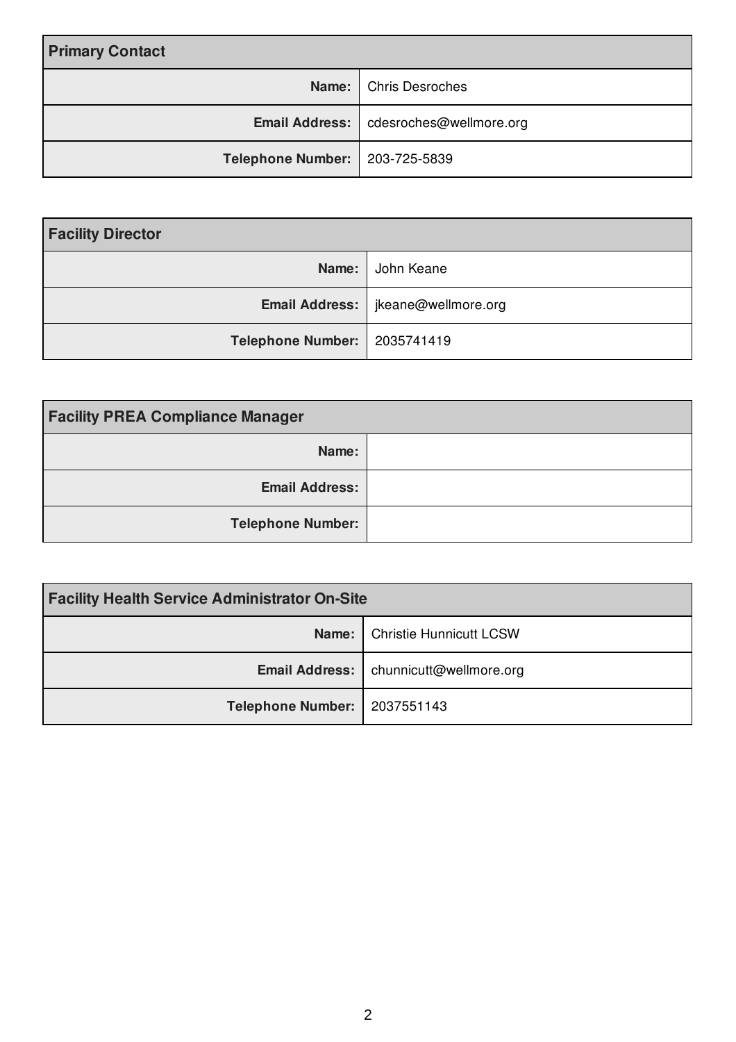| Primary Contact | |
|---|---|
| **Name:** | Chris Desroches |
| **Email Address:** | cdesroches@wellmore.org |
| **Telephone Number:** | 203-725-5839 |

| Facility Director | |
|---|---|
| **Name:** | John Keane |
| **Email Address:** | jkeane@wellmore.org |
| **Telephone Number:** | 2035741419 |

| Facility PREA Compliance Manager | |
|---|---|
| **Name:** | |
| **Email Address:** | |
| **Telephone Number:** | |

| Facility Health Service Administrator On-Site | |
|---|---|
| **Name:** | Christie Hunnicutt LCSW |
| **Email Address:** | chunnicutt@wellmore.org |
| **Telephone Number:** | 2037551143 |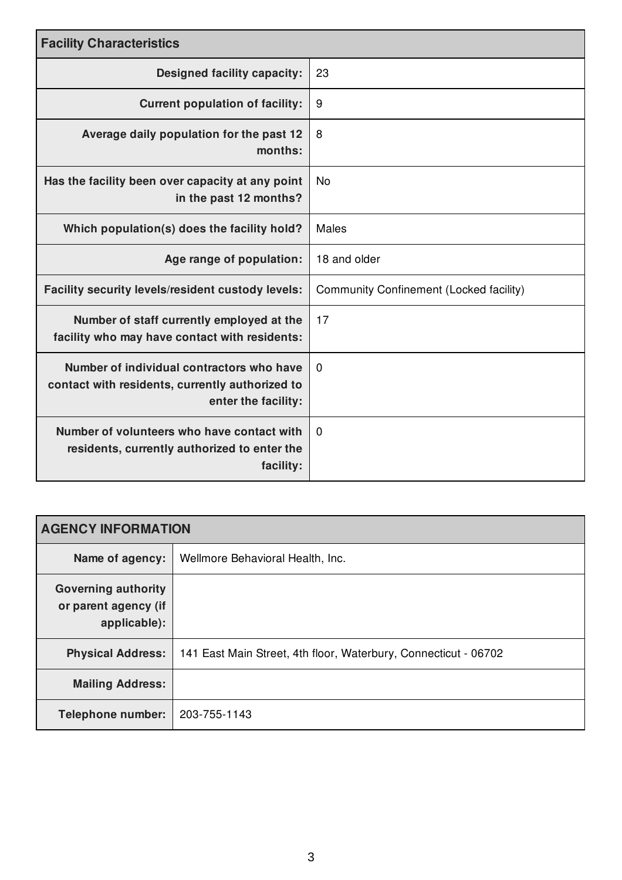| Facility Characteristics | |
|---|---|
| **Designed facility capacity:** | 23 |
| **Current population of facility:** | 9 |
| **Average daily population for the past 12 months:** | 8 |
| **Has the facility been over capacity at any point in the past 12 months?** | No |
| **Which population(s) does the facility hold?** | Males |
| **Age range of population:** | 18 and older |
| **Facility security levels/resident custody levels:** | Community Confinement (Locked facility) |
| **Number of staff currently employed at the facility who may have contact with residents:** | 17 |
| **Number of individual contractors who have contact with residents, currently authorized to enter the facility:** | 0 |
| **Number of volunteers who have contact with residents, currently authorized to enter the facility:** | 0 |

| AGENCY INFORMATION | |
|---|---|
| **Name of agency:** | Wellmore Behavioral Health, Inc. |
| **Governing authority or parent agency (if applicable):** | |
| **Physical Address:** | 141 East Main Street, 4th floor, Waterbury, Connecticut - 06702 |
| **Mailing Address:** | |
| **Telephone number:** | 203-755-1143 |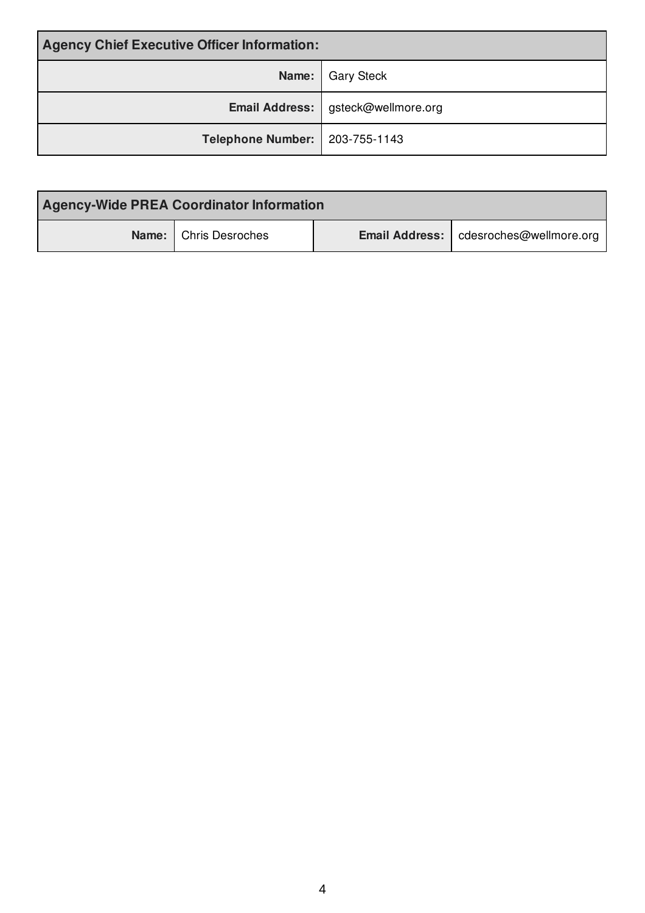| Agency Chief Executive Officer Information: | |
|---|---|
| **Name:** | Gary Steck |
| **Email Address:** | gsteck@wellmore.org |
| **Telephone Number:** | 203-755-1143 |

| Agency-Wide PREA Coordinator Information | | | |
|---|---|---|---|
| **Name:** | Chris Desroches | **Email Address:** | cdesroches@wellmore.org |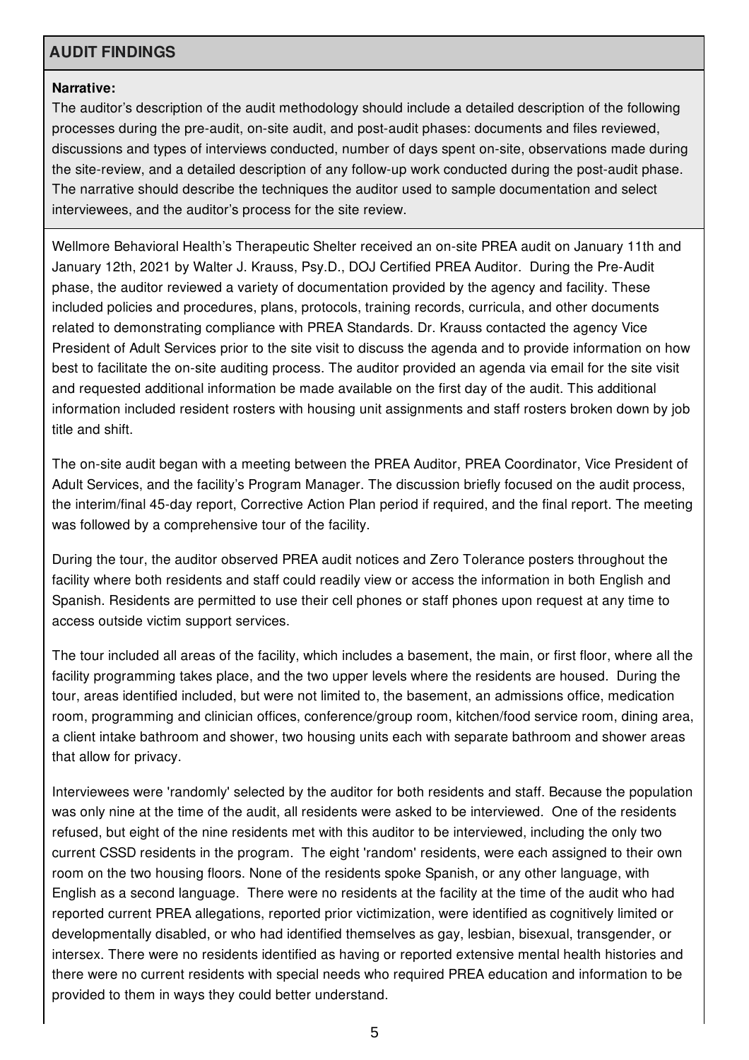## AUDIT FINDINGS

**Narrative:**

The auditor's description of the audit methodology should include a detailed description of the following processes during the pre-audit, on-site audit, and post-audit phases: documents and files reviewed, discussions and types of interviews conducted, number of days spent on-site, observations made during the site-review, and a detailed description of any follow-up work conducted during the post-audit phase. The narrative should describe the techniques the auditor used to sample documentation and select interviewees, and the auditor's process for the site review.

Wellmore Behavioral Health's Therapeutic Shelter received an on-site PREA audit on January 11th and January 12th, 2021 by Walter J. Krauss, Psy.D., DOJ Certified PREA Auditor. During the Pre-Audit phase, the auditor reviewed a variety of documentation provided by the agency and facility. These included policies and procedures, plans, protocols, training records, curricula, and other documents related to demonstrating compliance with PREA Standards. Dr. Krauss contacted the agency Vice President of Adult Services prior to the site visit to discuss the agenda and to provide information on how best to facilitate the on-site auditing process. The auditor provided an agenda via email for the site visit and requested additional information be made available on the first day of the audit. This additional information included resident rosters with housing unit assignments and staff rosters broken down by job title and shift.

The on-site audit began with a meeting between the PREA Auditor, PREA Coordinator, Vice President of Adult Services, and the facility's Program Manager. The discussion briefly focused on the audit process, the interim/final 45-day report, Corrective Action Plan period if required, and the final report. The meeting was followed by a comprehensive tour of the facility.

During the tour, the auditor observed PREA audit notices and Zero Tolerance posters throughout the facility where both residents and staff could readily view or access the information in both English and Spanish. Residents are permitted to use their cell phones or staff phones upon request at any time to access outside victim support services.

The tour included all areas of the facility, which includes a basement, the main, or first floor, where all the facility programming takes place, and the two upper levels where the residents are housed. During the tour, areas identified included, but were not limited to, the basement, an admissions office, medication room, programming and clinician offices, conference/group room, kitchen/food service room, dining area, a client intake bathroom and shower, two housing units each with separate bathroom and shower areas that allow for privacy.

Interviewees were 'randomly' selected by the auditor for both residents and staff. Because the population was only nine at the time of the audit, all residents were asked to be interviewed. One of the residents refused, but eight of the nine residents met with this auditor to be interviewed, including the only two current CSSD residents in the program. The eight 'random' residents, were each assigned to their own room on the two housing floors. None of the residents spoke Spanish, or any other language, with English as a second language. There were no residents at the facility at the time of the audit who had reported current PREA allegations, reported prior victimization, were identified as cognitively limited or developmentally disabled, or who had identified themselves as gay, lesbian, bisexual, transgender, or intersex. There were no residents identified as having or reported extensive mental health histories and there were no current residents with special needs who required PREA education and information to be provided to them in ways they could better understand.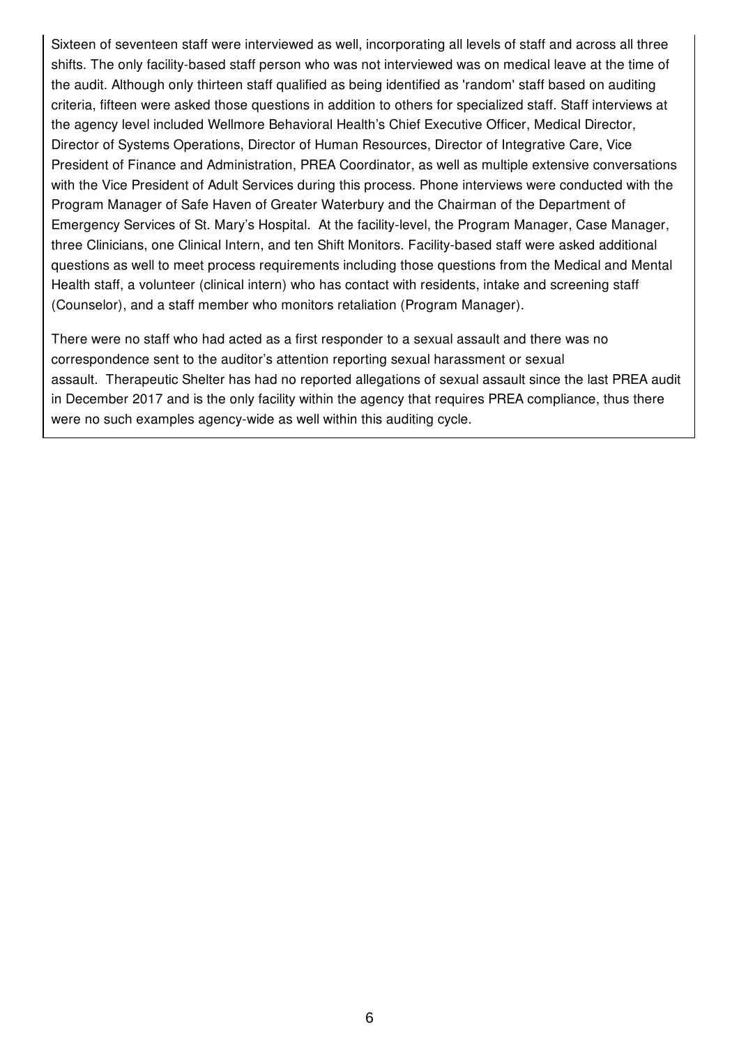Sixteen of seventeen staff were interviewed as well, incorporating all levels of staff and across all three shifts. The only facility-based staff person who was not interviewed was on medical leave at the time of the audit. Although only thirteen staff qualified as being identified as 'random' staff based on auditing criteria, fifteen were asked those questions in addition to others for specialized staff. Staff interviews at the agency level included Wellmore Behavioral Health's Chief Executive Officer, Medical Director, Director of Systems Operations, Director of Human Resources, Director of Integrative Care, Vice President of Finance and Administration, PREA Coordinator, as well as multiple extensive conversations with the Vice President of Adult Services during this process. Phone interviews were conducted with the Program Manager of Safe Haven of Greater Waterbury and the Chairman of the Department of Emergency Services of St. Mary's Hospital. At the facility-level, the Program Manager, Case Manager, three Clinicians, one Clinical Intern, and ten Shift Monitors. Facility-based staff were asked additional questions as well to meet process requirements including those questions from the Medical and Mental Health staff, a volunteer (clinical intern) who has contact with residents, intake and screening staff (Counselor), and a staff member who monitors retaliation (Program Manager).

There were no staff who had acted as a first responder to a sexual assault and there was no correspondence sent to the auditor's attention reporting sexual harassment or sexual assault. Therapeutic Shelter has had no reported allegations of sexual assault since the last PREA audit in December 2017 and is the only facility within the agency that requires PREA compliance, thus there were no such examples agency-wide as well within this auditing cycle.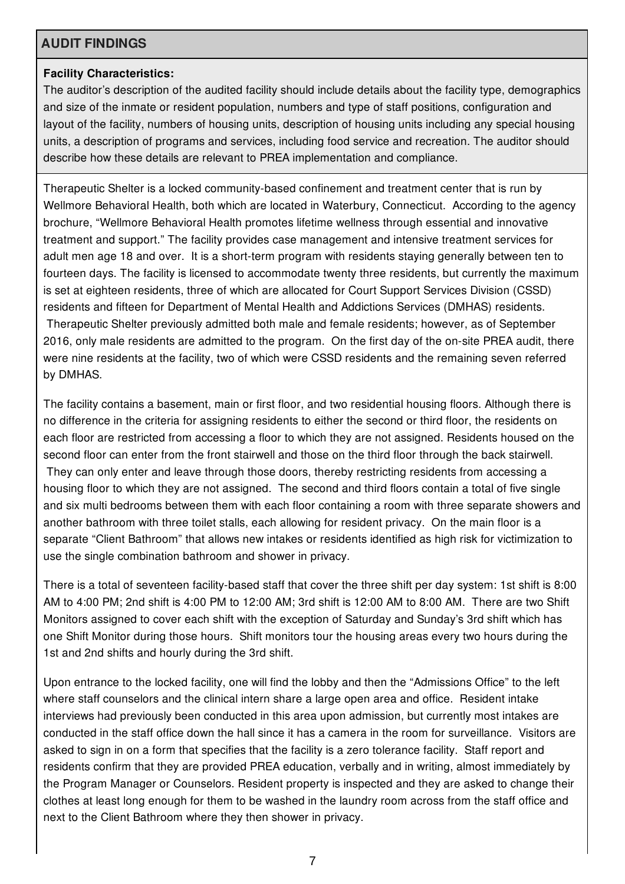## AUDIT FINDINGS

**Facility Characteristics:**

The auditor's description of the audited facility should include details about the facility type, demographics and size of the inmate or resident population, numbers and type of staff positions, configuration and layout of the facility, numbers of housing units, description of housing units including any special housing units, a description of programs and services, including food service and recreation. The auditor should describe how these details are relevant to PREA implementation and compliance.

Therapeutic Shelter is a locked community-based confinement and treatment center that is run by Wellmore Behavioral Health, both which are located in Waterbury, Connecticut. According to the agency brochure, "Wellmore Behavioral Health promotes lifetime wellness through essential and innovative treatment and support." The facility provides case management and intensive treatment services for adult men age 18 and over. It is a short-term program with residents staying generally between ten to fourteen days. The facility is licensed to accommodate twenty three residents, but currently the maximum is set at eighteen residents, three of which are allocated for Court Support Services Division (CSSD) residents and fifteen for Department of Mental Health and Addictions Services (DMHAS) residents. Therapeutic Shelter previously admitted both male and female residents; however, as of September 2016, only male residents are admitted to the program. On the first day of the on-site PREA audit, there were nine residents at the facility, two of which were CSSD residents and the remaining seven referred by DMHAS.

The facility contains a basement, main or first floor, and two residential housing floors. Although there is no difference in the criteria for assigning residents to either the second or third floor, the residents on each floor are restricted from accessing a floor to which they are not assigned. Residents housed on the second floor can enter from the front stairwell and those on the third floor through the back stairwell. They can only enter and leave through those doors, thereby restricting residents from accessing a housing floor to which they are not assigned. The second and third floors contain a total of five single and six multi bedrooms between them with each floor containing a room with three separate showers and another bathroom with three toilet stalls, each allowing for resident privacy. On the main floor is a separate "Client Bathroom" that allows new intakes or residents identified as high risk for victimization to use the single combination bathroom and shower in privacy.

There is a total of seventeen facility-based staff that cover the three shift per day system: 1st shift is 8:00 AM to 4:00 PM; 2nd shift is 4:00 PM to 12:00 AM; 3rd shift is 12:00 AM to 8:00 AM. There are two Shift Monitors assigned to cover each shift with the exception of Saturday and Sunday's 3rd shift which has one Shift Monitor during those hours. Shift monitors tour the housing areas every two hours during the 1st and 2nd shifts and hourly during the 3rd shift.

Upon entrance to the locked facility, one will find the lobby and then the "Admissions Office" to the left where staff counselors and the clinical intern share a large open area and office. Resident intake interviews had previously been conducted in this area upon admission, but currently most intakes are conducted in the staff office down the hall since it has a camera in the room for surveillance. Visitors are asked to sign in on a form that specifies that the facility is a zero tolerance facility. Staff report and residents confirm that they are provided PREA education, verbally and in writing, almost immediately by the Program Manager or Counselors. Resident property is inspected and they are asked to change their clothes at least long enough for them to be washed in the laundry room across from the staff office and next to the Client Bathroom where they then shower in privacy.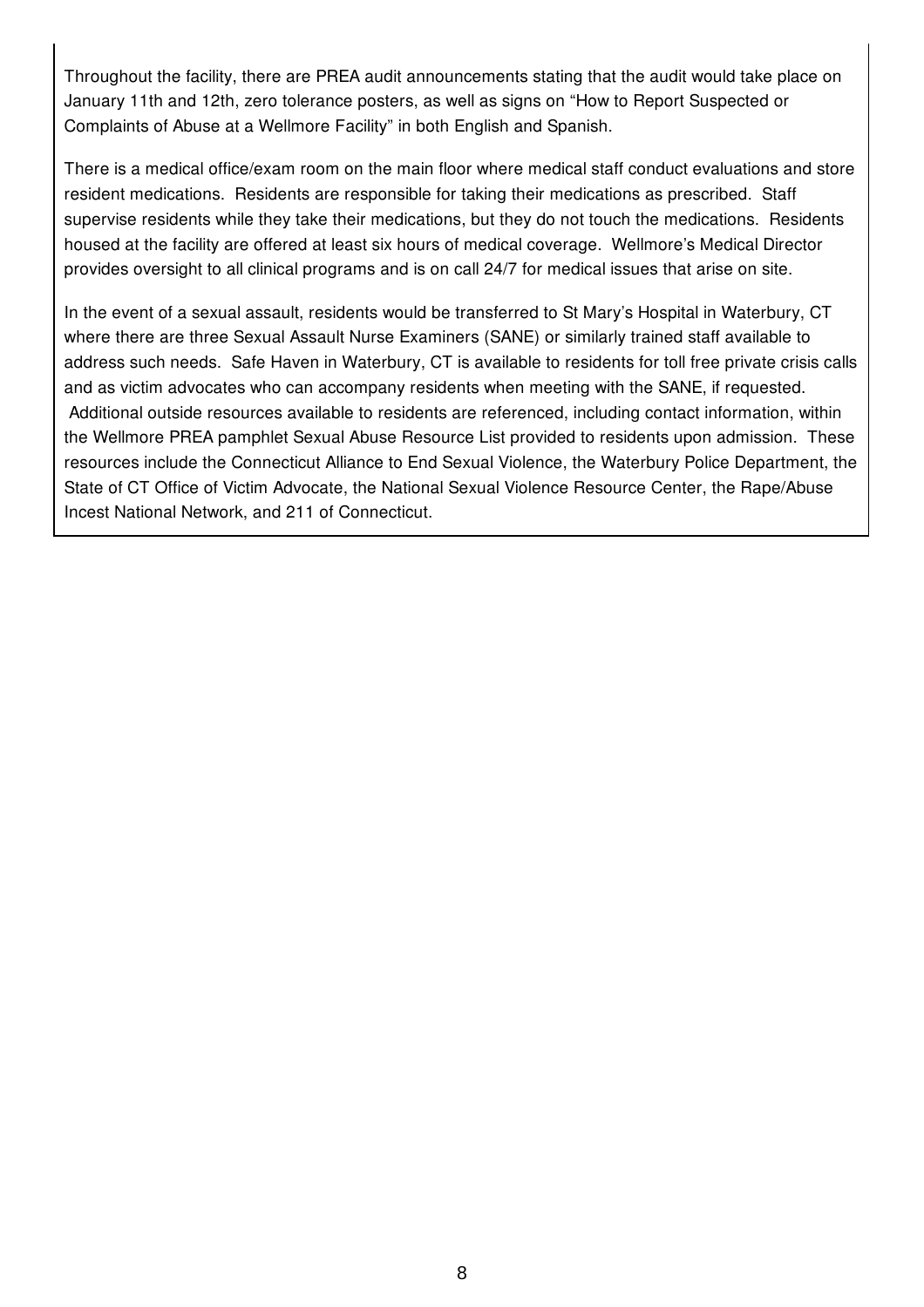Throughout the facility, there are PREA audit announcements stating that the audit would take place on January 11th and 12th, zero tolerance posters, as well as signs on "How to Report Suspected or Complaints of Abuse at a Wellmore Facility" in both English and Spanish.

There is a medical office/exam room on the main floor where medical staff conduct evaluations and store resident medications. Residents are responsible for taking their medications as prescribed. Staff supervise residents while they take their medications, but they do not touch the medications. Residents housed at the facility are offered at least six hours of medical coverage. Wellmore's Medical Director provides oversight to all clinical programs and is on call 24/7 for medical issues that arise on site.

In the event of a sexual assault, residents would be transferred to St Mary's Hospital in Waterbury, CT where there are three Sexual Assault Nurse Examiners (SANE) or similarly trained staff available to address such needs. Safe Haven in Waterbury, CT is available to residents for toll free private crisis calls and as victim advocates who can accompany residents when meeting with the SANE, if requested. Additional outside resources available to residents are referenced, including contact information, within the Wellmore PREA pamphlet Sexual Abuse Resource List provided to residents upon admission. These resources include the Connecticut Alliance to End Sexual Violence, the Waterbury Police Department, the State of CT Office of Victim Advocate, the National Sexual Violence Resource Center, the Rape/Abuse Incest National Network, and 211 of Connecticut.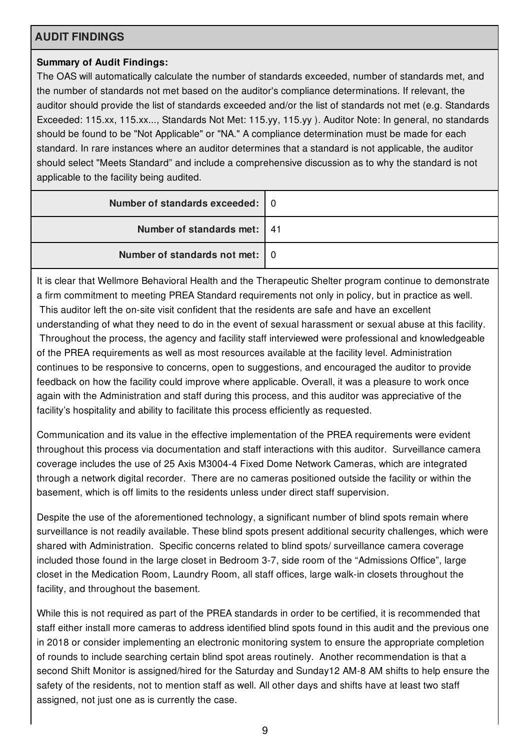## AUDIT FINDINGS

**Summary of Audit Findings:**

The OAS will automatically calculate the number of standards exceeded, number of standards met, and the number of standards not met based on the auditor's compliance determinations. If relevant, the auditor should provide the list of standards exceeded and/or the list of standards not met (e.g. Standards Exceeded: 115.xx, 115.xx..., Standards Not Met: 115.yy, 115.yy ). Auditor Note: In general, no standards should be found to be "Not Applicable" or "NA." A compliance determination must be made for each standard. In rare instances where an auditor determines that a standard is not applicable, the auditor should select "Meets Standard" and include a comprehensive discussion as to why the standard is not applicable to the facility being audited.

| | |
|---|---|
| **Number of standards exceeded:** | 0 |
| **Number of standards met:** | 41 |
| **Number of standards not met:** | 0 |

It is clear that Wellmore Behavioral Health and the Therapeutic Shelter program continue to demonstrate a firm commitment to meeting PREA Standard requirements not only in policy, but in practice as well. This auditor left the on-site visit confident that the residents are safe and have an excellent understanding of what they need to do in the event of sexual harassment or sexual abuse at this facility. Throughout the process, the agency and facility staff interviewed were professional and knowledgeable of the PREA requirements as well as most resources available at the facility level. Administration continues to be responsive to concerns, open to suggestions, and encouraged the auditor to provide feedback on how the facility could improve where applicable. Overall, it was a pleasure to work once again with the Administration and staff during this process, and this auditor was appreciative of the facility's hospitality and ability to facilitate this process efficiently as requested.

Communication and its value in the effective implementation of the PREA requirements were evident throughout this process via documentation and staff interactions with this auditor. Surveillance camera coverage includes the use of 25 Axis M3004-4 Fixed Dome Network Cameras, which are integrated through a network digital recorder. There are no cameras positioned outside the facility or within the basement, which is off limits to the residents unless under direct staff supervision.

Despite the use of the aforementioned technology, a significant number of blind spots remain where surveillance is not readily available. These blind spots present additional security challenges, which were shared with Administration. Specific concerns related to blind spots/ surveillance camera coverage included those found in the large closet in Bedroom 3-7, side room of the "Admissions Office", large closet in the Medication Room, Laundry Room, all staff offices, large walk-in closets throughout the facility, and throughout the basement.

While this is not required as part of the PREA standards in order to be certified, it is recommended that staff either install more cameras to address identified blind spots found in this audit and the previous one in 2018 or consider implementing an electronic monitoring system to ensure the appropriate completion of rounds to include searching certain blind spot areas routinely. Another recommendation is that a second Shift Monitor is assigned/hired for the Saturday and Sunday12 AM-8 AM shifts to help ensure the safety of the residents, not to mention staff as well. All other days and shifts have at least two staff assigned, not just one as is currently the case.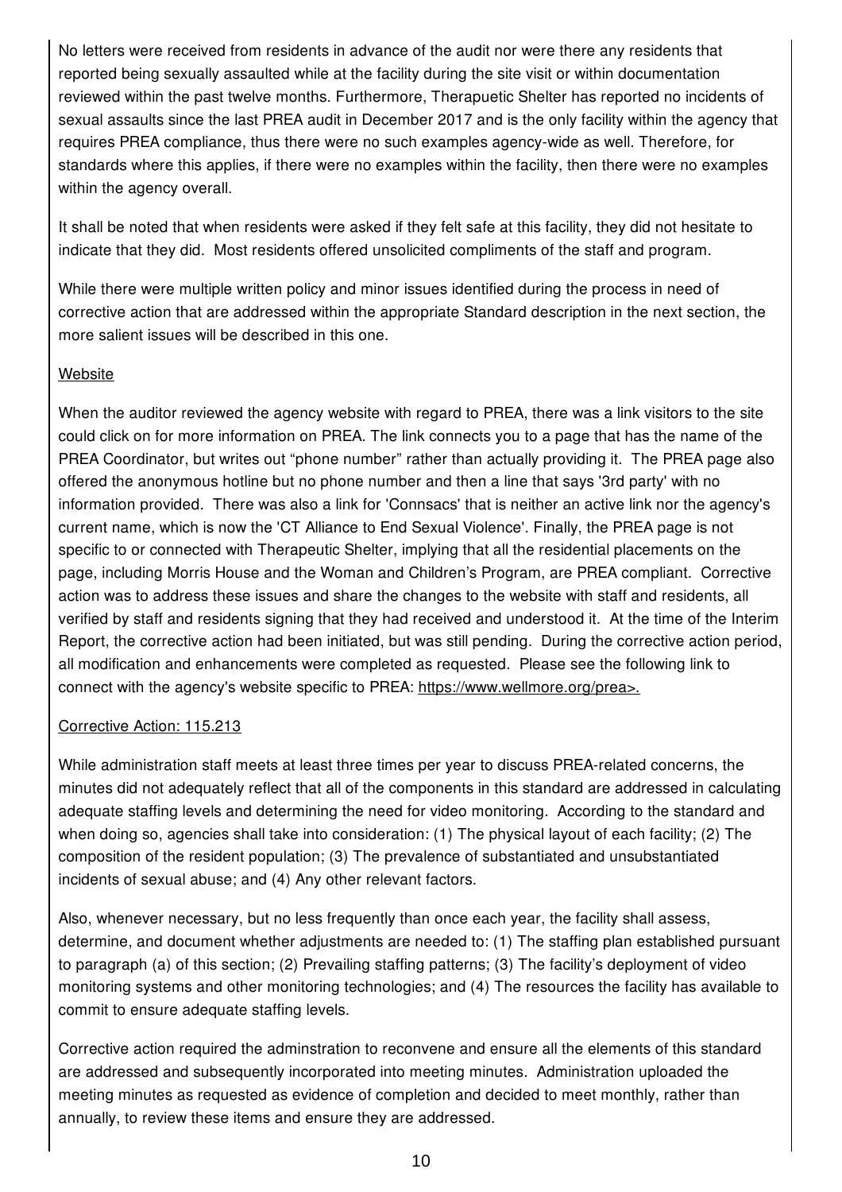No letters were received from residents in advance of the audit nor were there any residents that reported being sexually assaulted while at the facility during the site visit or within documentation reviewed within the past twelve months. Furthermore, Therapuetic Shelter has reported no incidents of sexual assaults since the last PREA audit in December 2017 and is the only facility within the agency that requires PREA compliance, thus there were no such examples agency-wide as well. Therefore, for standards where this applies, if there were no examples within the facility, then there were no examples within the agency overall.

It shall be noted that when residents were asked if they felt safe at this facility, they did not hesitate to indicate that they did. Most residents offered unsolicited compliments of the staff and program.

While there were multiple written policy and minor issues identified during the process in need of corrective action that are addressed within the appropriate Standard description in the next section, the more salient issues will be described in this one.

Website

When the auditor reviewed the agency website with regard to PREA, there was a link visitors to the site could click on for more information on PREA. The link connects you to a page that has the name of the PREA Coordinator, but writes out "phone number" rather than actually providing it. The PREA page also offered the anonymous hotline but no phone number and then a line that says '3rd party' with no information provided. There was also a link for 'Connsacs' that is neither an active link nor the agency's current name, which is now the 'CT Alliance to End Sexual Violence'. Finally, the PREA page is not specific to or connected with Therapeutic Shelter, implying that all the residential placements on the page, including Morris House and the Woman and Children's Program, are PREA compliant. Corrective action was to address these issues and share the changes to the website with staff and residents, all verified by staff and residents signing that they had received and understood it. At the time of the Interim Report, the corrective action had been initiated, but was still pending. During the corrective action period, all modification and enhancements were completed as requested. Please see the following link to connect with the agency's website specific to PREA: https://www.wellmore.org/prea>.

Corrective Action: 115.213

While administration staff meets at least three times per year to discuss PREA-related concerns, the minutes did not adequately reflect that all of the components in this standard are addressed in calculating adequate staffing levels and determining the need for video monitoring. According to the standard and when doing so, agencies shall take into consideration: (1) The physical layout of each facility; (2) The composition of the resident population; (3) The prevalence of substantiated and unsubstantiated incidents of sexual abuse; and (4) Any other relevant factors.

Also, whenever necessary, but no less frequently than once each year, the facility shall assess, determine, and document whether adjustments are needed to: (1) The staffing plan established pursuant to paragraph (a) of this section; (2) Prevailing staffing patterns; (3) The facility's deployment of video monitoring systems and other monitoring technologies; and (4) The resources the facility has available to commit to ensure adequate staffing levels.

Corrective action required the adminstration to reconvene and ensure all the elements of this standard are addressed and subsequently incorporated into meeting minutes. Administration uploaded the meeting minutes as requested as evidence of completion and decided to meet monthly, rather than annually, to review these items and ensure they are addressed.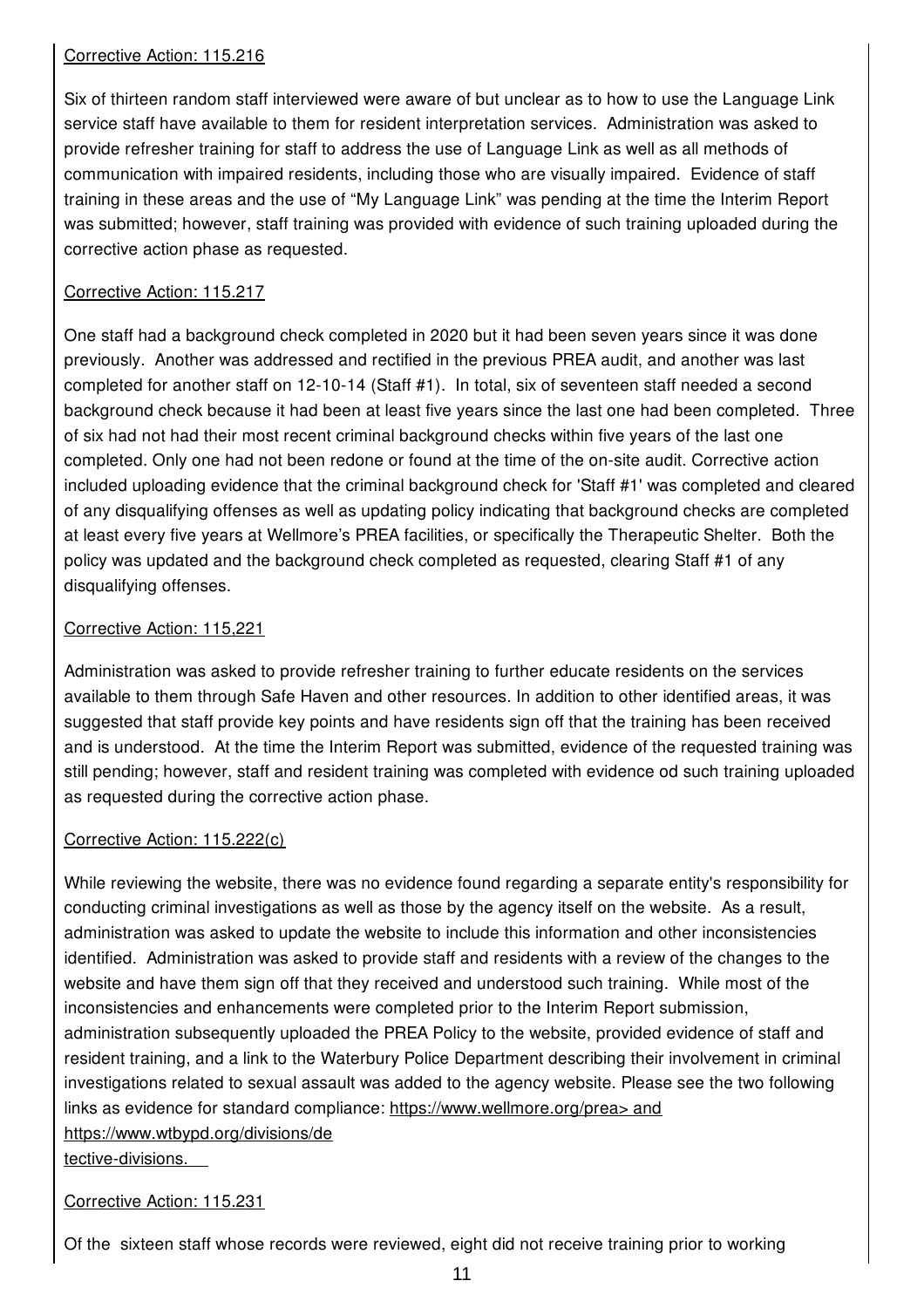Corrective Action: 115.216

Six of thirteen random staff interviewed were aware of but unclear as to how to use the Language Link service staff have available to them for resident interpretation services. Administration was asked to provide refresher training for staff to address the use of Language Link as well as all methods of communication with impaired residents, including those who are visually impaired. Evidence of staff training in these areas and the use of "My Language Link" was pending at the time the Interim Report was submitted; however, staff training was provided with evidence of such training uploaded during the corrective action phase as requested.

Corrective Action: 115.217

One staff had a background check completed in 2020 but it had been seven years since it was done previously. Another was addressed and rectified in the previous PREA audit, and another was last completed for another staff on 12-10-14 (Staff #1). In total, six of seventeen staff needed a second background check because it had been at least five years since the last one had been completed. Three of six had not had their most recent criminal background checks within five years of the last one completed. Only one had not been redone or found at the time of the on-site audit. Corrective action included uploading evidence that the criminal background check for 'Staff #1' was completed and cleared of any disqualifying offenses as well as updating policy indicating that background checks are completed at least every five years at Wellmore's PREA facilities, or specifically the Therapeutic Shelter. Both the policy was updated and the background check completed as requested, clearing Staff #1 of any disqualifying offenses.

Corrective Action: 115,221

Administration was asked to provide refresher training to further educate residents on the services available to them through Safe Haven and other resources. In addition to other identified areas, it was suggested that staff provide key points and have residents sign off that the training has been received and is understood. At the time the Interim Report was submitted, evidence of the requested training was still pending; however, staff and resident training was completed with evidence od such training uploaded as requested during the corrective action phase.

Corrective Action: 115.222(c)

While reviewing the website, there was no evidence found regarding a separate entity's responsibility for conducting criminal investigations as well as those by the agency itself on the website. As a result, administration was asked to update the website to include this information and other inconsistencies identified. Administration was asked to provide staff and residents with a review of the changes to the website and have them sign off that they received and understood such training. While most of the inconsistencies and enhancements were completed prior to the Interim Report submission, administration subsequently uploaded the PREA Policy to the website, provided evidence of staff and resident training, and a link to the Waterbury Police Department describing their involvement in criminal investigations related to sexual assault was added to the agency website. Please see the two following links as evidence for standard compliance: https://www.wellmore.org/prea> and https://www.wtbypd.org/divisions/detective-divisions.

Corrective Action: 115.231

Of the sixteen staff whose records were reviewed, eight did not receive training prior to working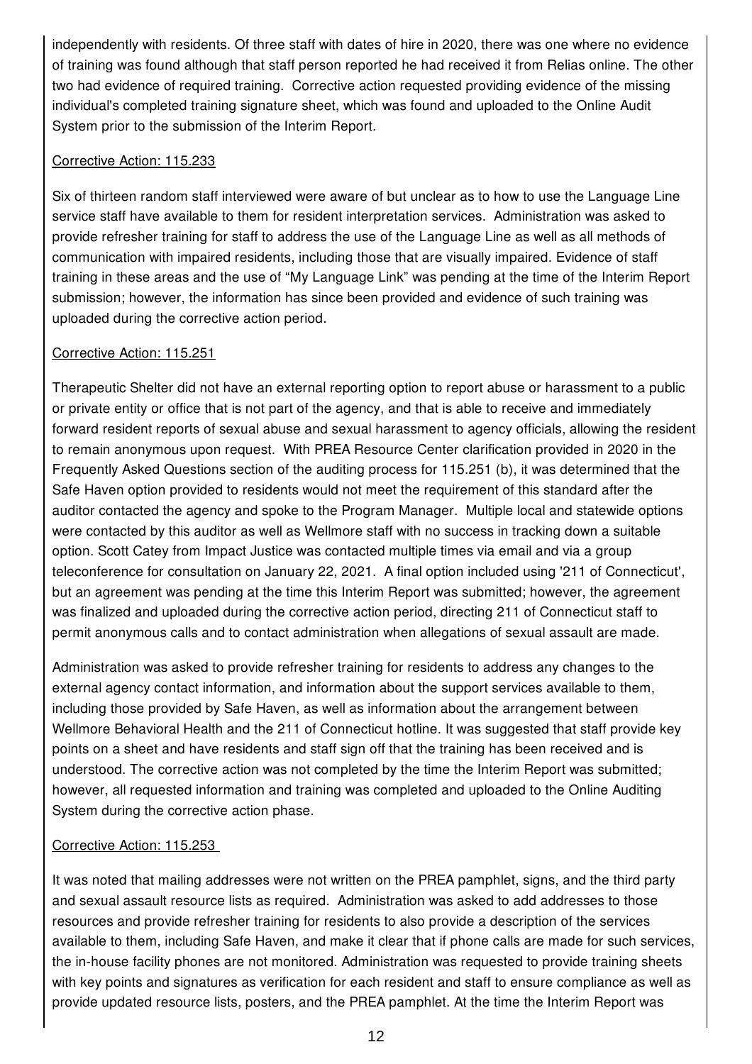independently with residents. Of three staff with dates of hire in 2020, there was one where no evidence of training was found although that staff person reported he had received it from Relias online. The other two had evidence of required training. Corrective action requested providing evidence of the missing individual's completed training signature sheet, which was found and uploaded to the Online Audit System prior to the submission of the Interim Report.

Corrective Action: 115.233

Six of thirteen random staff interviewed were aware of but unclear as to how to use the Language Line service staff have available to them for resident interpretation services. Administration was asked to provide refresher training for staff to address the use of the Language Line as well as all methods of communication with impaired residents, including those that are visually impaired. Evidence of staff training in these areas and the use of "My Language Link" was pending at the time of the Interim Report submission; however, the information has since been provided and evidence of such training was uploaded during the corrective action period.

Corrective Action: 115.251

Therapeutic Shelter did not have an external reporting option to report abuse or harassment to a public or private entity or office that is not part of the agency, and that is able to receive and immediately forward resident reports of sexual abuse and sexual harassment to agency officials, allowing the resident to remain anonymous upon request. With PREA Resource Center clarification provided in 2020 in the Frequently Asked Questions section of the auditing process for 115.251 (b), it was determined that the Safe Haven option provided to residents would not meet the requirement of this standard after the auditor contacted the agency and spoke to the Program Manager. Multiple local and statewide options were contacted by this auditor as well as Wellmore staff with no success in tracking down a suitable option. Scott Catey from Impact Justice was contacted multiple times via email and via a group teleconference for consultation on January 22, 2021. A final option included using '211 of Connecticut', but an agreement was pending at the time this Interim Report was submitted; however, the agreement was finalized and uploaded during the corrective action period, directing 211 of Connecticut staff to permit anonymous calls and to contact administration when allegations of sexual assault are made.

Administration was asked to provide refresher training for residents to address any changes to the external agency contact information, and information about the support services available to them, including those provided by Safe Haven, as well as information about the arrangement between Wellmore Behavioral Health and the 211 of Connecticut hotline. It was suggested that staff provide key points on a sheet and have residents and staff sign off that the training has been received and is understood. The corrective action was not completed by the time the Interim Report was submitted; however, all requested information and training was completed and uploaded to the Online Auditing System during the corrective action phase.

Corrective Action: 115.253

It was noted that mailing addresses were not written on the PREA pamphlet, signs, and the third party and sexual assault resource lists as required. Administration was asked to add addresses to those resources and provide refresher training for residents to also provide a description of the services available to them, including Safe Haven, and make it clear that if phone calls are made for such services, the in-house facility phones are not monitored. Administration was requested to provide training sheets with key points and signatures as verification for each resident and staff to ensure compliance as well as provide updated resource lists, posters, and the PREA pamphlet. At the time the Interim Report was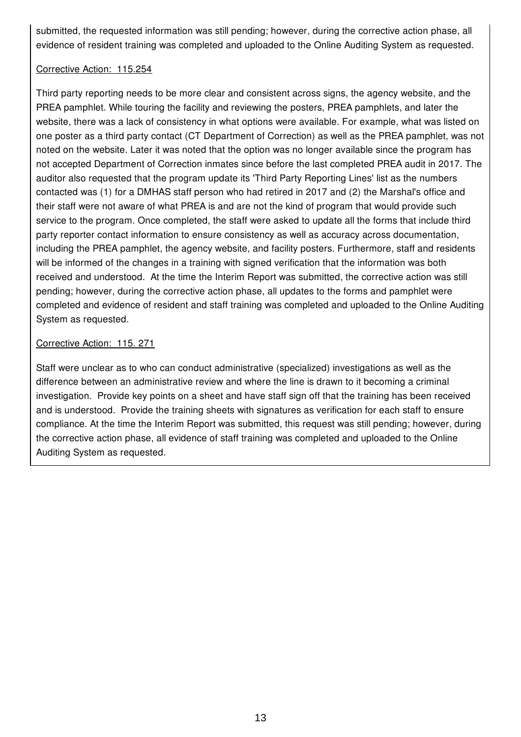submitted, the requested information was still pending; however, during the corrective action phase, all evidence of resident training was completed and uploaded to the Online Auditing System as requested.

Corrective Action: 115.254

Third party reporting needs to be more clear and consistent across signs, the agency website, and the PREA pamphlet. While touring the facility and reviewing the posters, PREA pamphlets, and later the website, there was a lack of consistency in what options were available. For example, what was listed on one poster as a third party contact (CT Department of Correction) as well as the PREA pamphlet, was not noted on the website. Later it was noted that the option was no longer available since the program has not accepted Department of Correction inmates since before the last completed PREA audit in 2017. The auditor also requested that the program update its 'Third Party Reporting Lines' list as the numbers contacted was (1) for a DMHAS staff person who had retired in 2017 and (2) the Marshal's office and their staff were not aware of what PREA is and are not the kind of program that would provide such service to the program. Once completed, the staff were asked to update all the forms that include third party reporter contact information to ensure consistency as well as accuracy across documentation, including the PREA pamphlet, the agency website, and facility posters. Furthermore, staff and residents will be informed of the changes in a training with signed verification that the information was both received and understood. At the time the Interim Report was submitted, the corrective action was still pending; however, during the corrective action phase, all updates to the forms and pamphlet were completed and evidence of resident and staff training was completed and uploaded to the Online Auditing System as requested.

Corrective Action: 115. 271

Staff were unclear as to who can conduct administrative (specialized) investigations as well as the difference between an administrative review and where the line is drawn to it becoming a criminal investigation. Provide key points on a sheet and have staff sign off that the training has been received and is understood. Provide the training sheets with signatures as verification for each staff to ensure compliance. At the time the Interim Report was submitted, this request was still pending; however, during the corrective action phase, all evidence of staff training was completed and uploaded to the Online Auditing System as requested.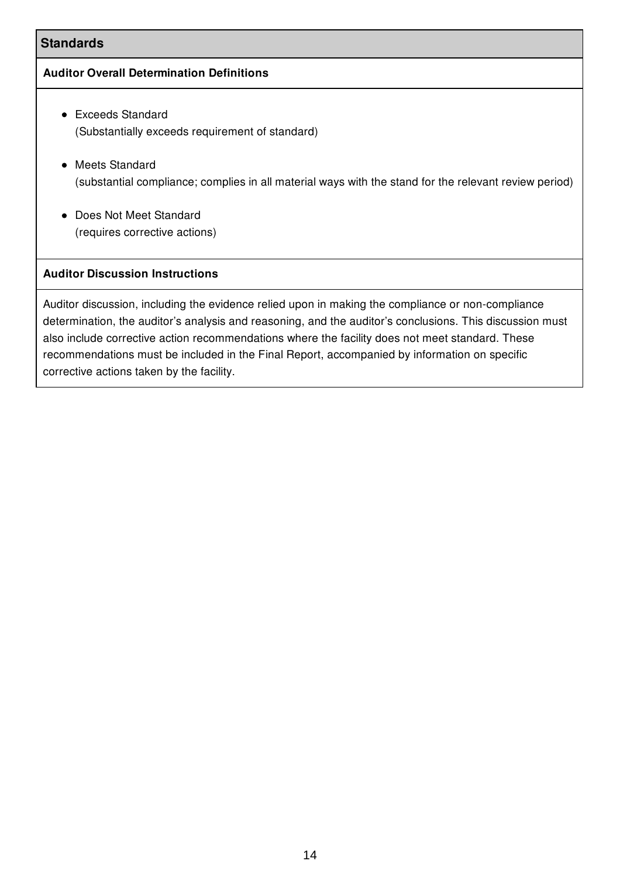## Standards

**Auditor Overall Determination Definitions**

- Exceeds Standard
  (Substantially exceeds requirement of standard)

- Meets Standard
  (substantial compliance; complies in all material ways with the stand for the relevant review period)

- Does Not Meet Standard
  (requires corrective actions)

**Auditor Discussion Instructions**

Auditor discussion, including the evidence relied upon in making the compliance or non-compliance determination, the auditor's analysis and reasoning, and the auditor's conclusions. This discussion must also include corrective action recommendations where the facility does not meet standard. These recommendations must be included in the Final Report, accompanied by information on specific corrective actions taken by the facility.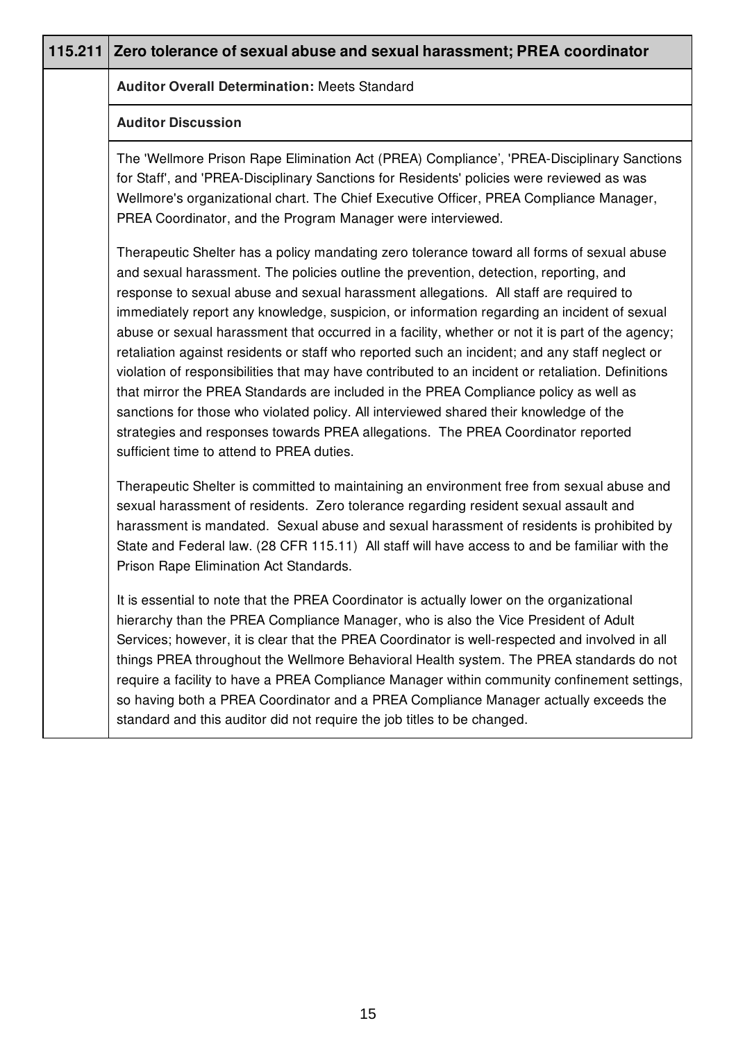## 115.211 Zero tolerance of sexual abuse and sexual harassment; PREA coordinator

**Auditor Overall Determination:** Meets Standard

**Auditor Discussion**

The 'Wellmore Prison Rape Elimination Act (PREA) Compliance', 'PREA-Disciplinary Sanctions for Staff', and 'PREA-Disciplinary Sanctions for Residents' policies were reviewed as was Wellmore's organizational chart. The Chief Executive Officer, PREA Compliance Manager, PREA Coordinator, and the Program Manager were interviewed.

Therapeutic Shelter has a policy mandating zero tolerance toward all forms of sexual abuse and sexual harassment. The policies outline the prevention, detection, reporting, and response to sexual abuse and sexual harassment allegations. All staff are required to immediately report any knowledge, suspicion, or information regarding an incident of sexual abuse or sexual harassment that occurred in a facility, whether or not it is part of the agency; retaliation against residents or staff who reported such an incident; and any staff neglect or violation of responsibilities that may have contributed to an incident or retaliation. Definitions that mirror the PREA Standards are included in the PREA Compliance policy as well as sanctions for those who violated policy. All interviewed shared their knowledge of the strategies and responses towards PREA allegations. The PREA Coordinator reported sufficient time to attend to PREA duties.

Therapeutic Shelter is committed to maintaining an environment free from sexual abuse and sexual harassment of residents. Zero tolerance regarding resident sexual assault and harassment is mandated. Sexual abuse and sexual harassment of residents is prohibited by State and Federal law. (28 CFR 115.11) All staff will have access to and be familiar with the Prison Rape Elimination Act Standards.

It is essential to note that the PREA Coordinator is actually lower on the organizational hierarchy than the PREA Compliance Manager, who is also the Vice President of Adult Services; however, it is clear that the PREA Coordinator is well-respected and involved in all things PREA throughout the Wellmore Behavioral Health system. The PREA standards do not require a facility to have a PREA Compliance Manager within community confinement settings, so having both a PREA Coordinator and a PREA Compliance Manager actually exceeds the standard and this auditor did not require the job titles to be changed.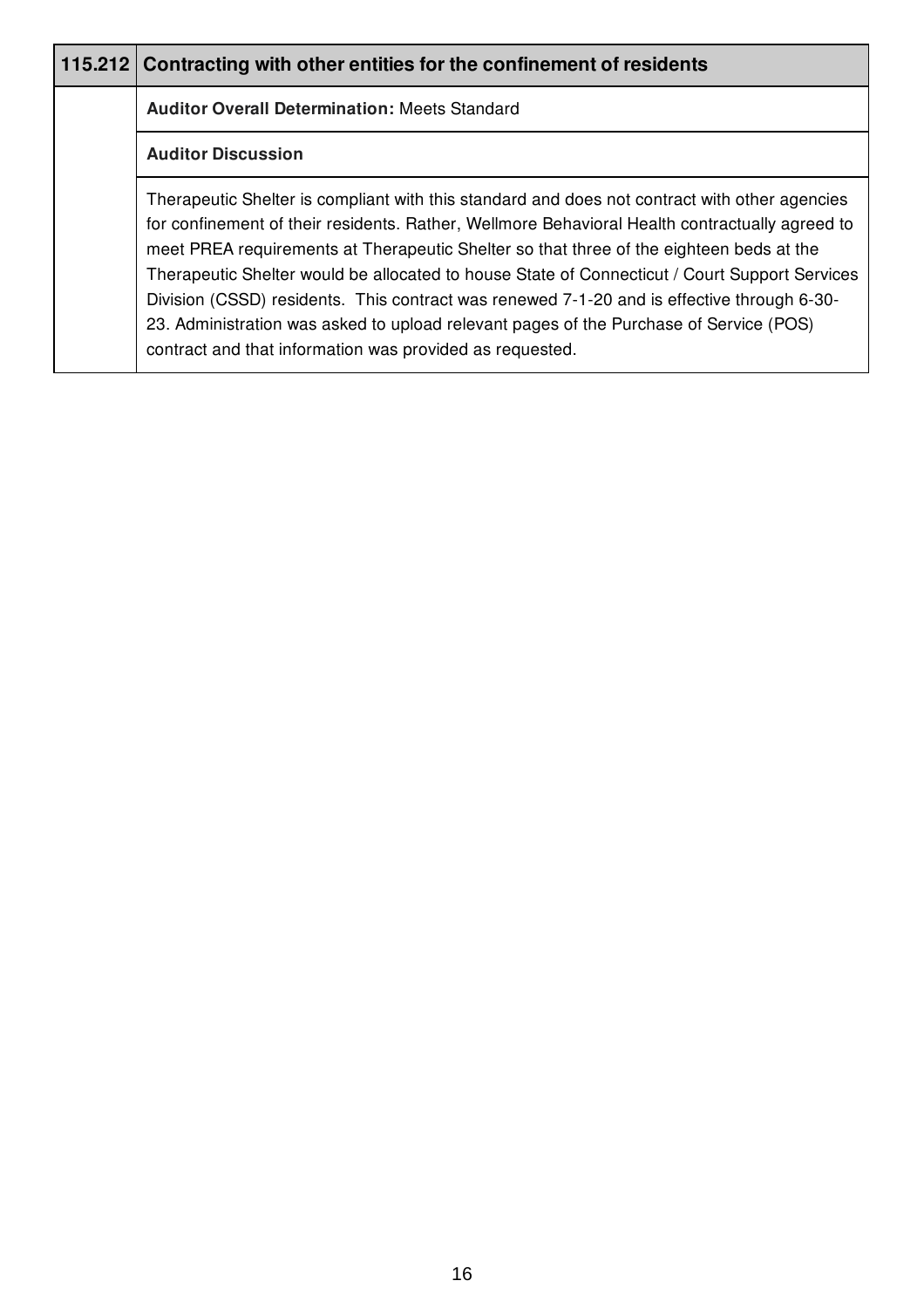## 115.212 Contracting with other entities for the confinement of residents

**Auditor Overall Determination:** Meets Standard

**Auditor Discussion**

Therapeutic Shelter is compliant with this standard and does not contract with other agencies for confinement of their residents. Rather, Wellmore Behavioral Health contractually agreed to meet PREA requirements at Therapeutic Shelter so that three of the eighteen beds at the Therapeutic Shelter would be allocated to house State of Connecticut / Court Support Services Division (CSSD) residents. This contract was renewed 7-1-20 and is effective through 6-30-23. Administration was asked to upload relevant pages of the Purchase of Service (POS) contract and that information was provided as requested.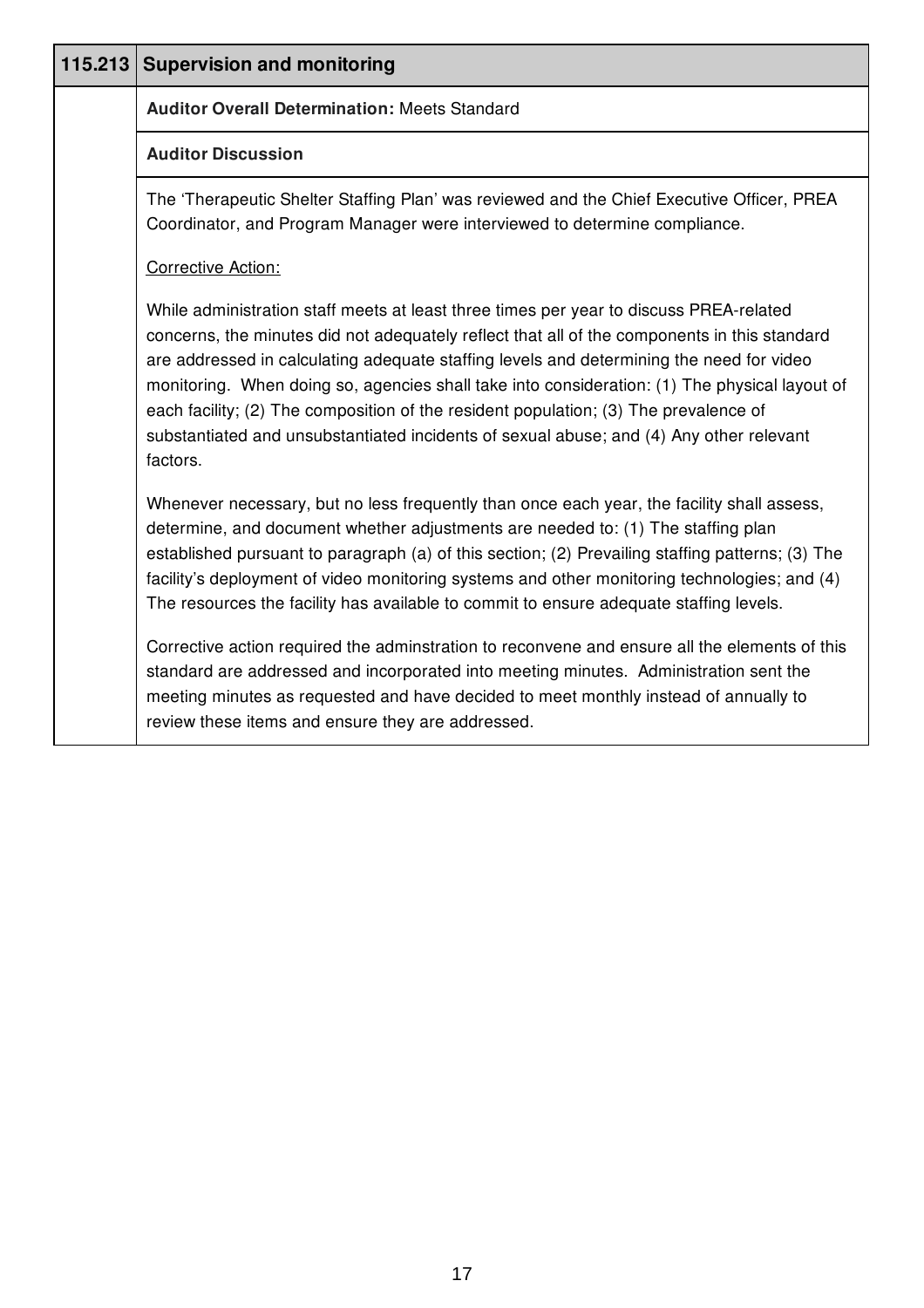| 115.213 | Supervision and monitoring |
|---|---|
| | **Auditor Overall Determination:** Meets Standard |
| | **Auditor Discussion** |
| | The 'Therapeutic Shelter Staffing Plan' was reviewed and the Chief Executive Officer, PREA Coordinator, and Program Manager were interviewed to determine compliance.<br><br><u>Corrective Action:</u><br><br>While administration staff meets at least three times per year to discuss PREA-related concerns, the minutes did not adequately reflect that all of the components in this standard are addressed in calculating adequate staffing levels and determining the need for video monitoring. When doing so, agencies shall take into consideration: (1) The physical layout of each facility; (2) The composition of the resident population; (3) The prevalence of substantiated and unsubstantiated incidents of sexual abuse; and (4) Any other relevant factors.<br><br>Whenever necessary, but no less frequently than once each year, the facility shall assess, determine, and document whether adjustments are needed to: (1) The staffing plan established pursuant to paragraph (a) of this section; (2) Prevailing staffing patterns; (3) The facility's deployment of video monitoring systems and other monitoring technologies; and (4) The resources the facility has available to commit to ensure adequate staffing levels.<br><br>Corrective action required the adminstration to reconvene and ensure all the elements of this standard are addressed and incorporated into meeting minutes. Administration sent the meeting minutes as requested and have decided to meet monthly instead of annually to review these items and ensure they are addressed. |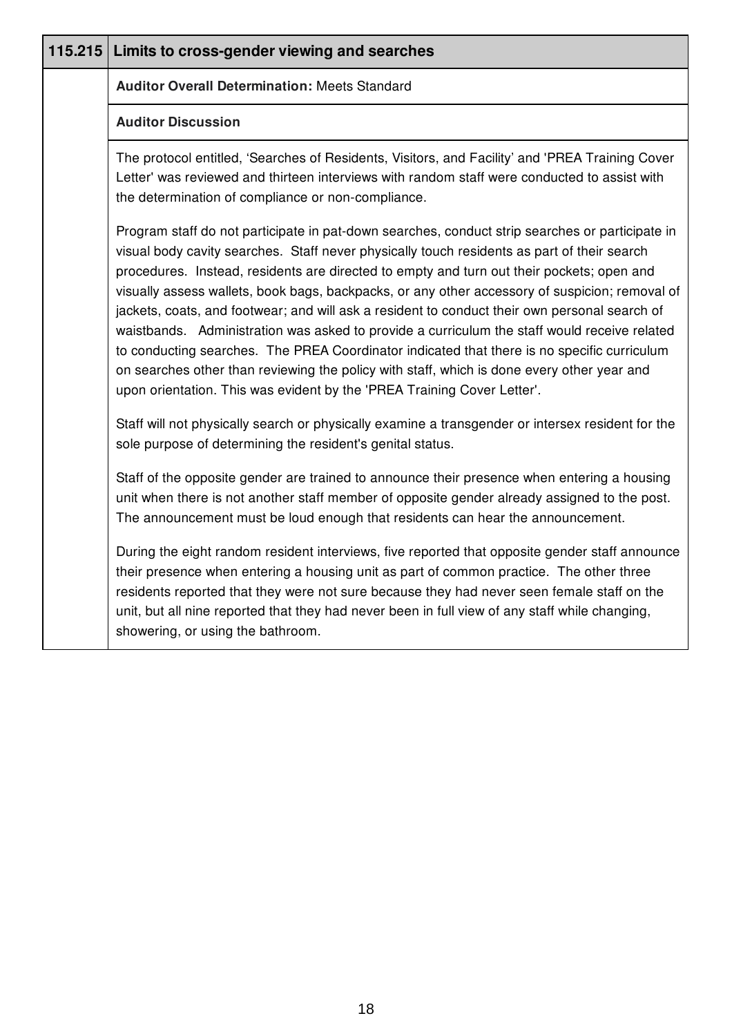| 115.215 | Limits to cross-gender viewing and searches |
|---|---|
| | **Auditor Overall Determination:** Meets Standard |
| | **Auditor Discussion** |
| | The protocol entitled, 'Searches of Residents, Visitors, and Facility' and 'PREA Training Cover Letter' was reviewed and thirteen interviews with random staff were conducted to assist with the determination of compliance or non-compliance.<br><br>Program staff do not participate in pat-down searches, conduct strip searches or participate in visual body cavity searches. Staff never physically touch residents as part of their search procedures. Instead, residents are directed to empty and turn out their pockets; open and visually assess wallets, book bags, backpacks, or any other accessory of suspicion; removal of jackets, coats, and footwear; and will ask a resident to conduct their own personal search of waistbands. Administration was asked to provide a curriculum the staff would receive related to conducting searches. The PREA Coordinator indicated that there is no specific curriculum on searches other than reviewing the policy with staff, which is done every other year and upon orientation. This was evident by the 'PREA Training Cover Letter'.<br><br>Staff will not physically search or physically examine a transgender or intersex resident for the sole purpose of determining the resident's genital status.<br><br>Staff of the opposite gender are trained to announce their presence when entering a housing unit when there is not another staff member of opposite gender already assigned to the post. The announcement must be loud enough that residents can hear the announcement.<br><br>During the eight random resident interviews, five reported that opposite gender staff announce their presence when entering a housing unit as part of common practice. The other three residents reported that they were not sure because they had never seen female staff on the unit, but all nine reported that they had never been in full view of any staff while changing, showering, or using the bathroom. |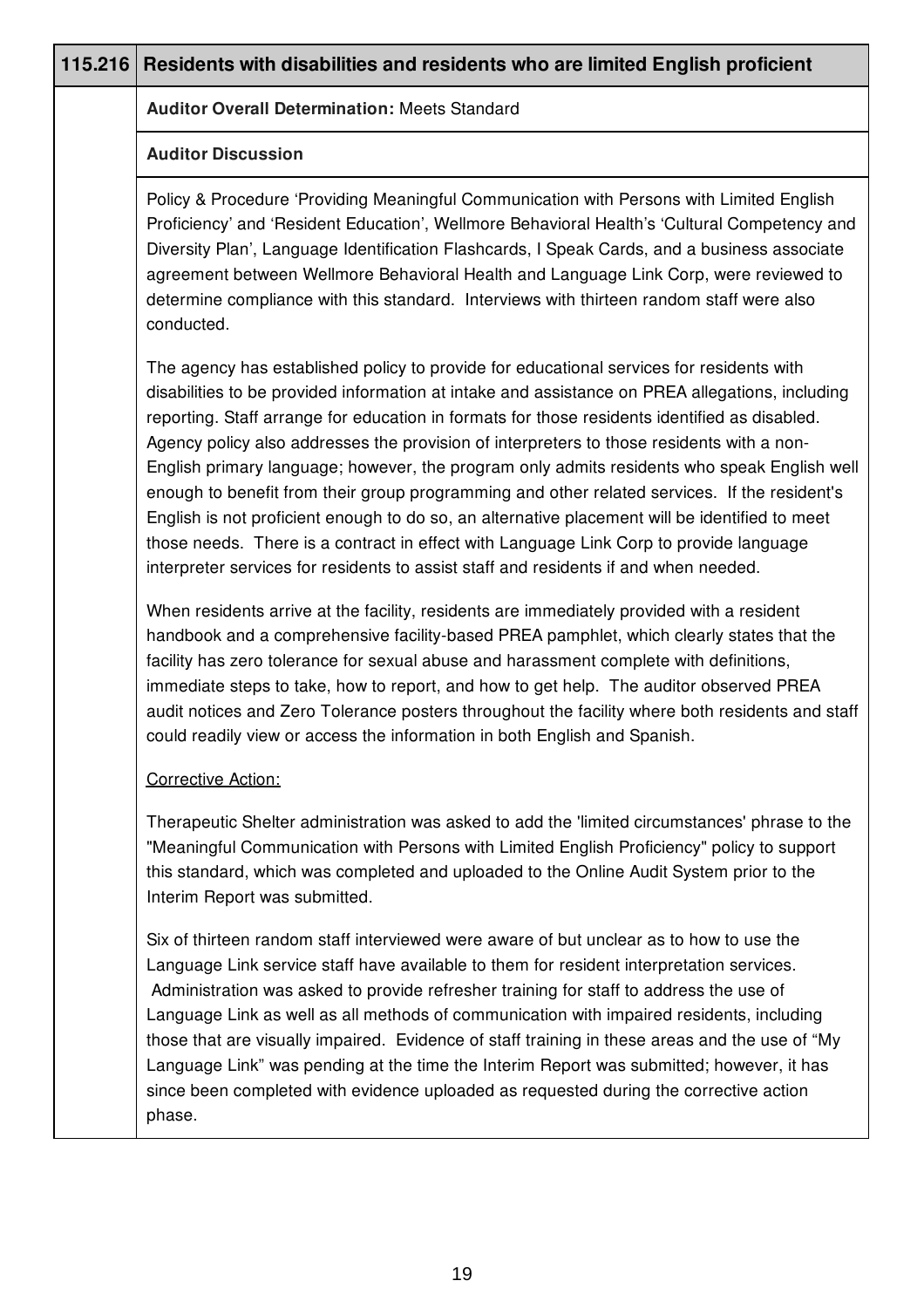## 115.216 Residents with disabilities and residents who are limited English proficient

**Auditor Overall Determination:** Meets Standard

**Auditor Discussion**

Policy & Procedure 'Providing Meaningful Communication with Persons with Limited English Proficiency' and 'Resident Education', Wellmore Behavioral Health's 'Cultural Competency and Diversity Plan', Language Identification Flashcards, I Speak Cards, and a business associate agreement between Wellmore Behavioral Health and Language Link Corp, were reviewed to determine compliance with this standard. Interviews with thirteen random staff were also conducted.

The agency has established policy to provide for educational services for residents with disabilities to be provided information at intake and assistance on PREA allegations, including reporting. Staff arrange for education in formats for those residents identified as disabled. Agency policy also addresses the provision of interpreters to those residents with a non-English primary language; however, the program only admits residents who speak English well enough to benefit from their group programming and other related services. If the resident's English is not proficient enough to do so, an alternative placement will be identified to meet those needs. There is a contract in effect with Language Link Corp to provide language interpreter services for residents to assist staff and residents if and when needed.

When residents arrive at the facility, residents are immediately provided with a resident handbook and a comprehensive facility-based PREA pamphlet, which clearly states that the facility has zero tolerance for sexual abuse and harassment complete with definitions, immediate steps to take, how to report, and how to get help. The auditor observed PREA audit notices and Zero Tolerance posters throughout the facility where both residents and staff could readily view or access the information in both English and Spanish.

Corrective Action:

Therapeutic Shelter administration was asked to add the 'limited circumstances' phrase to the "Meaningful Communication with Persons with Limited English Proficiency" policy to support this standard, which was completed and uploaded to the Online Audit System prior to the Interim Report was submitted.

Six of thirteen random staff interviewed were aware of but unclear as to how to use the Language Link service staff have available to them for resident interpretation services. Administration was asked to provide refresher training for staff to address the use of Language Link as well as all methods of communication with impaired residents, including those that are visually impaired. Evidence of staff training in these areas and the use of "My Language Link" was pending at the time the Interim Report was submitted; however, it has since been completed with evidence uploaded as requested during the corrective action phase.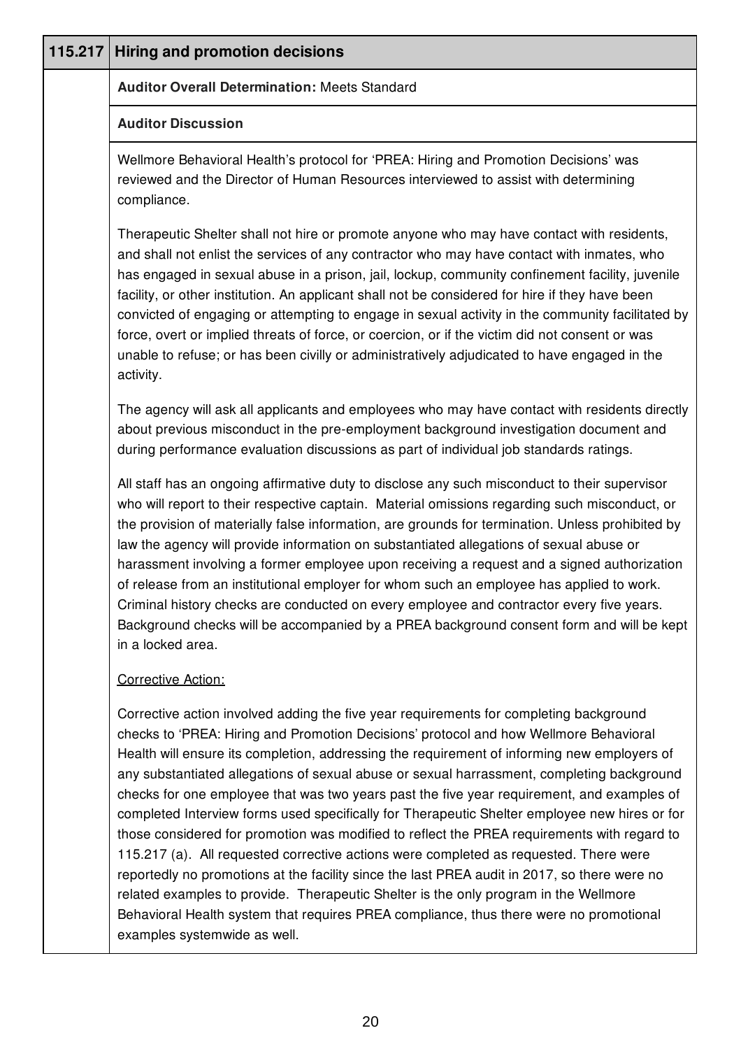## 115.217 Hiring and promotion decisions

**Auditor Overall Determination:** Meets Standard

**Auditor Discussion**

Wellmore Behavioral Health's protocol for 'PREA: Hiring and Promotion Decisions' was reviewed and the Director of Human Resources interviewed to assist with determining compliance.

Therapeutic Shelter shall not hire or promote anyone who may have contact with residents, and shall not enlist the services of any contractor who may have contact with inmates, who has engaged in sexual abuse in a prison, jail, lockup, community confinement facility, juvenile facility, or other institution. An applicant shall not be considered for hire if they have been convicted of engaging or attempting to engage in sexual activity in the community facilitated by force, overt or implied threats of force, or coercion, or if the victim did not consent or was unable to refuse; or has been civilly or administratively adjudicated to have engaged in the activity.

The agency will ask all applicants and employees who may have contact with residents directly about previous misconduct in the pre-employment background investigation document and during performance evaluation discussions as part of individual job standards ratings.

All staff has an ongoing affirmative duty to disclose any such misconduct to their supervisor who will report to their respective captain. Material omissions regarding such misconduct, or the provision of materially false information, are grounds for termination. Unless prohibited by law the agency will provide information on substantiated allegations of sexual abuse or harassment involving a former employee upon receiving a request and a signed authorization of release from an institutional employer for whom such an employee has applied to work. Criminal history checks are conducted on every employee and contractor every five years. Background checks will be accompanied by a PREA background consent form and will be kept in a locked area.

Corrective Action:

Corrective action involved adding the five year requirements for completing background checks to 'PREA: Hiring and Promotion Decisions' protocol and how Wellmore Behavioral Health will ensure its completion, addressing the requirement of informing new employers of any substantiated allegations of sexual abuse or sexual harrassment, completing background checks for one employee that was two years past the five year requirement, and examples of completed Interview forms used specifically for Therapeutic Shelter employee new hires or for those considered for promotion was modified to reflect the PREA requirements with regard to 115.217 (a). All requested corrective actions were completed as requested. There were reportedly no promotions at the facility since the last PREA audit in 2017, so there were no related examples to provide. Therapeutic Shelter is the only program in the Wellmore Behavioral Health system that requires PREA compliance, thus there were no promotional examples systemwide as well.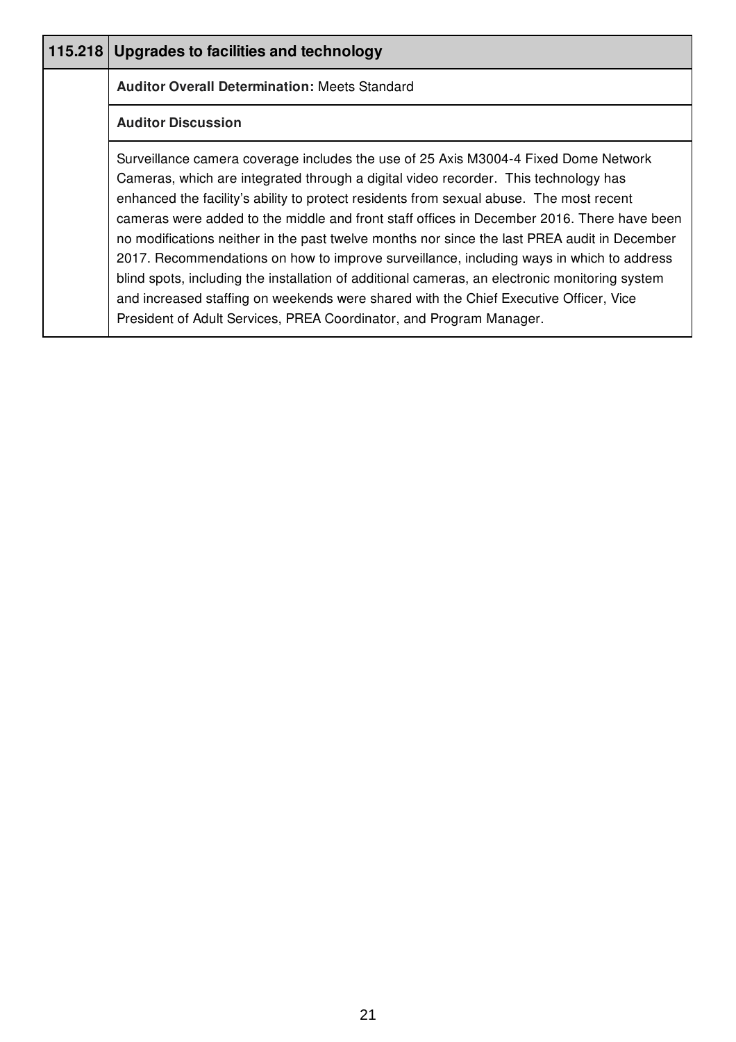## 115.218 Upgrades to facilities and technology

**Auditor Overall Determination:** Meets Standard

**Auditor Discussion**

Surveillance camera coverage includes the use of 25 Axis M3004-4 Fixed Dome Network Cameras, which are integrated through a digital video recorder. This technology has enhanced the facility's ability to protect residents from sexual abuse. The most recent cameras were added to the middle and front staff offices in December 2016. There have been no modifications neither in the past twelve months nor since the last PREA audit in December 2017. Recommendations on how to improve surveillance, including ways in which to address blind spots, including the installation of additional cameras, an electronic monitoring system and increased staffing on weekends were shared with the Chief Executive Officer, Vice President of Adult Services, PREA Coordinator, and Program Manager.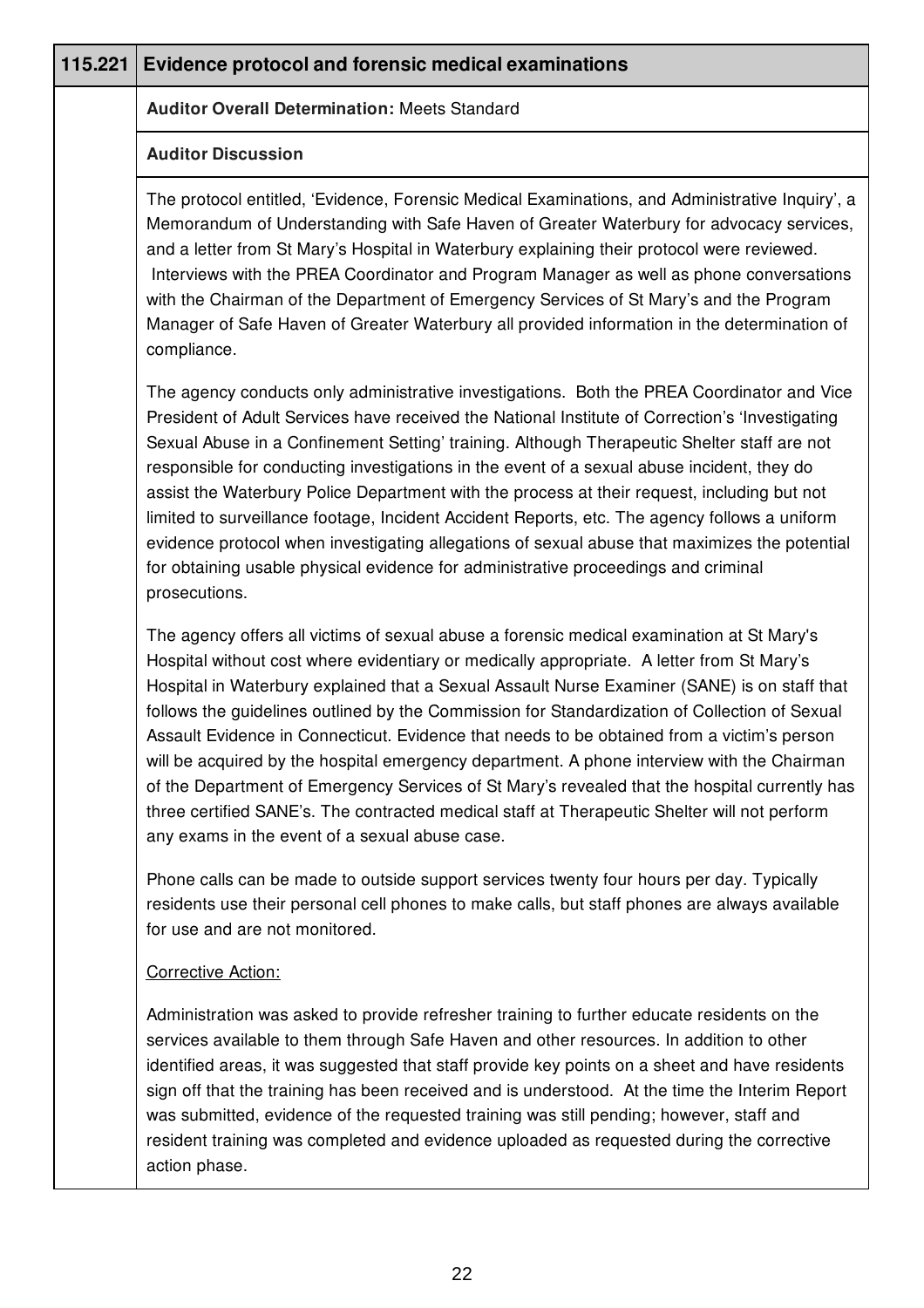## 115.221 Evidence protocol and forensic medical examinations

**Auditor Overall Determination:** Meets Standard

**Auditor Discussion**

The protocol entitled, 'Evidence, Forensic Medical Examinations, and Administrative Inquiry', a Memorandum of Understanding with Safe Haven of Greater Waterbury for advocacy services, and a letter from St Mary's Hospital in Waterbury explaining their protocol were reviewed. Interviews with the PREA Coordinator and Program Manager as well as phone conversations with the Chairman of the Department of Emergency Services of St Mary's and the Program Manager of Safe Haven of Greater Waterbury all provided information in the determination of compliance.

The agency conducts only administrative investigations. Both the PREA Coordinator and Vice President of Adult Services have received the National Institute of Correction's 'Investigating Sexual Abuse in a Confinement Setting' training. Although Therapeutic Shelter staff are not responsible for conducting investigations in the event of a sexual abuse incident, they do assist the Waterbury Police Department with the process at their request, including but not limited to surveillance footage, Incident Accident Reports, etc. The agency follows a uniform evidence protocol when investigating allegations of sexual abuse that maximizes the potential for obtaining usable physical evidence for administrative proceedings and criminal prosecutions.

The agency offers all victims of sexual abuse a forensic medical examination at St Mary's Hospital without cost where evidentiary or medically appropriate. A letter from St Mary's Hospital in Waterbury explained that a Sexual Assault Nurse Examiner (SANE) is on staff that follows the guidelines outlined by the Commission for Standardization of Collection of Sexual Assault Evidence in Connecticut. Evidence that needs to be obtained from a victim's person will be acquired by the hospital emergency department. A phone interview with the Chairman of the Department of Emergency Services of St Mary's revealed that the hospital currently has three certified SANE's. The contracted medical staff at Therapeutic Shelter will not perform any exams in the event of a sexual abuse case.

Phone calls can be made to outside support services twenty four hours per day. Typically residents use their personal cell phones to make calls, but staff phones are always available for use and are not monitored.

Corrective Action:

Administration was asked to provide refresher training to further educate residents on the services available to them through Safe Haven and other resources. In addition to other identified areas, it was suggested that staff provide key points on a sheet and have residents sign off that the training has been received and is understood. At the time the Interim Report was submitted, evidence of the requested training was still pending; however, staff and resident training was completed and evidence uploaded as requested during the corrective action phase.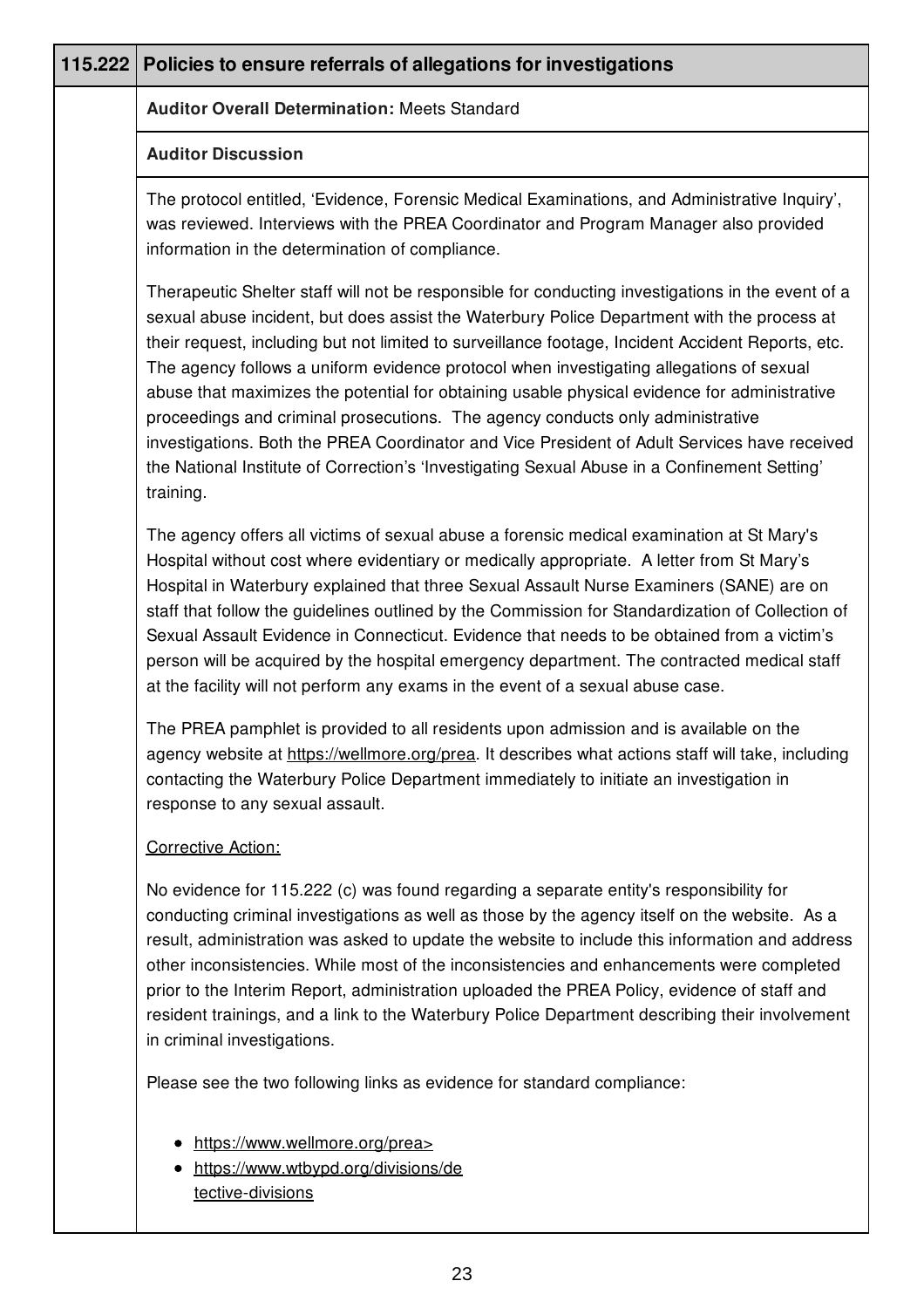## 115.222 Policies to ensure referrals of allegations for investigations

**Auditor Overall Determination:** Meets Standard

**Auditor Discussion**

The protocol entitled, 'Evidence, Forensic Medical Examinations, and Administrative Inquiry', was reviewed. Interviews with the PREA Coordinator and Program Manager also provided information in the determination of compliance.

Therapeutic Shelter staff will not be responsible for conducting investigations in the event of a sexual abuse incident, but does assist the Waterbury Police Department with the process at their request, including but not limited to surveillance footage, Incident Accident Reports, etc. The agency follows a uniform evidence protocol when investigating allegations of sexual abuse that maximizes the potential for obtaining usable physical evidence for administrative proceedings and criminal prosecutions. The agency conducts only administrative investigations. Both the PREA Coordinator and Vice President of Adult Services have received the National Institute of Correction's 'Investigating Sexual Abuse in a Confinement Setting' training.

The agency offers all victims of sexual abuse a forensic medical examination at St Mary's Hospital without cost where evidentiary or medically appropriate. A letter from St Mary's Hospital in Waterbury explained that three Sexual Assault Nurse Examiners (SANE) are on staff that follow the guidelines outlined by the Commission for Standardization of Collection of Sexual Assault Evidence in Connecticut. Evidence that needs to be obtained from a victim's person will be acquired by the hospital emergency department. The contracted medical staff at the facility will not perform any exams in the event of a sexual abuse case.

The PREA pamphlet is provided to all residents upon admission and is available on the agency website at https://wellmore.org/prea. It describes what actions staff will take, including contacting the Waterbury Police Department immediately to initiate an investigation in response to any sexual assault.

Corrective Action:

No evidence for 115.222 (c) was found regarding a separate entity's responsibility for conducting criminal investigations as well as those by the agency itself on the website. As a result, administration was asked to update the website to include this information and address other inconsistencies. While most of the inconsistencies and enhancements were completed prior to the Interim Report, administration uploaded the PREA Policy, evidence of staff and resident trainings, and a link to the Waterbury Police Department describing their involvement in criminal investigations.

Please see the two following links as evidence for standard compliance:

- https://www.wellmore.org/prea>
- https://www.wtbypd.org/divisions/detective-divisions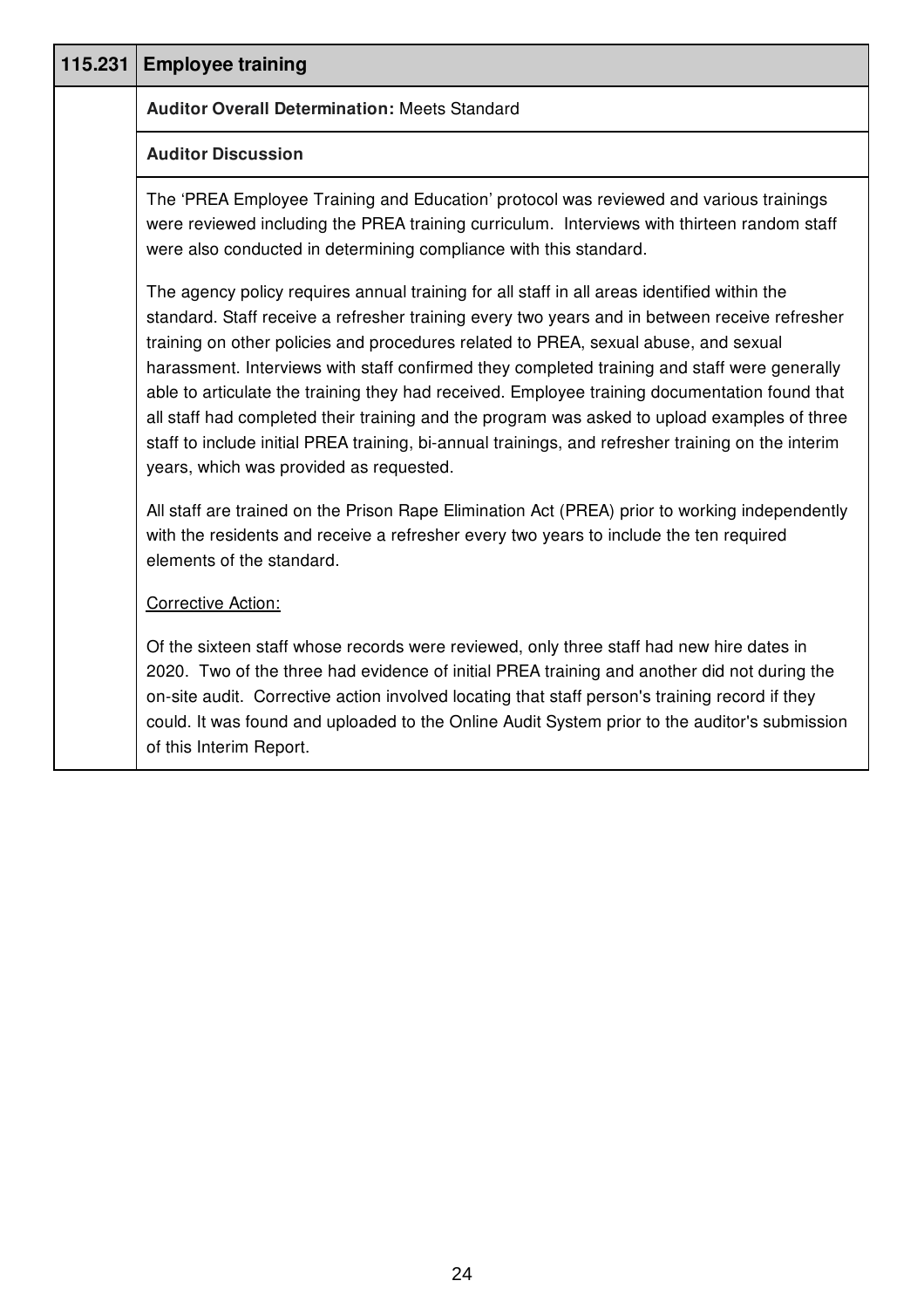| 115.231 | Employee training |
|---|---|
| | **Auditor Overall Determination:** Meets Standard |
| | **Auditor Discussion** |
| | The 'PREA Employee Training and Education' protocol was reviewed and various trainings were reviewed including the PREA training curriculum. Interviews with thirteen random staff were also conducted in determining compliance with this standard.<br><br>The agency policy requires annual training for all staff in all areas identified within the standard. Staff receive a refresher training every two years and in between receive refresher training on other policies and procedures related to PREA, sexual abuse, and sexual harassment. Interviews with staff confirmed they completed training and staff were generally able to articulate the training they had received. Employee training documentation found that all staff had completed their training and the program was asked to upload examples of three staff to include initial PREA training, bi-annual trainings, and refresher training on the interim years, which was provided as requested.<br><br>All staff are trained on the Prison Rape Elimination Act (PREA) prior to working independently with the residents and receive a refresher every two years to include the ten required elements of the standard.<br><br>Corrective Action:<br><br>Of the sixteen staff whose records were reviewed, only three staff had new hire dates in 2020. Two of the three had evidence of initial PREA training and another did not during the on-site audit. Corrective action involved locating that staff person's training record if they could. It was found and uploaded to the Online Audit System prior to the auditor's submission of this Interim Report. |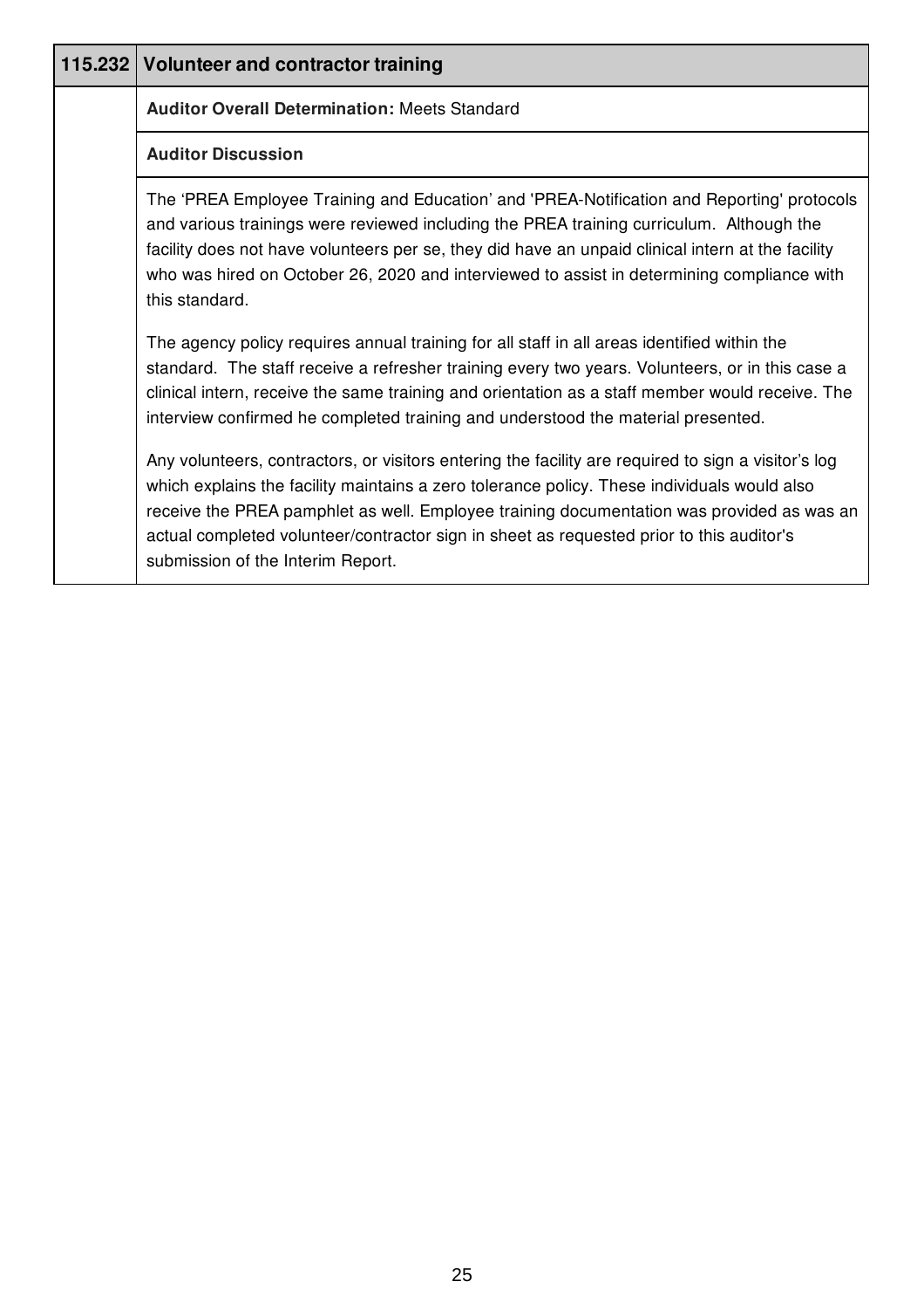## 115.232 Volunteer and contractor training

**Auditor Overall Determination:** Meets Standard

**Auditor Discussion**

The 'PREA Employee Training and Education' and 'PREA-Notification and Reporting' protocols and various trainings were reviewed including the PREA training curriculum. Although the facility does not have volunteers per se, they did have an unpaid clinical intern at the facility who was hired on October 26, 2020 and interviewed to assist in determining compliance with this standard.

The agency policy requires annual training for all staff in all areas identified within the standard. The staff receive a refresher training every two years. Volunteers, or in this case a clinical intern, receive the same training and orientation as a staff member would receive. The interview confirmed he completed training and understood the material presented.

Any volunteers, contractors, or visitors entering the facility are required to sign a visitor's log which explains the facility maintains a zero tolerance policy. These individuals would also receive the PREA pamphlet as well. Employee training documentation was provided as was an actual completed volunteer/contractor sign in sheet as requested prior to this auditor's submission of the Interim Report.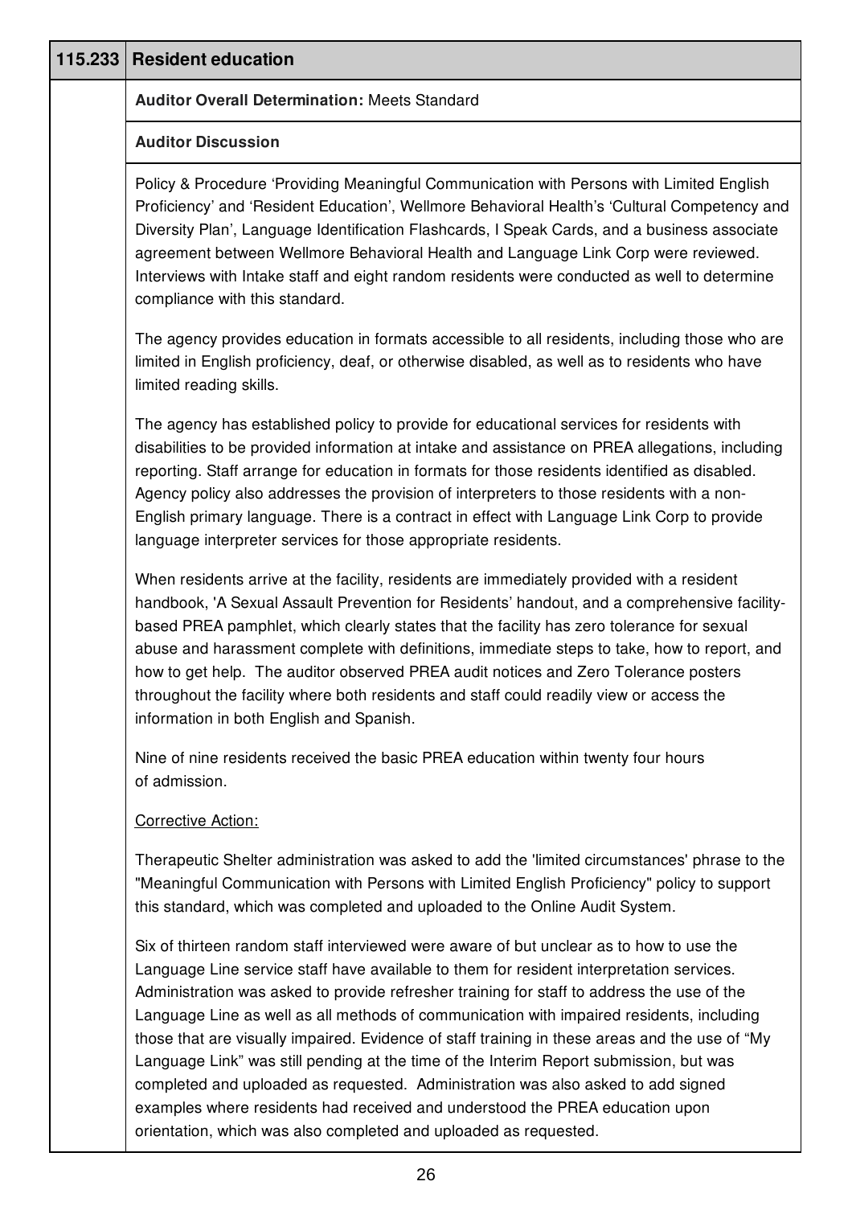## 115.233 Resident education

**Auditor Overall Determination:** Meets Standard

**Auditor Discussion**

Policy & Procedure 'Providing Meaningful Communication with Persons with Limited English Proficiency' and 'Resident Education', Wellmore Behavioral Health's 'Cultural Competency and Diversity Plan', Language Identification Flashcards, I Speak Cards, and a business associate agreement between Wellmore Behavioral Health and Language Link Corp were reviewed. Interviews with Intake staff and eight random residents were conducted as well to determine compliance with this standard.

The agency provides education in formats accessible to all residents, including those who are limited in English proficiency, deaf, or otherwise disabled, as well as to residents who have limited reading skills.

The agency has established policy to provide for educational services for residents with disabilities to be provided information at intake and assistance on PREA allegations, including reporting. Staff arrange for education in formats for those residents identified as disabled. Agency policy also addresses the provision of interpreters to those residents with a non-English primary language. There is a contract in effect with Language Link Corp to provide language interpreter services for those appropriate residents.

When residents arrive at the facility, residents are immediately provided with a resident handbook, 'A Sexual Assault Prevention for Residents' handout, and a comprehensive facility-based PREA pamphlet, which clearly states that the facility has zero tolerance for sexual abuse and harassment complete with definitions, immediate steps to take, how to report, and how to get help. The auditor observed PREA audit notices and Zero Tolerance posters throughout the facility where both residents and staff could readily view or access the information in both English and Spanish.

Nine of nine residents received the basic PREA education within twenty four hours of admission.

Corrective Action:

Therapeutic Shelter administration was asked to add the 'limited circumstances' phrase to the "Meaningful Communication with Persons with Limited English Proficiency" policy to support this standard, which was completed and uploaded to the Online Audit System.

Six of thirteen random staff interviewed were aware of but unclear as to how to use the Language Line service staff have available to them for resident interpretation services. Administration was asked to provide refresher training for staff to address the use of the Language Line as well as all methods of communication with impaired residents, including those that are visually impaired. Evidence of staff training in these areas and the use of "My Language Link" was still pending at the time of the Interim Report submission, but was completed and uploaded as requested. Administration was also asked to add signed examples where residents had received and understood the PREA education upon orientation, which was also completed and uploaded as requested.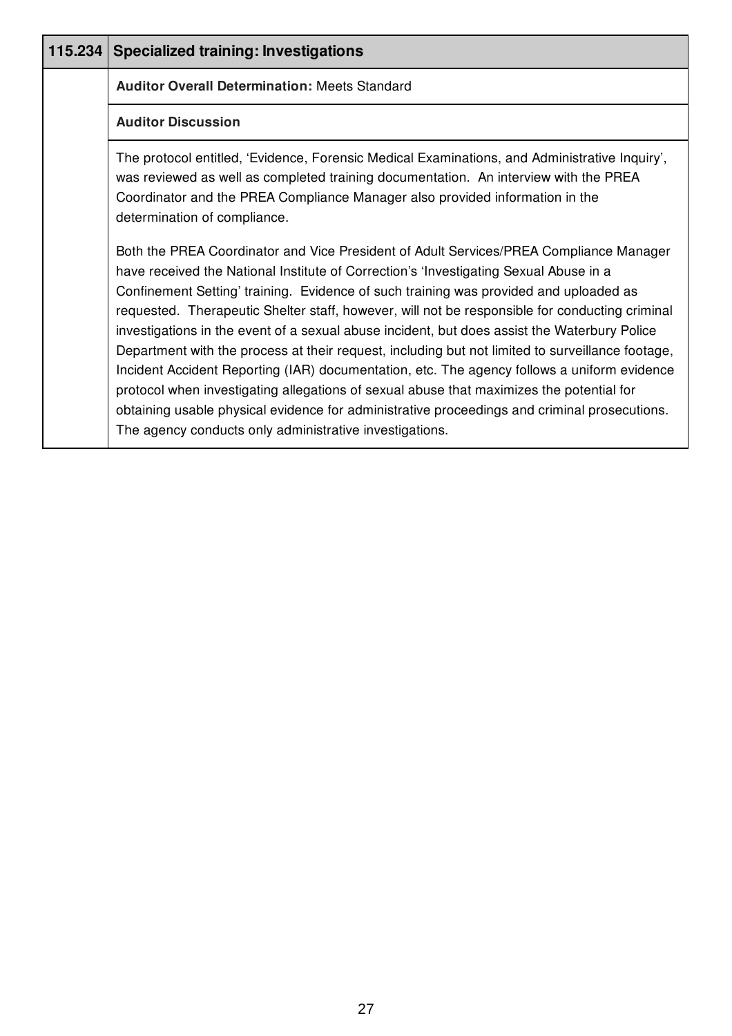| 115.234 | Specialized training: Investigations |
|---|---|
| | **Auditor Overall Determination:** Meets Standard |
| | **Auditor Discussion** |
| | The protocol entitled, 'Evidence, Forensic Medical Examinations, and Administrative Inquiry', was reviewed as well as completed training documentation. An interview with the PREA Coordinator and the PREA Compliance Manager also provided information in the determination of compliance.<br><br>Both the PREA Coordinator and Vice President of Adult Services/PREA Compliance Manager have received the National Institute of Correction's 'Investigating Sexual Abuse in a Confinement Setting' training. Evidence of such training was provided and uploaded as requested. Therapeutic Shelter staff, however, will not be responsible for conducting criminal investigations in the event of a sexual abuse incident, but does assist the Waterbury Police Department with the process at their request, including but not limited to surveillance footage, Incident Accident Reporting (IAR) documentation, etc. The agency follows a uniform evidence protocol when investigating allegations of sexual abuse that maximizes the potential for obtaining usable physical evidence for administrative proceedings and criminal prosecutions. The agency conducts only administrative investigations. |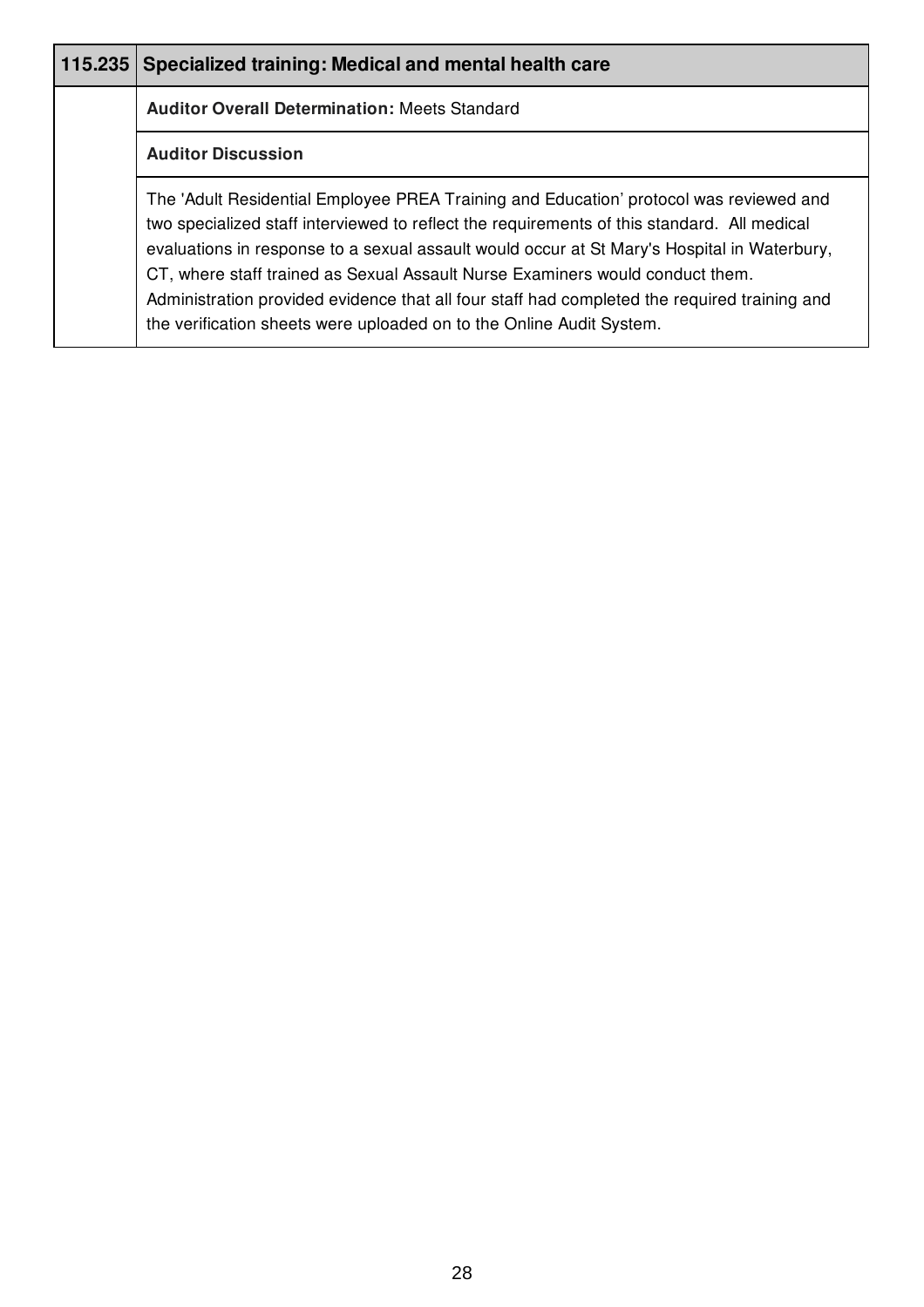| 115.235 | Specialized training: Medical and mental health care |
| --- | --- |
| | **Auditor Overall Determination:** Meets Standard |
| | **Auditor Discussion** |
| | The 'Adult Residential Employee PREA Training and Education' protocol was reviewed and two specialized staff interviewed to reflect the requirements of this standard. All medical evaluations in response to a sexual assault would occur at St Mary's Hospital in Waterbury, CT, where staff trained as Sexual Assault Nurse Examiners would conduct them. Administration provided evidence that all four staff had completed the required training and the verification sheets were uploaded on to the Online Audit System. |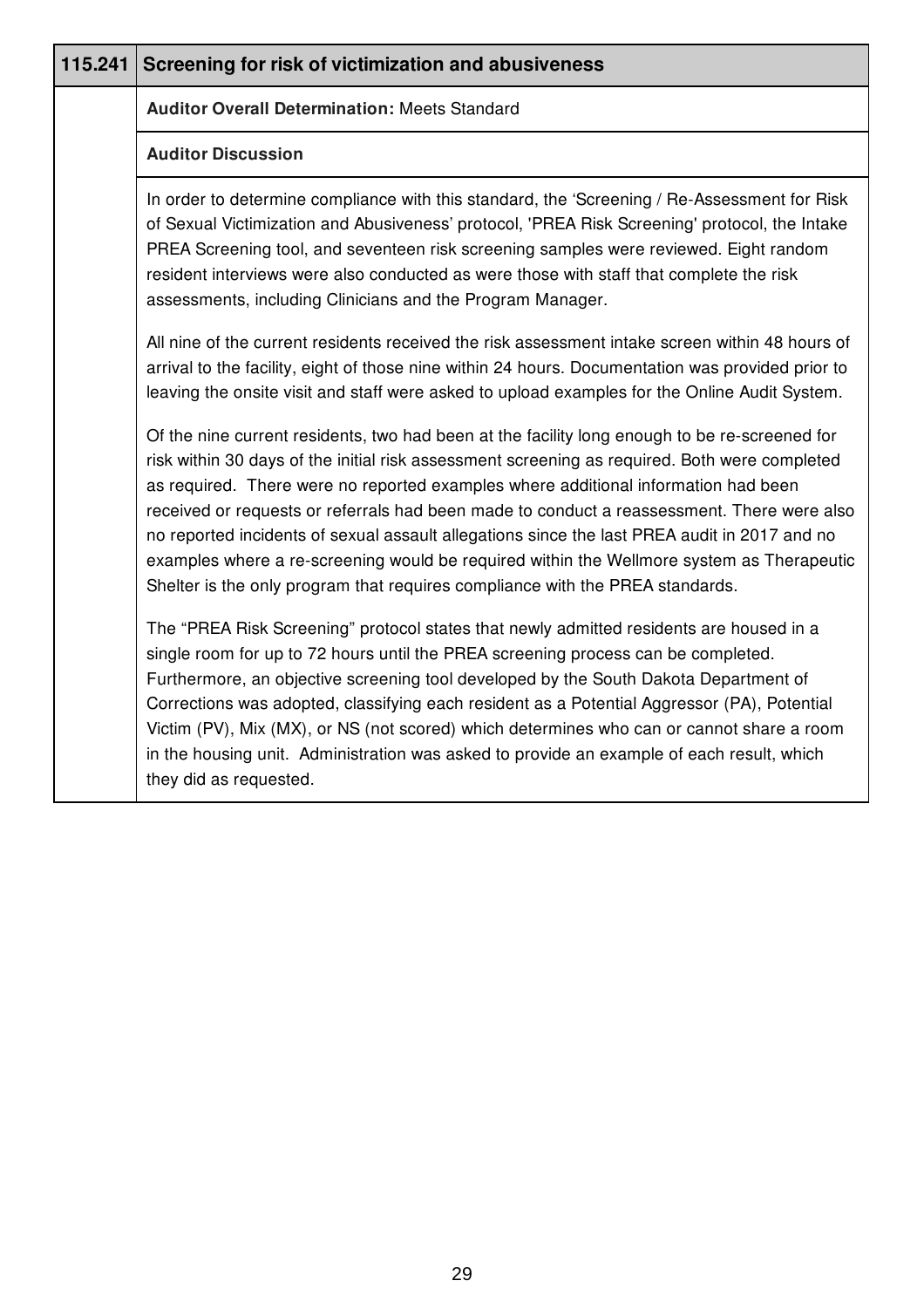## 115.241 Screening for risk of victimization and abusiveness

**Auditor Overall Determination:** Meets Standard

**Auditor Discussion**

In order to determine compliance with this standard, the 'Screening / Re-Assessment for Risk of Sexual Victimization and Abusiveness' protocol, 'PREA Risk Screening' protocol, the Intake PREA Screening tool, and seventeen risk screening samples were reviewed. Eight random resident interviews were also conducted as were those with staff that complete the risk assessments, including Clinicians and the Program Manager.

All nine of the current residents received the risk assessment intake screen within 48 hours of arrival to the facility, eight of those nine within 24 hours. Documentation was provided prior to leaving the onsite visit and staff were asked to upload examples for the Online Audit System.

Of the nine current residents, two had been at the facility long enough to be re-screened for risk within 30 days of the initial risk assessment screening as required. Both were completed as required. There were no reported examples where additional information had been received or requests or referrals had been made to conduct a reassessment. There were also no reported incidents of sexual assault allegations since the last PREA audit in 2017 and no examples where a re-screening would be required within the Wellmore system as Therapeutic Shelter is the only program that requires compliance with the PREA standards.

The "PREA Risk Screening" protocol states that newly admitted residents are housed in a single room for up to 72 hours until the PREA screening process can be completed. Furthermore, an objective screening tool developed by the South Dakota Department of Corrections was adopted, classifying each resident as a Potential Aggressor (PA), Potential Victim (PV), Mix (MX), or NS (not scored) which determines who can or cannot share a room in the housing unit. Administration was asked to provide an example of each result, which they did as requested.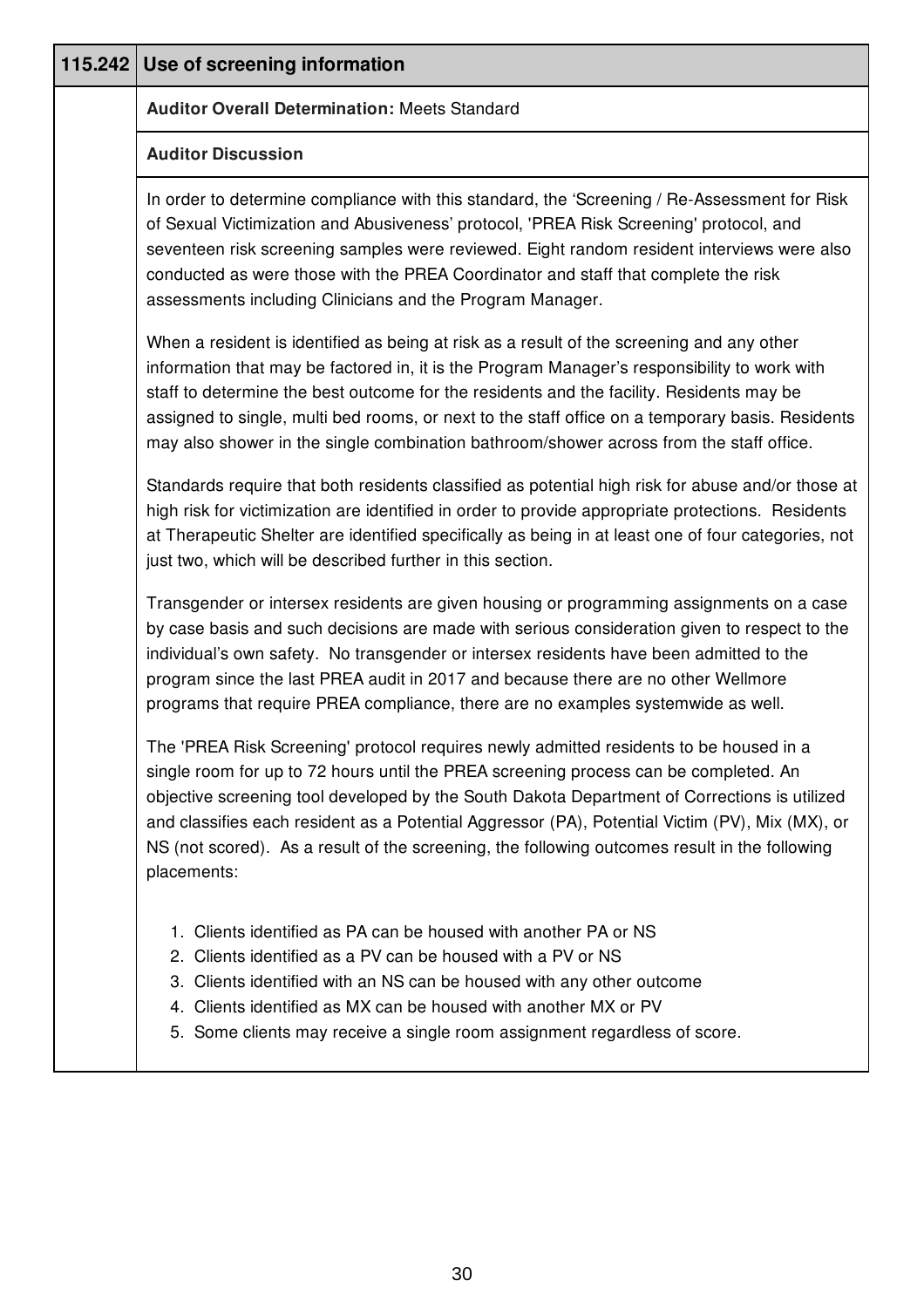## 115.242 Use of screening information

**Auditor Overall Determination:** Meets Standard

**Auditor Discussion**

In order to determine compliance with this standard, the 'Screening / Re-Assessment for Risk of Sexual Victimization and Abusiveness' protocol, 'PREA Risk Screening' protocol, and seventeen risk screening samples were reviewed. Eight random resident interviews were also conducted as were those with the PREA Coordinator and staff that complete the risk assessments including Clinicians and the Program Manager.

When a resident is identified as being at risk as a result of the screening and any other information that may be factored in, it is the Program Manager's responsibility to work with staff to determine the best outcome for the residents and the facility. Residents may be assigned to single, multi bed rooms, or next to the staff office on a temporary basis. Residents may also shower in the single combination bathroom/shower across from the staff office.

Standards require that both residents classified as potential high risk for abuse and/or those at high risk for victimization are identified in order to provide appropriate protections. Residents at Therapeutic Shelter are identified specifically as being in at least one of four categories, not just two, which will be described further in this section.

Transgender or intersex residents are given housing or programming assignments on a case by case basis and such decisions are made with serious consideration given to respect to the individual's own safety. No transgender or intersex residents have been admitted to the program since the last PREA audit in 2017 and because there are no other Wellmore programs that require PREA compliance, there are no examples systemwide as well.

The 'PREA Risk Screening' protocol requires newly admitted residents to be housed in a single room for up to 72 hours until the PREA screening process can be completed. An objective screening tool developed by the South Dakota Department of Corrections is utilized and classifies each resident as a Potential Aggressor (PA), Potential Victim (PV), Mix (MX), or NS (not scored). As a result of the screening, the following outcomes result in the following placements:

1. Clients identified as PA can be housed with another PA or NS
2. Clients identified as a PV can be housed with a PV or NS
3. Clients identified with an NS can be housed with any other outcome
4. Clients identified as MX can be housed with another MX or PV
5. Some clients may receive a single room assignment regardless of score.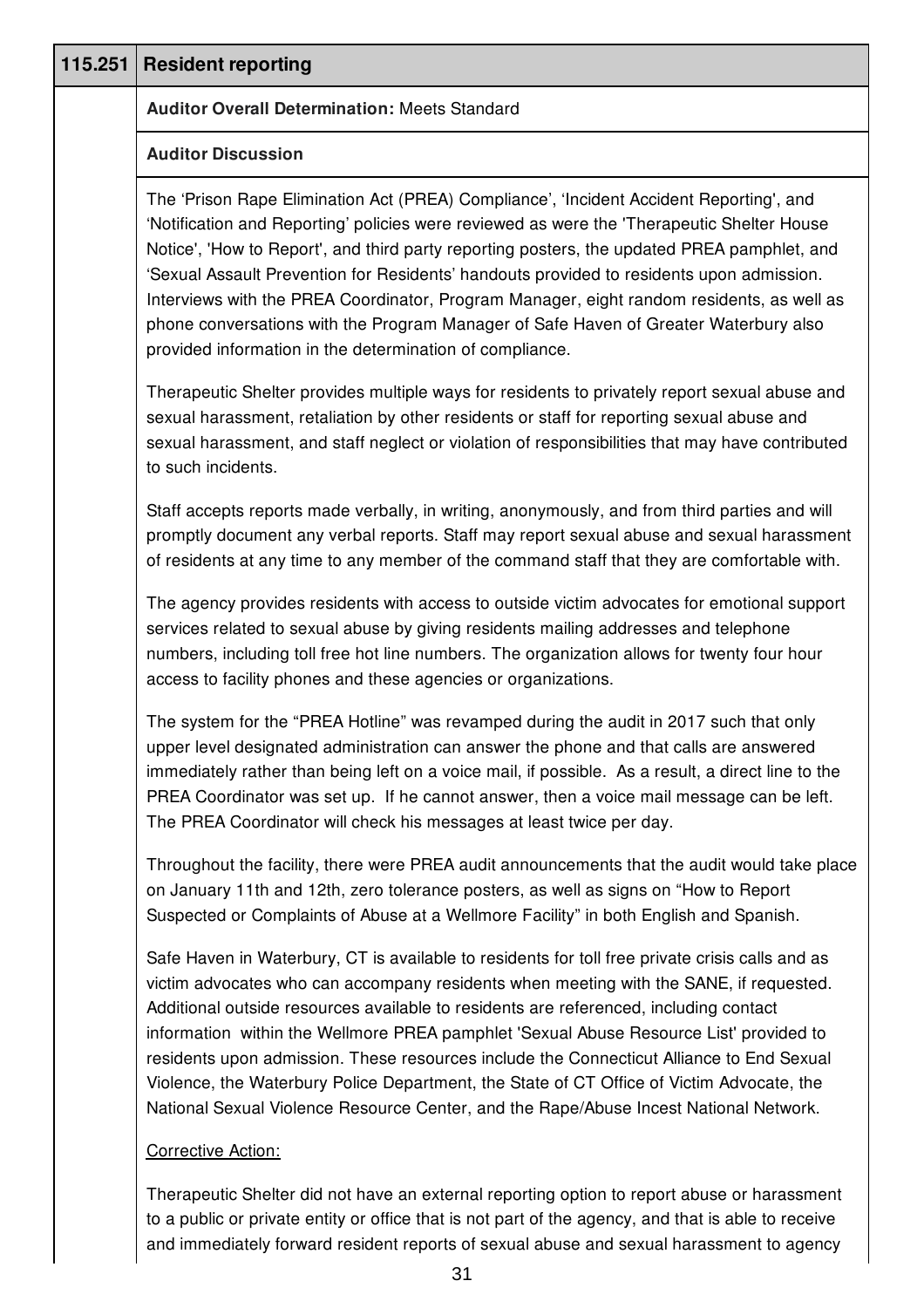## 115.251 Resident reporting

**Auditor Overall Determination:** Meets Standard

**Auditor Discussion**

The 'Prison Rape Elimination Act (PREA) Compliance', 'Incident Accident Reporting', and 'Notification and Reporting' policies were reviewed as were the 'Therapeutic Shelter House Notice', 'How to Report', and third party reporting posters, the updated PREA pamphlet, and 'Sexual Assault Prevention for Residents' handouts provided to residents upon admission. Interviews with the PREA Coordinator, Program Manager, eight random residents, as well as phone conversations with the Program Manager of Safe Haven of Greater Waterbury also provided information in the determination of compliance.

Therapeutic Shelter provides multiple ways for residents to privately report sexual abuse and sexual harassment, retaliation by other residents or staff for reporting sexual abuse and sexual harassment, and staff neglect or violation of responsibilities that may have contributed to such incidents.

Staff accepts reports made verbally, in writing, anonymously, and from third parties and will promptly document any verbal reports. Staff may report sexual abuse and sexual harassment of residents at any time to any member of the command staff that they are comfortable with.

The agency provides residents with access to outside victim advocates for emotional support services related to sexual abuse by giving residents mailing addresses and telephone numbers, including toll free hot line numbers. The organization allows for twenty four hour access to facility phones and these agencies or organizations.

The system for the "PREA Hotline" was revamped during the audit in 2017 such that only upper level designated administration can answer the phone and that calls are answered immediately rather than being left on a voice mail, if possible. As a result, a direct line to the PREA Coordinator was set up. If he cannot answer, then a voice mail message can be left. The PREA Coordinator will check his messages at least twice per day.

Throughout the facility, there were PREA audit announcements that the audit would take place on January 11th and 12th, zero tolerance posters, as well as signs on "How to Report Suspected or Complaints of Abuse at a Wellmore Facility" in both English and Spanish.

Safe Haven in Waterbury, CT is available to residents for toll free private crisis calls and as victim advocates who can accompany residents when meeting with the SANE, if requested. Additional outside resources available to residents are referenced, including contact information within the Wellmore PREA pamphlet 'Sexual Abuse Resource List' provided to residents upon admission. These resources include the Connecticut Alliance to End Sexual Violence, the Waterbury Police Department, the State of CT Office of Victim Advocate, the National Sexual Violence Resource Center, and the Rape/Abuse Incest National Network.

Corrective Action:

Therapeutic Shelter did not have an external reporting option to report abuse or harassment to a public or private entity or office that is not part of the agency, and that is able to receive and immediately forward resident reports of sexual abuse and sexual harassment to agency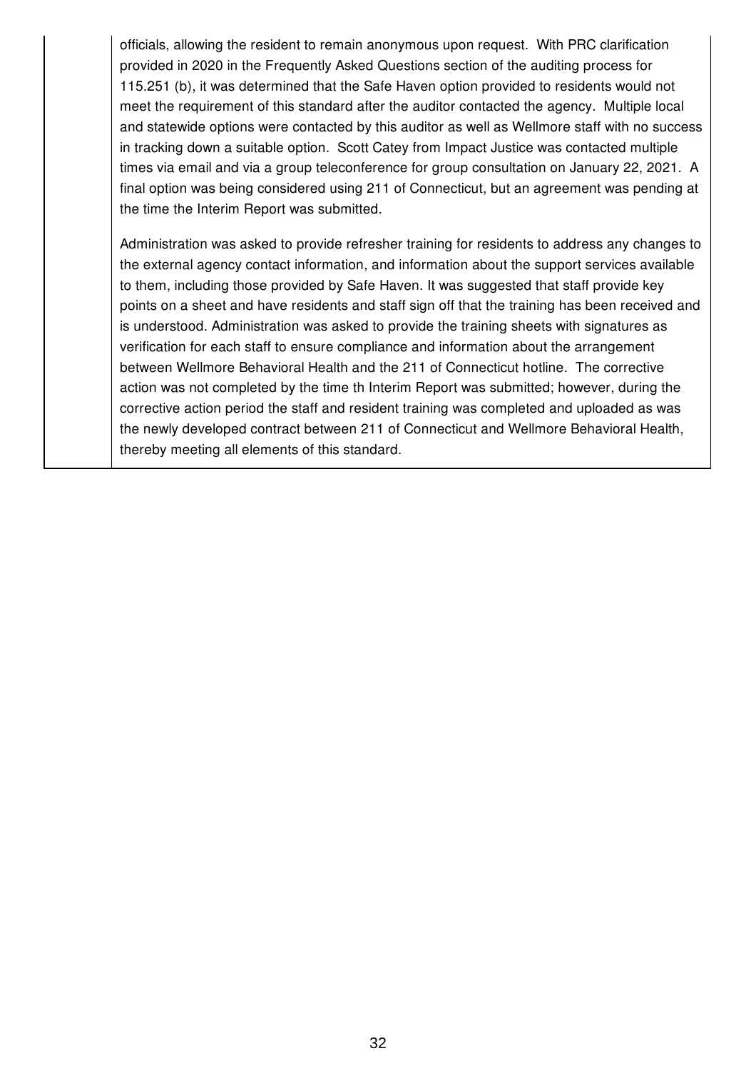officials, allowing the resident to remain anonymous upon request. With PRC clarification provided in 2020 in the Frequently Asked Questions section of the auditing process for 115.251 (b), it was determined that the Safe Haven option provided to residents would not meet the requirement of this standard after the auditor contacted the agency. Multiple local and statewide options were contacted by this auditor as well as Wellmore staff with no success in tracking down a suitable option. Scott Catey from Impact Justice was contacted multiple times via email and via a group teleconference for group consultation on January 22, 2021. A final option was being considered using 211 of Connecticut, but an agreement was pending at the time the Interim Report was submitted.

Administration was asked to provide refresher training for residents to address any changes to the external agency contact information, and information about the support services available to them, including those provided by Safe Haven. It was suggested that staff provide key points on a sheet and have residents and staff sign off that the training has been received and is understood. Administration was asked to provide the training sheets with signatures as verification for each staff to ensure compliance and information about the arrangement between Wellmore Behavioral Health and the 211 of Connecticut hotline. The corrective action was not completed by the time th Interim Report was submitted; however, during the corrective action period the staff and resident training was completed and uploaded as was the newly developed contract between 211 of Connecticut and Wellmore Behavioral Health, thereby meeting all elements of this standard.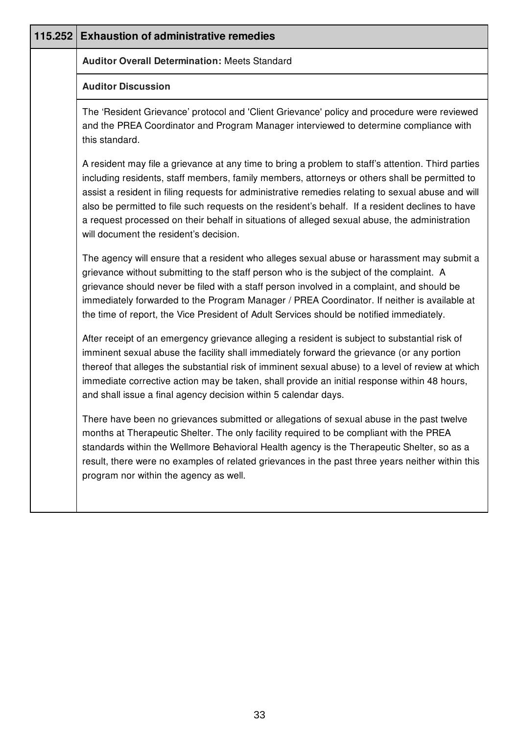## 115.252 Exhaustion of administrative remedies

**Auditor Overall Determination:** Meets Standard

**Auditor Discussion**

The 'Resident Grievance' protocol and 'Client Grievance' policy and procedure were reviewed and the PREA Coordinator and Program Manager interviewed to determine compliance with this standard.

A resident may file a grievance at any time to bring a problem to staff's attention. Third parties including residents, staff members, family members, attorneys or others shall be permitted to assist a resident in filing requests for administrative remedies relating to sexual abuse and will also be permitted to file such requests on the resident's behalf. If a resident declines to have a request processed on their behalf in situations of alleged sexual abuse, the administration will document the resident's decision.

The agency will ensure that a resident who alleges sexual abuse or harassment may submit a grievance without submitting to the staff person who is the subject of the complaint. A grievance should never be filed with a staff person involved in a complaint, and should be immediately forwarded to the Program Manager / PREA Coordinator. If neither is available at the time of report, the Vice President of Adult Services should be notified immediately.

After receipt of an emergency grievance alleging a resident is subject to substantial risk of imminent sexual abuse the facility shall immediately forward the grievance (or any portion thereof that alleges the substantial risk of imminent sexual abuse) to a level of review at which immediate corrective action may be taken, shall provide an initial response within 48 hours, and shall issue a final agency decision within 5 calendar days.

There have been no grievances submitted or allegations of sexual abuse in the past twelve months at Therapeutic Shelter. The only facility required to be compliant with the PREA standards within the Wellmore Behavioral Health agency is the Therapeutic Shelter, so as a result, there were no examples of related grievances in the past three years neither within this program nor within the agency as well.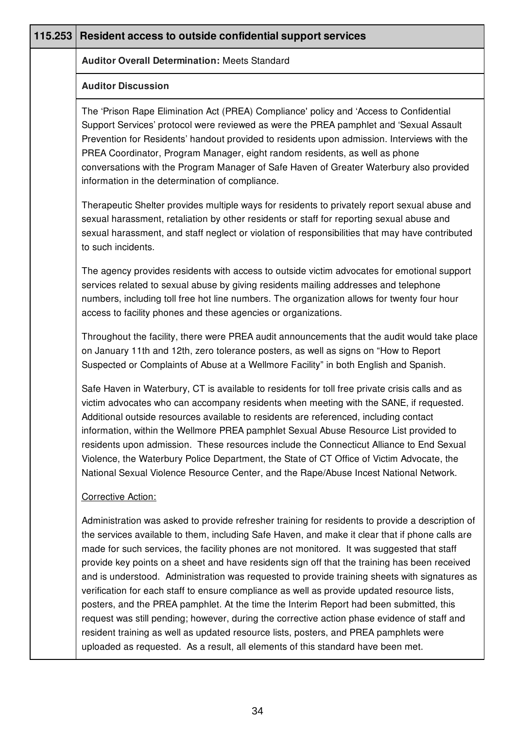| 115.253 | Resident access to outside confidential support services |
|---|---|
| | **Auditor Overall Determination:** Meets Standard |
| | **Auditor Discussion** |
| | The 'Prison Rape Elimination Act (PREA) Compliance' policy and 'Access to Confidential Support Services' protocol were reviewed as were the PREA pamphlet and 'Sexual Assault Prevention for Residents' handout provided to residents upon admission. Interviews with the PREA Coordinator, Program Manager, eight random residents, as well as phone conversations with the Program Manager of Safe Haven of Greater Waterbury also provided information in the determination of compliance.<br><br>Therapeutic Shelter provides multiple ways for residents to privately report sexual abuse and sexual harassment, retaliation by other residents or staff for reporting sexual abuse and sexual harassment, and staff neglect or violation of responsibilities that may have contributed to such incidents.<br><br>The agency provides residents with access to outside victim advocates for emotional support services related to sexual abuse by giving residents mailing addresses and telephone numbers, including toll free hot line numbers. The organization allows for twenty four hour access to facility phones and these agencies or organizations.<br><br>Throughout the facility, there were PREA audit announcements that the audit would take place on January 11th and 12th, zero tolerance posters, as well as signs on "How to Report Suspected or Complaints of Abuse at a Wellmore Facility" in both English and Spanish.<br><br>Safe Haven in Waterbury, CT is available to residents for toll free private crisis calls and as victim advocates who can accompany residents when meeting with the SANE, if requested. Additional outside resources available to residents are referenced, including contact information, within the Wellmore PREA pamphlet Sexual Abuse Resource List provided to residents upon admission. These resources include the Connecticut Alliance to End Sexual Violence, the Waterbury Police Department, the State of CT Office of Victim Advocate, the National Sexual Violence Resource Center, and the Rape/Abuse Incest National Network.<br><br><u>Corrective Action:</u><br><br>Administration was asked to provide refresher training for residents to provide a description of the services available to them, including Safe Haven, and make it clear that if phone calls are made for such services, the facility phones are not monitored. It was suggested that staff provide key points on a sheet and have residents sign off that the training has been received and is understood. Administration was requested to provide training sheets with signatures as verification for each staff to ensure compliance as well as provide updated resource lists, posters, and the PREA pamphlet. At the time the Interim Report had been submitted, this request was still pending; however, during the corrective action phase evidence of staff and resident training as well as updated resource lists, posters, and PREA pamphlets were uploaded as requested. As a result, all elements of this standard have been met. |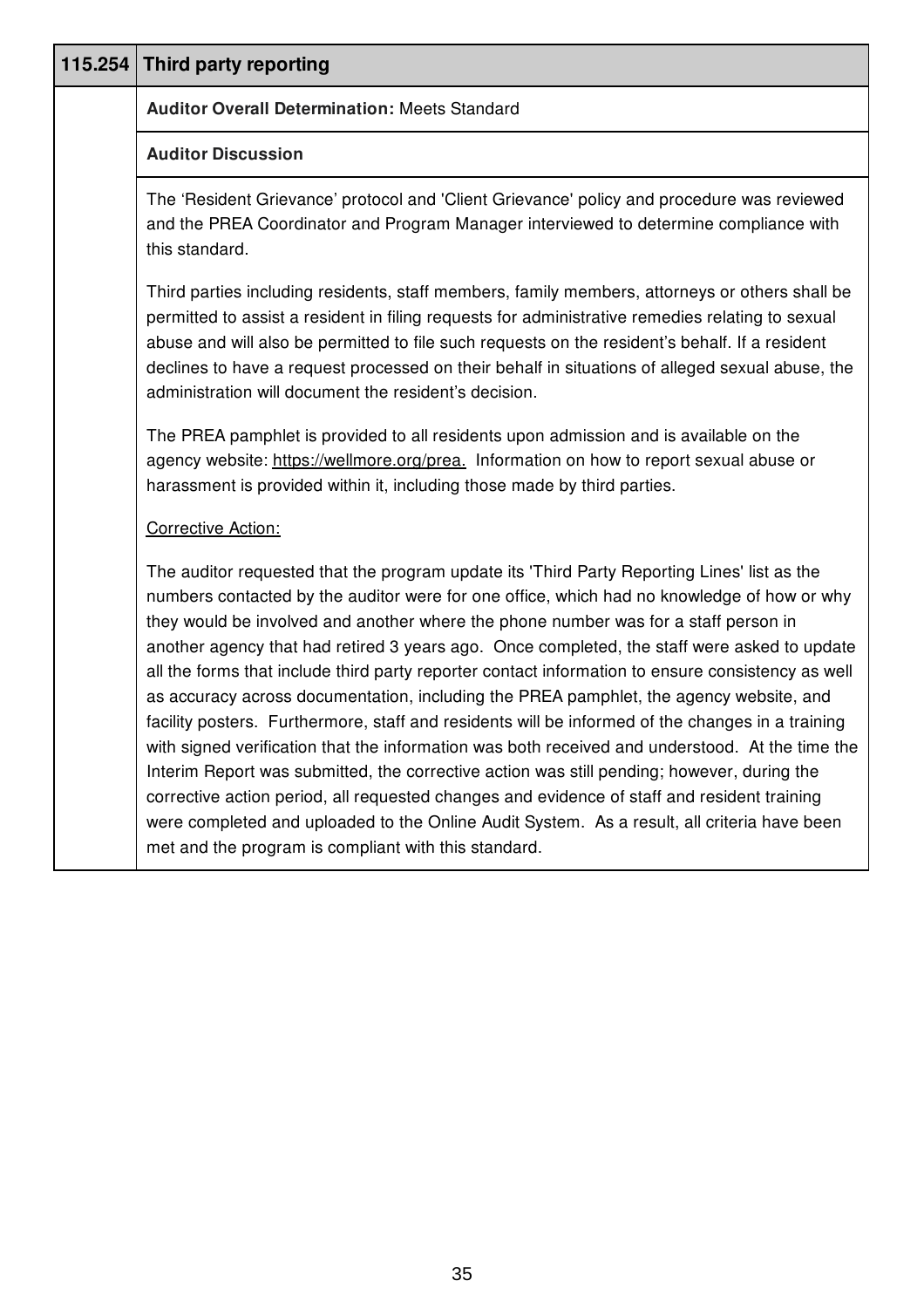## 115.254 Third party reporting

**Auditor Overall Determination:** Meets Standard

**Auditor Discussion**

The 'Resident Grievance' protocol and 'Client Grievance' policy and procedure was reviewed and the PREA Coordinator and Program Manager interviewed to determine compliance with this standard.

Third parties including residents, staff members, family members, attorneys or others shall be permitted to assist a resident in filing requests for administrative remedies relating to sexual abuse and will also be permitted to file such requests on the resident's behalf. If a resident declines to have a request processed on their behalf in situations of alleged sexual abuse, the administration will document the resident's decision.

The PREA pamphlet is provided to all residents upon admission and is available on the agency website: https://wellmore.org/prea. Information on how to report sexual abuse or harassment is provided within it, including those made by third parties.

Corrective Action:

The auditor requested that the program update its 'Third Party Reporting Lines' list as the numbers contacted by the auditor were for one office, which had no knowledge of how or why they would be involved and another where the phone number was for a staff person in another agency that had retired 3 years ago. Once completed, the staff were asked to update all the forms that include third party reporter contact information to ensure consistency as well as accuracy across documentation, including the PREA pamphlet, the agency website, and facility posters. Furthermore, staff and residents will be informed of the changes in a training with signed verification that the information was both received and understood. At the time the Interim Report was submitted, the corrective action was still pending; however, during the corrective action period, all requested changes and evidence of staff and resident training were completed and uploaded to the Online Audit System. As a result, all criteria have been met and the program is compliant with this standard.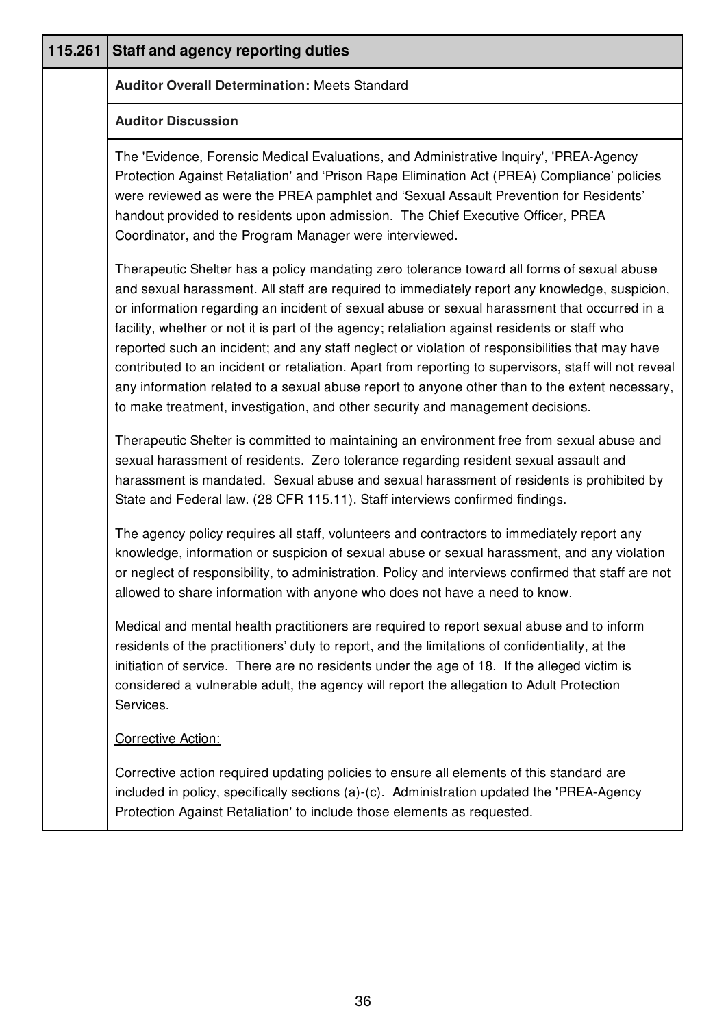## 115.261 Staff and agency reporting duties

**Auditor Overall Determination:** Meets Standard

**Auditor Discussion**

The 'Evidence, Forensic Medical Evaluations, and Administrative Inquiry', 'PREA-Agency Protection Against Retaliation' and 'Prison Rape Elimination Act (PREA) Compliance' policies were reviewed as were the PREA pamphlet and 'Sexual Assault Prevention for Residents' handout provided to residents upon admission. The Chief Executive Officer, PREA Coordinator, and the Program Manager were interviewed.

Therapeutic Shelter has a policy mandating zero tolerance toward all forms of sexual abuse and sexual harassment. All staff are required to immediately report any knowledge, suspicion, or information regarding an incident of sexual abuse or sexual harassment that occurred in a facility, whether or not it is part of the agency; retaliation against residents or staff who reported such an incident; and any staff neglect or violation of responsibilities that may have contributed to an incident or retaliation. Apart from reporting to supervisors, staff will not reveal any information related to a sexual abuse report to anyone other than to the extent necessary, to make treatment, investigation, and other security and management decisions.

Therapeutic Shelter is committed to maintaining an environment free from sexual abuse and sexual harassment of residents. Zero tolerance regarding resident sexual assault and harassment is mandated. Sexual abuse and sexual harassment of residents is prohibited by State and Federal law. (28 CFR 115.11). Staff interviews confirmed findings.

The agency policy requires all staff, volunteers and contractors to immediately report any knowledge, information or suspicion of sexual abuse or sexual harassment, and any violation or neglect of responsibility, to administration. Policy and interviews confirmed that staff are not allowed to share information with anyone who does not have a need to know.

Medical and mental health practitioners are required to report sexual abuse and to inform residents of the practitioners' duty to report, and the limitations of confidentiality, at the initiation of service. There are no residents under the age of 18. If the alleged victim is considered a vulnerable adult, the agency will report the allegation to Adult Protection Services.

Corrective Action:

Corrective action required updating policies to ensure all elements of this standard are included in policy, specifically sections (a)-(c). Administration updated the 'PREA-Agency Protection Against Retaliation' to include those elements as requested.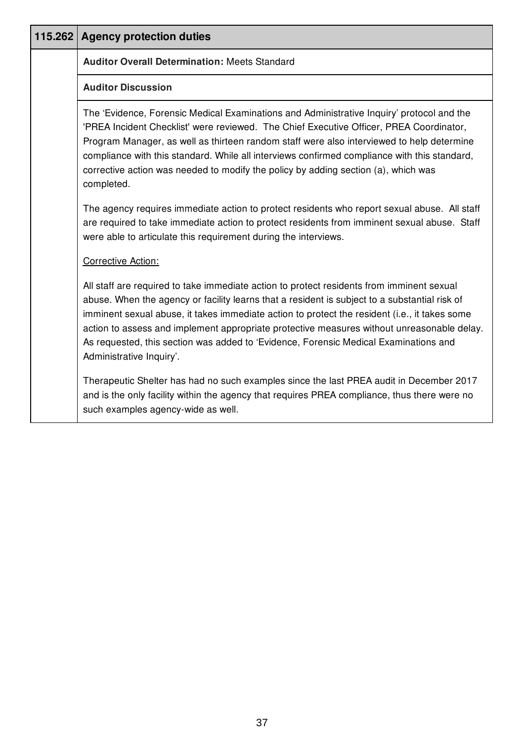## 115.262 Agency protection duties

**Auditor Overall Determination:** Meets Standard

**Auditor Discussion**

The 'Evidence, Forensic Medical Examinations and Administrative Inquiry' protocol and the 'PREA Incident Checklist' were reviewed. The Chief Executive Officer, PREA Coordinator, Program Manager, as well as thirteen random staff were also interviewed to help determine compliance with this standard. While all interviews confirmed compliance with this standard, corrective action was needed to modify the policy by adding section (a), which was completed.

The agency requires immediate action to protect residents who report sexual abuse. All staff are required to take immediate action to protect residents from imminent sexual abuse. Staff were able to articulate this requirement during the interviews.

<u>Corrective Action:</u>

All staff are required to take immediate action to protect residents from imminent sexual abuse. When the agency or facility learns that a resident is subject to a substantial risk of imminent sexual abuse, it takes immediate action to protect the resident (i.e., it takes some action to assess and implement appropriate protective measures without unreasonable delay. As requested, this section was added to 'Evidence, Forensic Medical Examinations and Administrative Inquiry'.

Therapeutic Shelter has had no such examples since the last PREA audit in December 2017 and is the only facility within the agency that requires PREA compliance, thus there were no such examples agency-wide as well.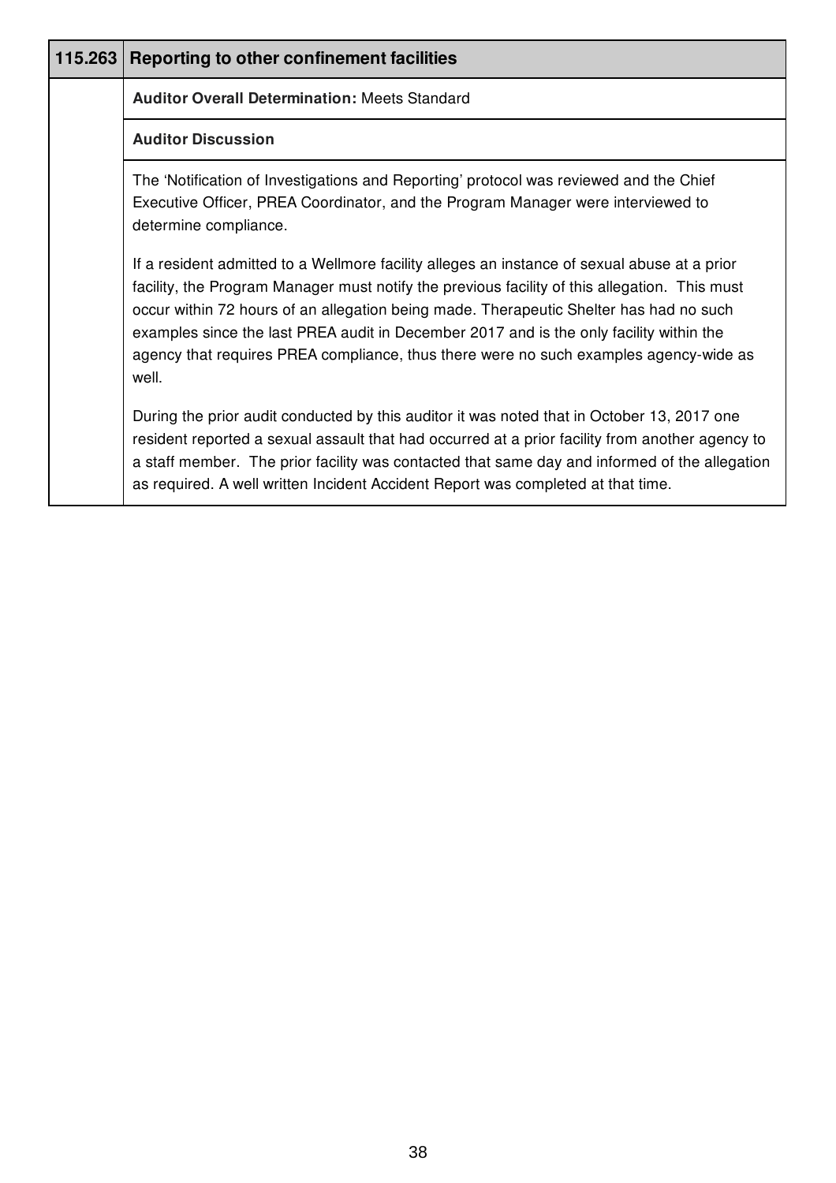| 115.263 | Reporting to other confinement facilities |
|---|---|
| | **Auditor Overall Determination:** Meets Standard |
| | **Auditor Discussion** |
| | The 'Notification of Investigations and Reporting' protocol was reviewed and the Chief Executive Officer, PREA Coordinator, and the Program Manager were interviewed to determine compliance.<br><br>If a resident admitted to a Wellmore facility alleges an instance of sexual abuse at a prior facility, the Program Manager must notify the previous facility of this allegation. This must occur within 72 hours of an allegation being made. Therapeutic Shelter has had no such examples since the last PREA audit in December 2017 and is the only facility within the agency that requires PREA compliance, thus there were no such examples agency-wide as well.<br><br>During the prior audit conducted by this auditor it was noted that in October 13, 2017 one resident reported a sexual assault that had occurred at a prior facility from another agency to a staff member. The prior facility was contacted that same day and informed of the allegation as required. A well written Incident Accident Report was completed at that time. |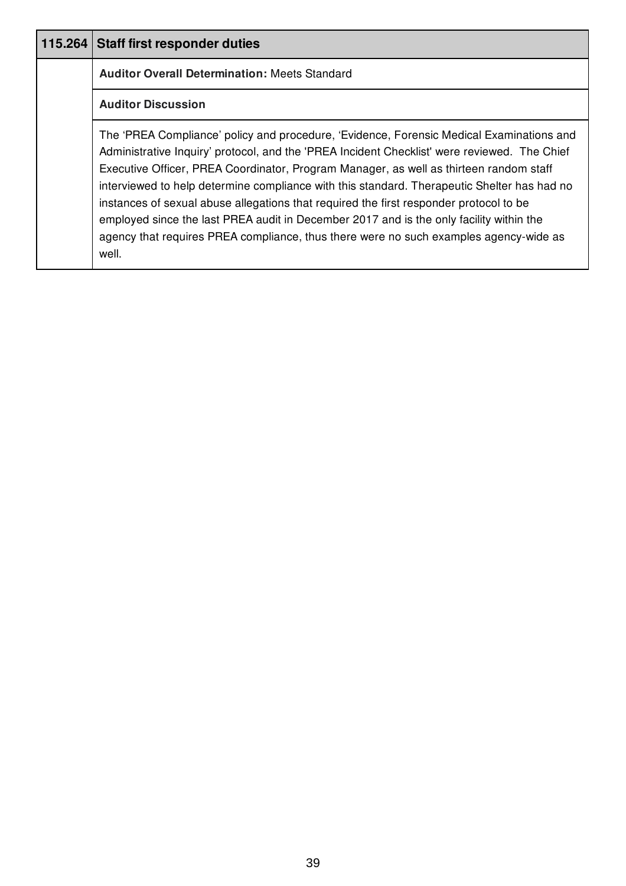| 115.264 | Staff first responder duties |
|---|---|
| | **Auditor Overall Determination:** Meets Standard |
| | **Auditor Discussion** |
| | The 'PREA Compliance' policy and procedure, 'Evidence, Forensic Medical Examinations and Administrative Inquiry' protocol, and the 'PREA Incident Checklist' were reviewed. The Chief Executive Officer, PREA Coordinator, Program Manager, as well as thirteen random staff interviewed to help determine compliance with this standard. Therapeutic Shelter has had no instances of sexual abuse allegations that required the first responder protocol to be employed since the last PREA audit in December 2017 and is the only facility within the agency that requires PREA compliance, thus there were no such examples agency-wide as well. |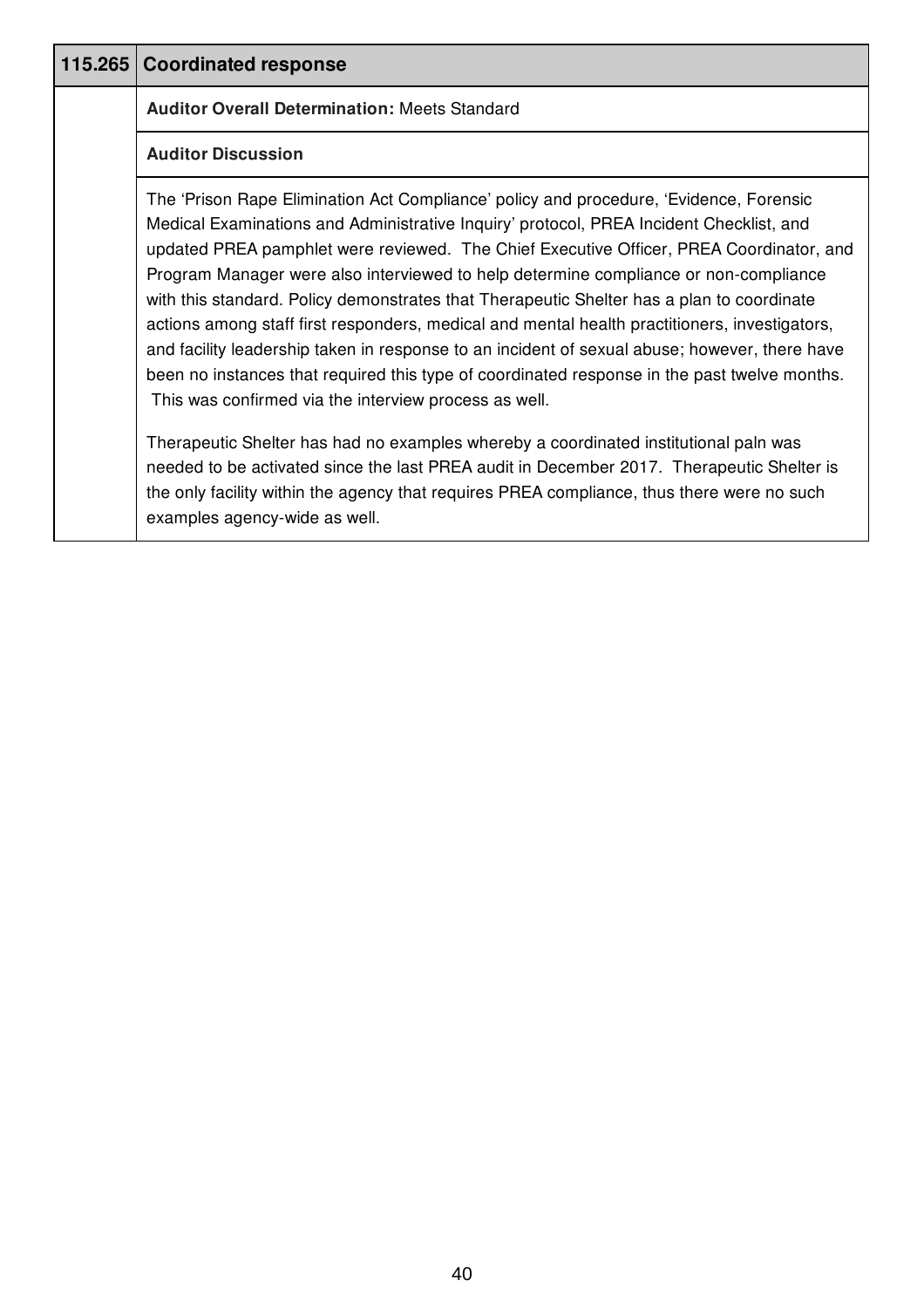| 115.265 | Coordinated response |
| --- | --- |
| | **Auditor Overall Determination:** Meets Standard |
| | **Auditor Discussion** |
| | The 'Prison Rape Elimination Act Compliance' policy and procedure, 'Evidence, Forensic Medical Examinations and Administrative Inquiry' protocol, PREA Incident Checklist, and updated PREA pamphlet were reviewed. The Chief Executive Officer, PREA Coordinator, and Program Manager were also interviewed to help determine compliance or non-compliance with this standard. Policy demonstrates that Therapeutic Shelter has a plan to coordinate actions among staff first responders, medical and mental health practitioners, investigators, and facility leadership taken in response to an incident of sexual abuse; however, there have been no instances that required this type of coordinated response in the past twelve months. This was confirmed via the interview process as well.<br><br>Therapeutic Shelter has had no examples whereby a coordinated institutional paln was needed to be activated since the last PREA audit in December 2017. Therapeutic Shelter is the only facility within the agency that requires PREA compliance, thus there were no such examples agency-wide as well. |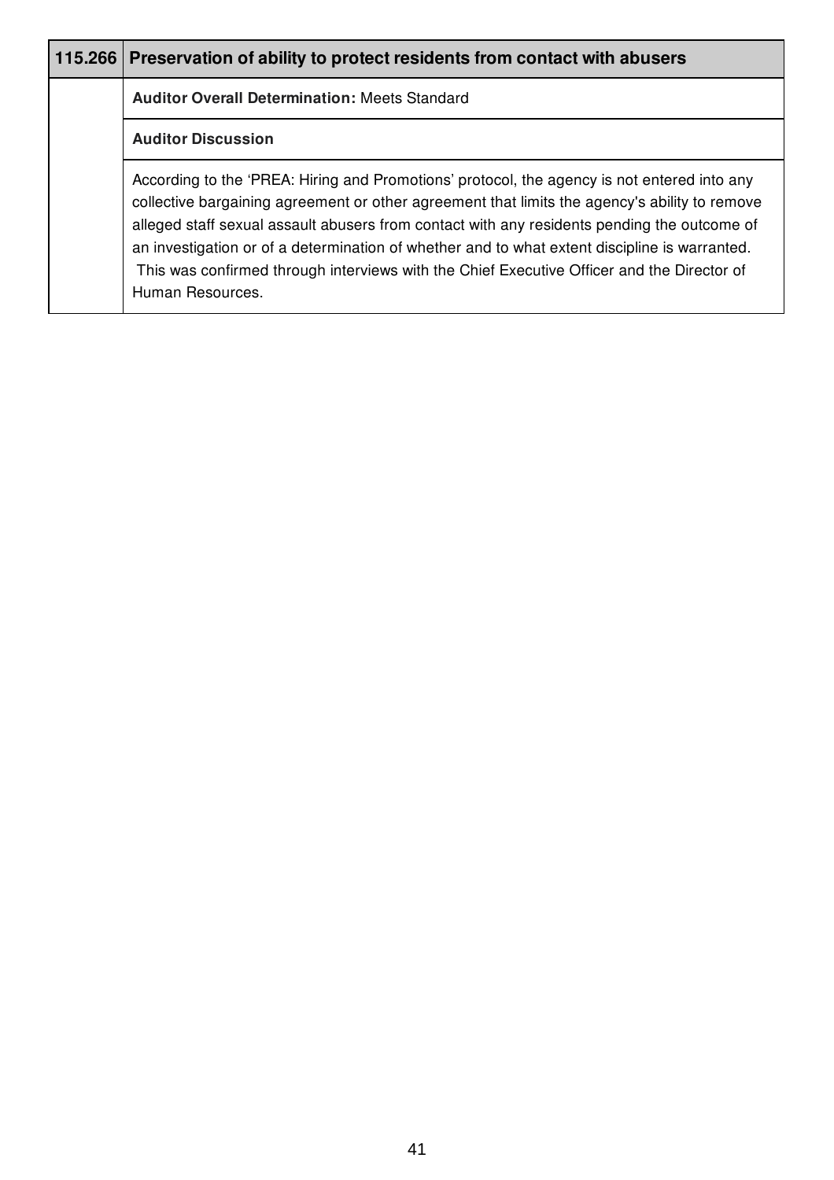| 115.266 | Preservation of ability to protect residents from contact with abusers |
|---|---|
| | **Auditor Overall Determination:** Meets Standard |
| | **Auditor Discussion** |
| | According to the ‘PREA: Hiring and Promotions’ protocol, the agency is not entered into any collective bargaining agreement or other agreement that limits the agency's ability to remove alleged staff sexual assault abusers from contact with any residents pending the outcome of an investigation or of a determination of whether and to what extent discipline is warranted. This was confirmed through interviews with the Chief Executive Officer and the Director of Human Resources. |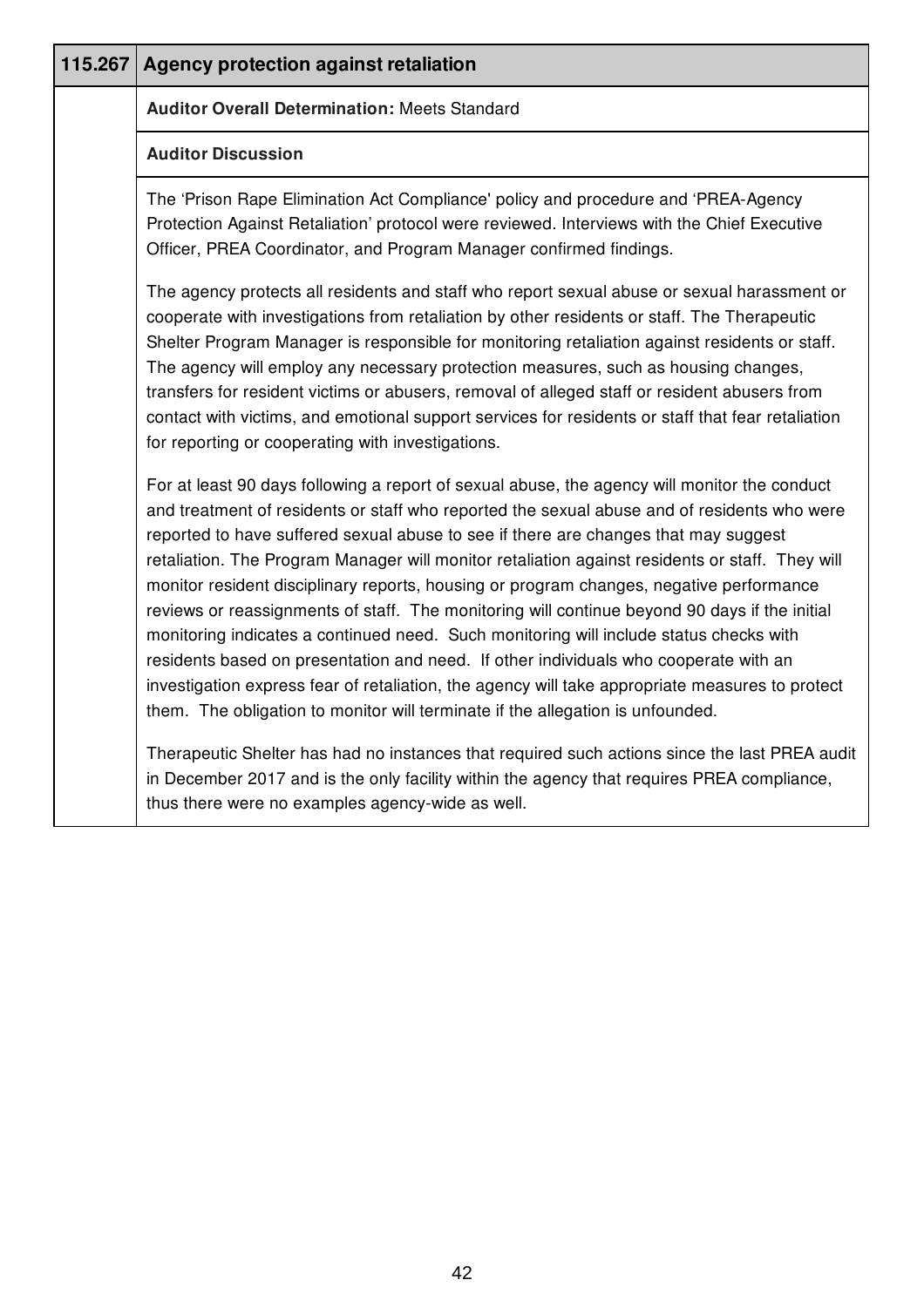## 115.267 Agency protection against retaliation

**Auditor Overall Determination:** Meets Standard

**Auditor Discussion**

The 'Prison Rape Elimination Act Compliance' policy and procedure and 'PREA-Agency Protection Against Retaliation' protocol were reviewed. Interviews with the Chief Executive Officer, PREA Coordinator, and Program Manager confirmed findings.

The agency protects all residents and staff who report sexual abuse or sexual harassment or cooperate with investigations from retaliation by other residents or staff. The Therapeutic Shelter Program Manager is responsible for monitoring retaliation against residents or staff. The agency will employ any necessary protection measures, such as housing changes, transfers for resident victims or abusers, removal of alleged staff or resident abusers from contact with victims, and emotional support services for residents or staff that fear retaliation for reporting or cooperating with investigations.

For at least 90 days following a report of sexual abuse, the agency will monitor the conduct and treatment of residents or staff who reported the sexual abuse and of residents who were reported to have suffered sexual abuse to see if there are changes that may suggest retaliation. The Program Manager will monitor retaliation against residents or staff. They will monitor resident disciplinary reports, housing or program changes, negative performance reviews or reassignments of staff. The monitoring will continue beyond 90 days if the initial monitoring indicates a continued need. Such monitoring will include status checks with residents based on presentation and need. If other individuals who cooperate with an investigation express fear of retaliation, the agency will take appropriate measures to protect them. The obligation to monitor will terminate if the allegation is unfounded.

Therapeutic Shelter has had no instances that required such actions since the last PREA audit in December 2017 and is the only facility within the agency that requires PREA compliance, thus there were no examples agency-wide as well.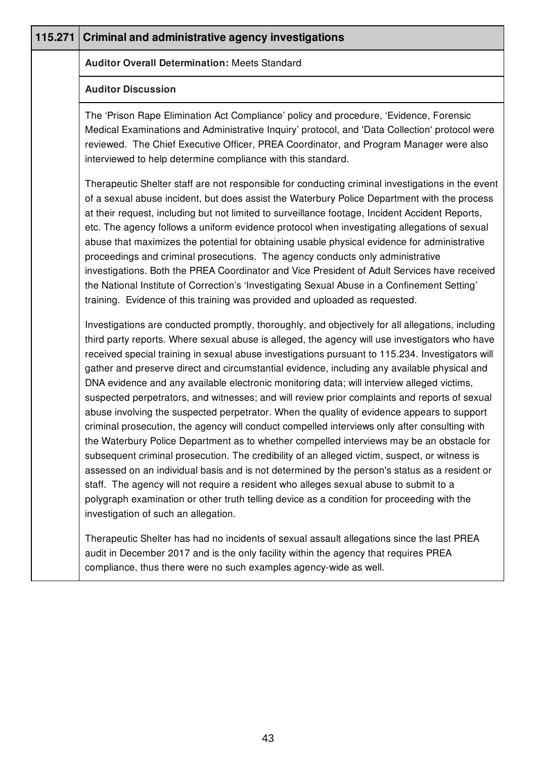## 115.271 Criminal and administrative agency investigations

**Auditor Overall Determination:** Meets Standard

**Auditor Discussion**

The 'Prison Rape Elimination Act Compliance' policy and procedure, 'Evidence, Forensic Medical Examinations and Administrative Inquiry' protocol, and 'Data Collection' protocol were reviewed. The Chief Executive Officer, PREA Coordinator, and Program Manager were also interviewed to help determine compliance with this standard.

Therapeutic Shelter staff are not responsible for conducting criminal investigations in the event of a sexual abuse incident, but does assist the Waterbury Police Department with the process at their request, including but not limited to surveillance footage, Incident Accident Reports, etc. The agency follows a uniform evidence protocol when investigating allegations of sexual abuse that maximizes the potential for obtaining usable physical evidence for administrative proceedings and criminal prosecutions. The agency conducts only administrative investigations. Both the PREA Coordinator and Vice President of Adult Services have received the National Institute of Correction's 'Investigating Sexual Abuse in a Confinement Setting' training. Evidence of this training was provided and uploaded as requested.

Investigations are conducted promptly, thoroughly, and objectively for all allegations, including third party reports. Where sexual abuse is alleged, the agency will use investigators who have received special training in sexual abuse investigations pursuant to 115.234. Investigators will gather and preserve direct and circumstantial evidence, including any available physical and DNA evidence and any available electronic monitoring data; will interview alleged victims, suspected perpetrators, and witnesses; and will review prior complaints and reports of sexual abuse involving the suspected perpetrator. When the quality of evidence appears to support criminal prosecution, the agency will conduct compelled interviews only after consulting with the Waterbury Police Department as to whether compelled interviews may be an obstacle for subsequent criminal prosecution. The credibility of an alleged victim, suspect, or witness is assessed on an individual basis and is not determined by the person's status as a resident or staff. The agency will not require a resident who alleges sexual abuse to submit to a polygraph examination or other truth telling device as a condition for proceeding with the investigation of such an allegation.

Therapeutic Shelter has had no incidents of sexual assault allegations since the last PREA audit in December 2017 and is the only facility within the agency that requires PREA compliance, thus there were no such examples agency-wide as well.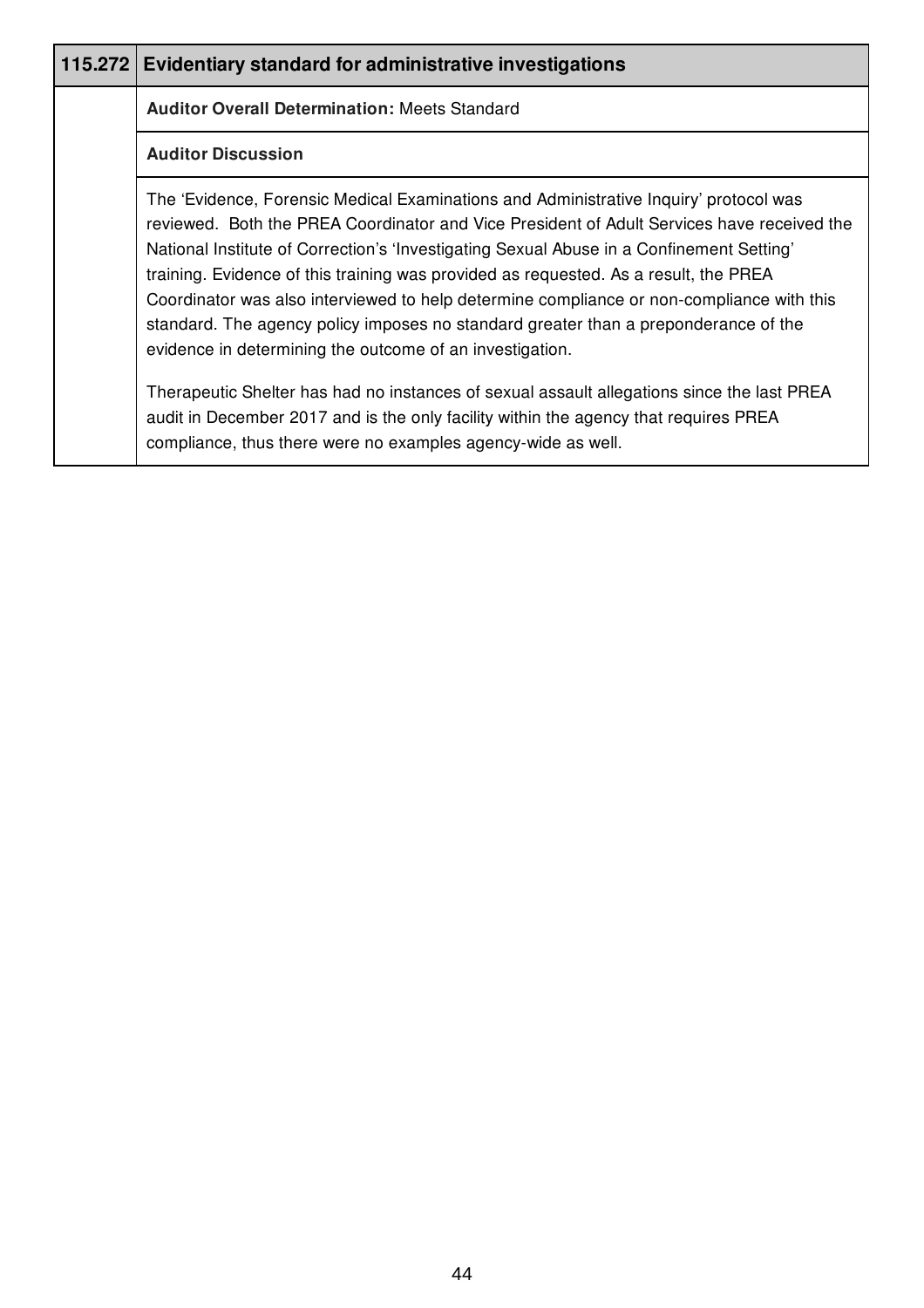## 115.272 Evidentiary standard for administrative investigations

**Auditor Overall Determination:** Meets Standard

**Auditor Discussion**

The 'Evidence, Forensic Medical Examinations and Administrative Inquiry' protocol was reviewed. Both the PREA Coordinator and Vice President of Adult Services have received the National Institute of Correction's 'Investigating Sexual Abuse in a Confinement Setting' training. Evidence of this training was provided as requested. As a result, the PREA Coordinator was also interviewed to help determine compliance or non-compliance with this standard. The agency policy imposes no standard greater than a preponderance of the evidence in determining the outcome of an investigation.

Therapeutic Shelter has had no instances of sexual assault allegations since the last PREA audit in December 2017 and is the only facility within the agency that requires PREA compliance, thus there were no examples agency-wide as well.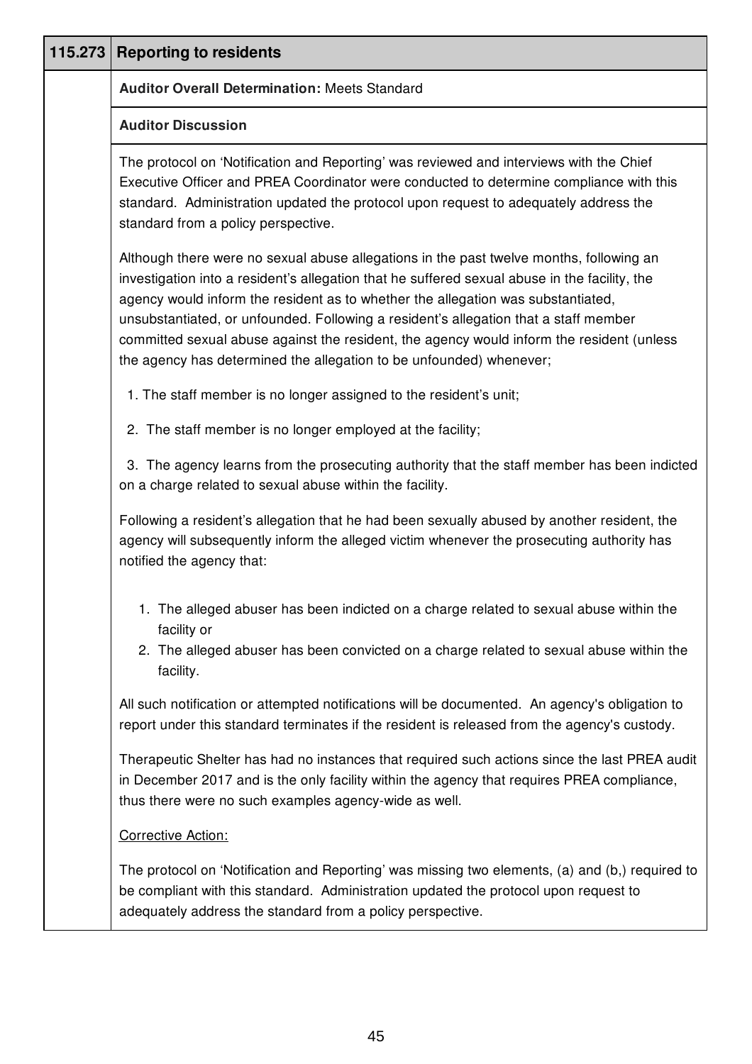## 115.273 Reporting to residents

**Auditor Overall Determination:** Meets Standard

**Auditor Discussion**

The protocol on 'Notification and Reporting' was reviewed and interviews with the Chief Executive Officer and PREA Coordinator were conducted to determine compliance with this standard. Administration updated the protocol upon request to adequately address the standard from a policy perspective.

Although there were no sexual abuse allegations in the past twelve months, following an investigation into a resident's allegation that he suffered sexual abuse in the facility, the agency would inform the resident as to whether the allegation was substantiated, unsubstantiated, or unfounded. Following a resident's allegation that a staff member committed sexual abuse against the resident, the agency would inform the resident (unless the agency has determined the allegation to be unfounded) whenever;

1. The staff member is no longer assigned to the resident's unit;
2. The staff member is no longer employed at the facility;
3. The agency learns from the prosecuting authority that the staff member has been indicted on a charge related to sexual abuse within the facility.

Following a resident's allegation that he had been sexually abused by another resident, the agency will subsequently inform the alleged victim whenever the prosecuting authority has notified the agency that:

1. The alleged abuser has been indicted on a charge related to sexual abuse within the facility or
2. The alleged abuser has been convicted on a charge related to sexual abuse within the facility.

All such notification or attempted notifications will be documented. An agency's obligation to report under this standard terminates if the resident is released from the agency's custody.

Therapeutic Shelter has had no instances that required such actions since the last PREA audit in December 2017 and is the only facility within the agency that requires PREA compliance, thus there were no such examples agency-wide as well.

Corrective Action:

The protocol on 'Notification and Reporting' was missing two elements, (a) and (b,) required to be compliant with this standard. Administration updated the protocol upon request to adequately address the standard from a policy perspective.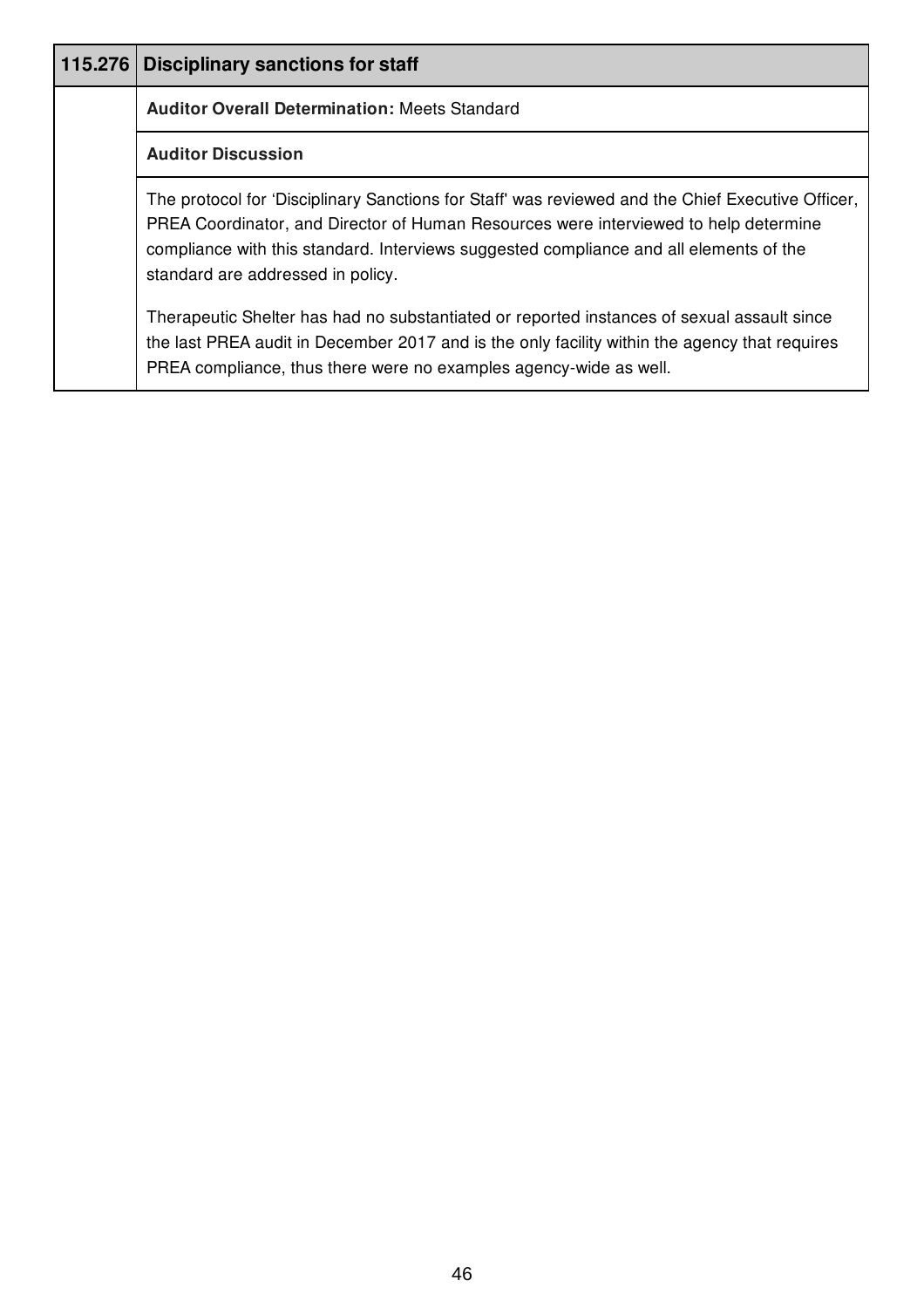## 115.276 Disciplinary sanctions for staff

**Auditor Overall Determination:** Meets Standard

**Auditor Discussion**

The protocol for 'Disciplinary Sanctions for Staff' was reviewed and the Chief Executive Officer, PREA Coordinator, and Director of Human Resources were interviewed to help determine compliance with this standard. Interviews suggested compliance and all elements of the standard are addressed in policy.

Therapeutic Shelter has had no substantiated or reported instances of sexual assault since the last PREA audit in December 2017 and is the only facility within the agency that requires PREA compliance, thus there were no examples agency-wide as well.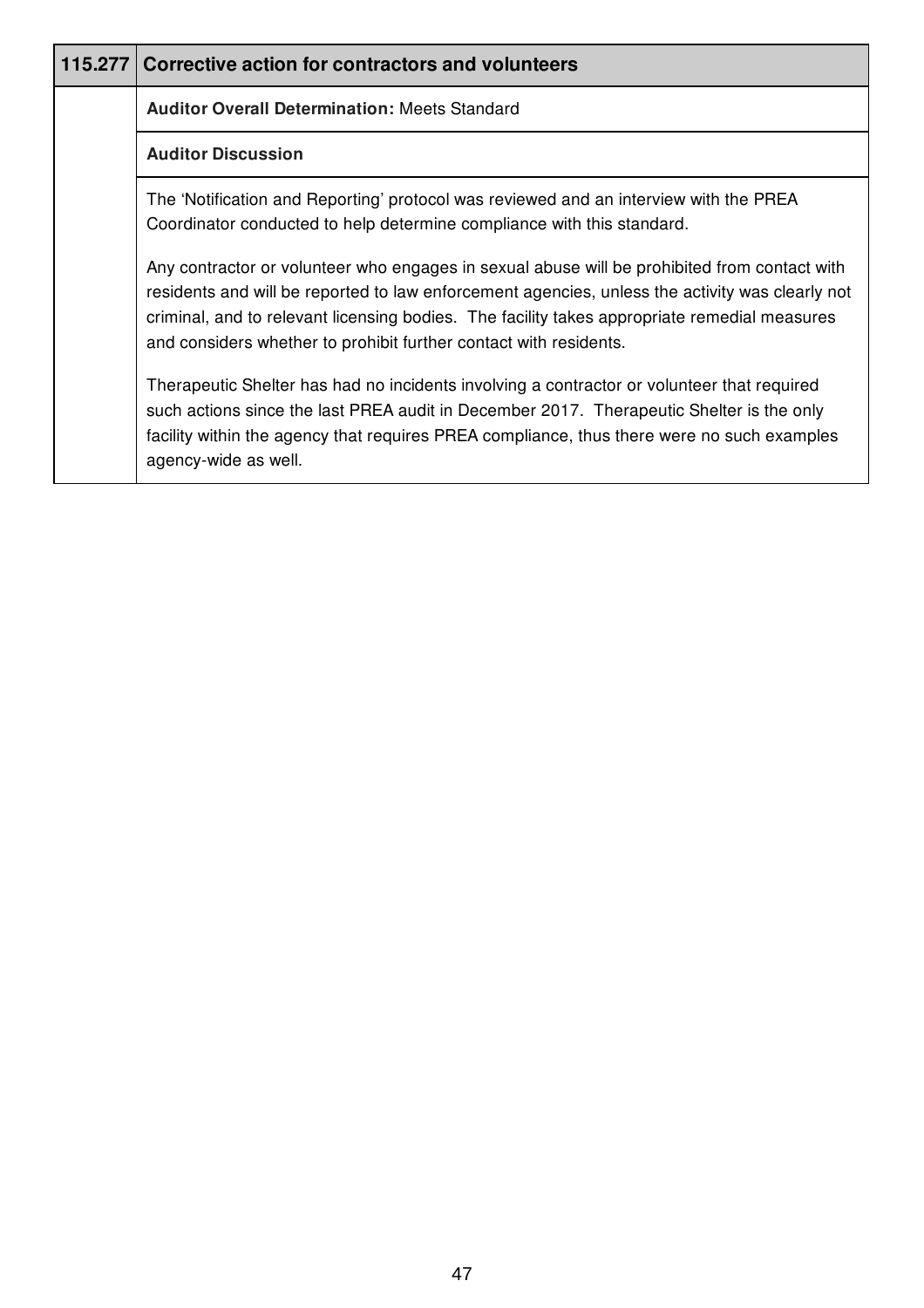## 115.277 Corrective action for contractors and volunteers

**Auditor Overall Determination:** Meets Standard

**Auditor Discussion**

The 'Notification and Reporting' protocol was reviewed and an interview with the PREA Coordinator conducted to help determine compliance with this standard.

Any contractor or volunteer who engages in sexual abuse will be prohibited from contact with residents and will be reported to law enforcement agencies, unless the activity was clearly not criminal, and to relevant licensing bodies. The facility takes appropriate remedial measures and considers whether to prohibit further contact with residents.

Therapeutic Shelter has had no incidents involving a contractor or volunteer that required such actions since the last PREA audit in December 2017. Therapeutic Shelter is the only facility within the agency that requires PREA compliance, thus there were no such examples agency-wide as well.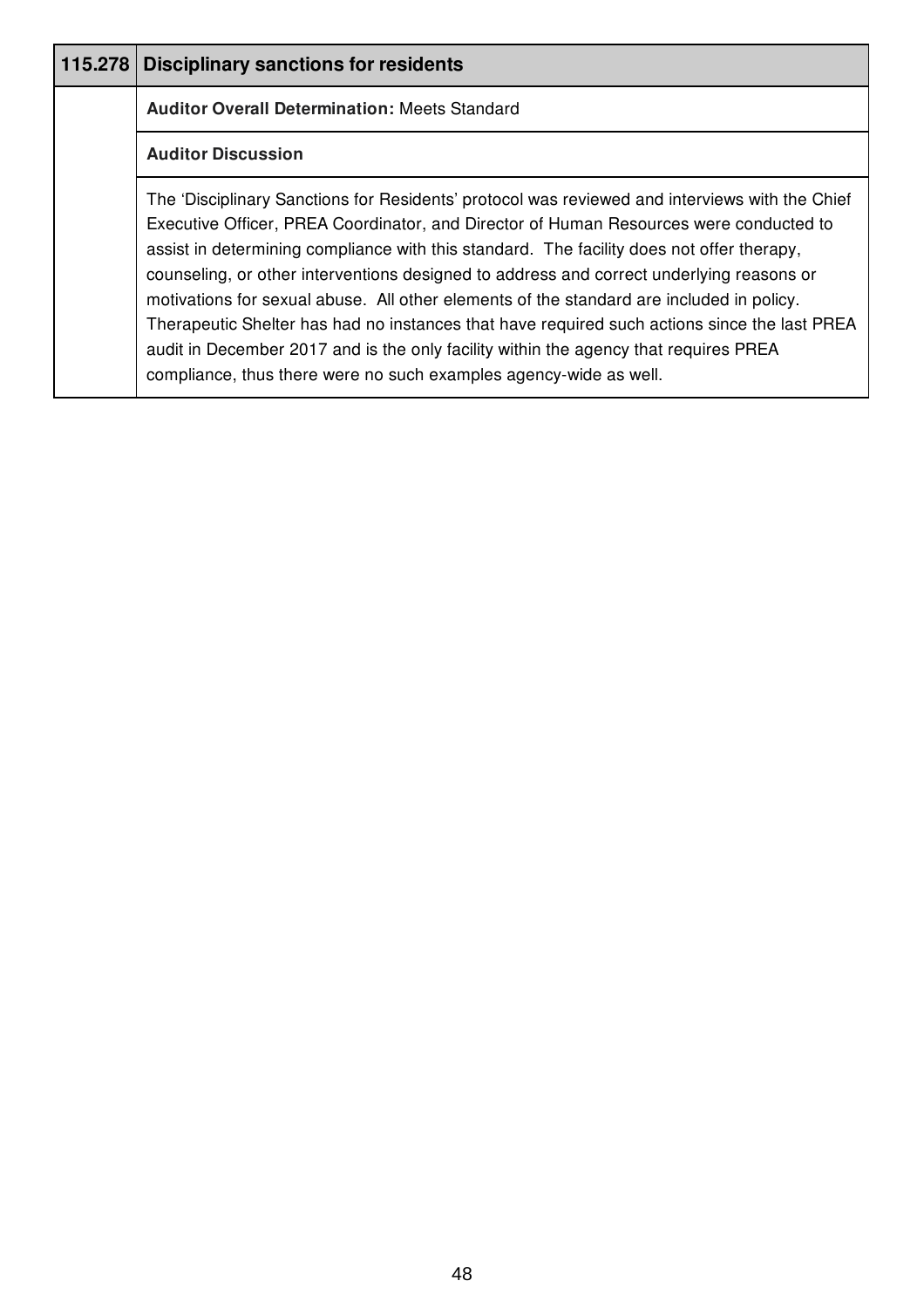## 115.278 Disciplinary sanctions for residents

**Auditor Overall Determination:** Meets Standard

**Auditor Discussion**

The 'Disciplinary Sanctions for Residents' protocol was reviewed and interviews with the Chief Executive Officer, PREA Coordinator, and Director of Human Resources were conducted to assist in determining compliance with this standard. The facility does not offer therapy, counseling, or other interventions designed to address and correct underlying reasons or motivations for sexual abuse. All other elements of the standard are included in policy. Therapeutic Shelter has had no instances that have required such actions since the last PREA audit in December 2017 and is the only facility within the agency that requires PREA compliance, thus there were no such examples agency-wide as well.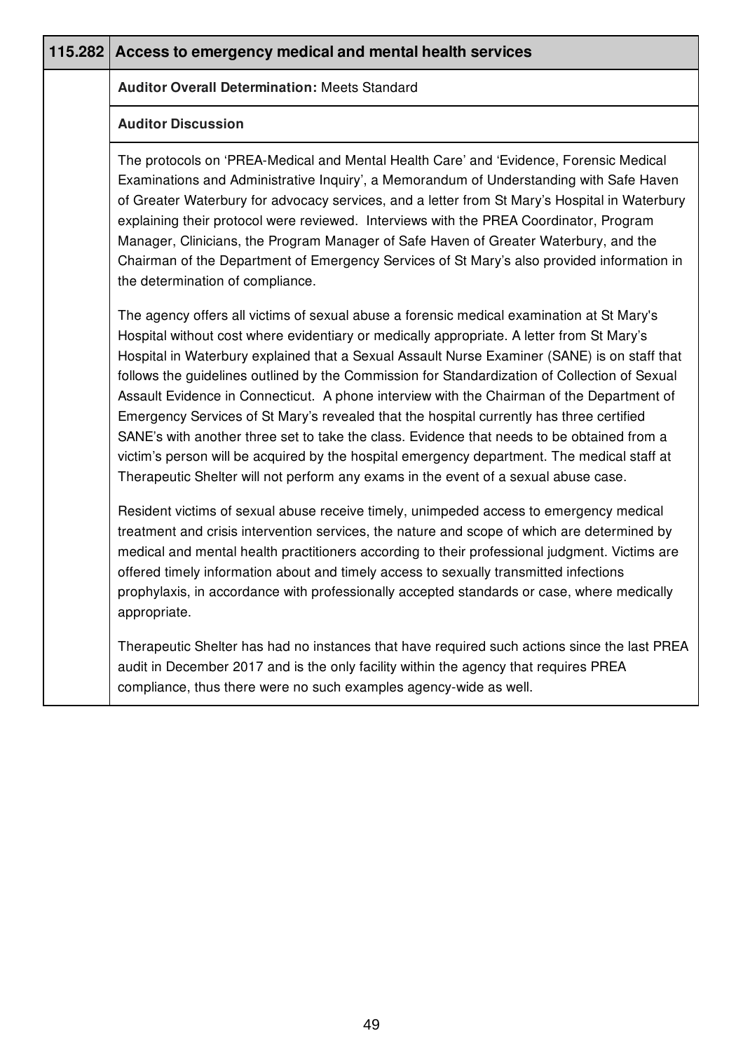## 115.282 Access to emergency medical and mental health services

**Auditor Overall Determination:** Meets Standard

**Auditor Discussion**

The protocols on 'PREA-Medical and Mental Health Care' and 'Evidence, Forensic Medical Examinations and Administrative Inquiry', a Memorandum of Understanding with Safe Haven of Greater Waterbury for advocacy services, and a letter from St Mary's Hospital in Waterbury explaining their protocol were reviewed. Interviews with the PREA Coordinator, Program Manager, Clinicians, the Program Manager of Safe Haven of Greater Waterbury, and the Chairman of the Department of Emergency Services of St Mary's also provided information in the determination of compliance.

The agency offers all victims of sexual abuse a forensic medical examination at St Mary's Hospital without cost where evidentiary or medically appropriate. A letter from St Mary's Hospital in Waterbury explained that a Sexual Assault Nurse Examiner (SANE) is on staff that follows the guidelines outlined by the Commission for Standardization of Collection of Sexual Assault Evidence in Connecticut. A phone interview with the Chairman of the Department of Emergency Services of St Mary's revealed that the hospital currently has three certified SANE's with another three set to take the class. Evidence that needs to be obtained from a victim's person will be acquired by the hospital emergency department. The medical staff at Therapeutic Shelter will not perform any exams in the event of a sexual abuse case.

Resident victims of sexual abuse receive timely, unimpeded access to emergency medical treatment and crisis intervention services, the nature and scope of which are determined by medical and mental health practitioners according to their professional judgment. Victims are offered timely information about and timely access to sexually transmitted infections prophylaxis, in accordance with professionally accepted standards or case, where medically appropriate.

Therapeutic Shelter has had no instances that have required such actions since the last PREA audit in December 2017 and is the only facility within the agency that requires PREA compliance, thus there were no such examples agency-wide as well.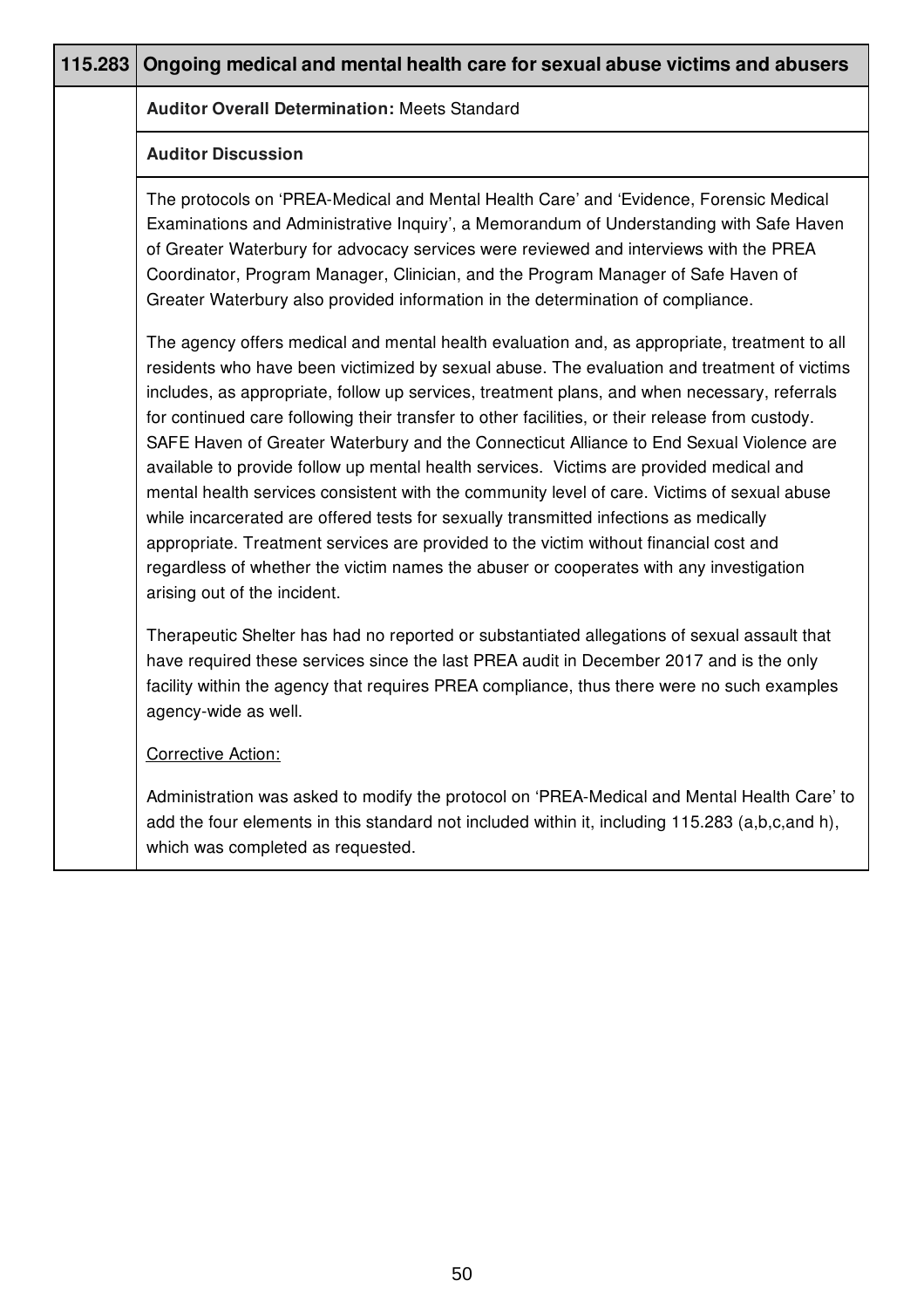## 115.283 Ongoing medical and mental health care for sexual abuse victims and abusers

**Auditor Overall Determination:** Meets Standard

**Auditor Discussion**

The protocols on 'PREA-Medical and Mental Health Care' and 'Evidence, Forensic Medical Examinations and Administrative Inquiry', a Memorandum of Understanding with Safe Haven of Greater Waterbury for advocacy services were reviewed and interviews with the PREA Coordinator, Program Manager, Clinician, and the Program Manager of Safe Haven of Greater Waterbury also provided information in the determination of compliance.

The agency offers medical and mental health evaluation and, as appropriate, treatment to all residents who have been victimized by sexual abuse. The evaluation and treatment of victims includes, as appropriate, follow up services, treatment plans, and when necessary, referrals for continued care following their transfer to other facilities, or their release from custody. SAFE Haven of Greater Waterbury and the Connecticut Alliance to End Sexual Violence are available to provide follow up mental health services. Victims are provided medical and mental health services consistent with the community level of care. Victims of sexual abuse while incarcerated are offered tests for sexually transmitted infections as medically appropriate. Treatment services are provided to the victim without financial cost and regardless of whether the victim names the abuser or cooperates with any investigation arising out of the incident.

Therapeutic Shelter has had no reported or substantiated allegations of sexual assault that have required these services since the last PREA audit in December 2017 and is the only facility within the agency that requires PREA compliance, thus there were no such examples agency-wide as well.

Corrective Action:

Administration was asked to modify the protocol on 'PREA-Medical and Mental Health Care' to add the four elements in this standard not included within it, including 115.283 (a,b,c,and h), which was completed as requested.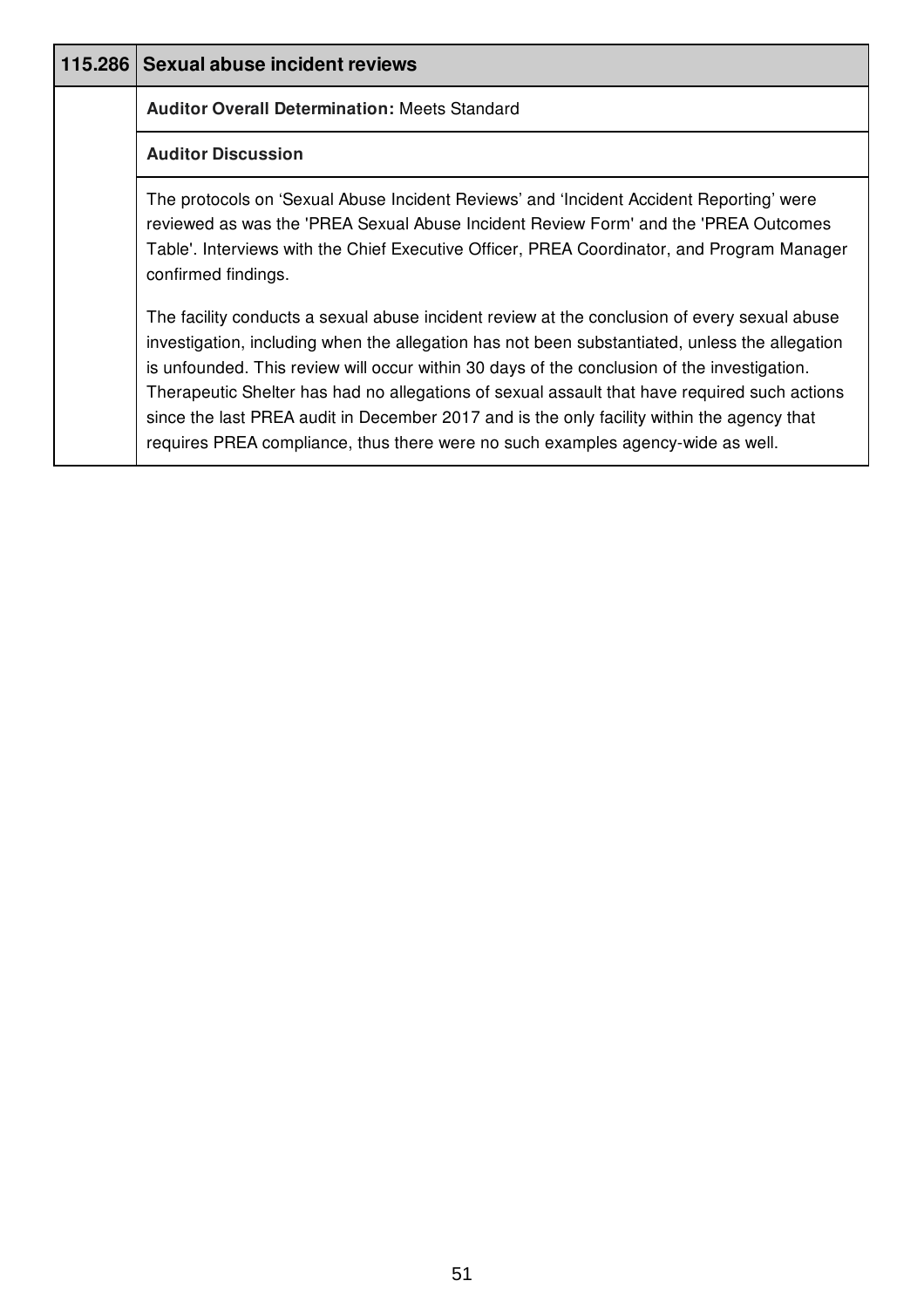## 115.286 Sexual abuse incident reviews

**Auditor Overall Determination:** Meets Standard

**Auditor Discussion**

The protocols on ‘Sexual Abuse Incident Reviews’ and ‘Incident Accident Reporting’ were reviewed as was the 'PREA Sexual Abuse Incident Review Form' and the 'PREA Outcomes Table'. Interviews with the Chief Executive Officer, PREA Coordinator, and Program Manager confirmed findings.

The facility conducts a sexual abuse incident review at the conclusion of every sexual abuse investigation, including when the allegation has not been substantiated, unless the allegation is unfounded. This review will occur within 30 days of the conclusion of the investigation. Therapeutic Shelter has had no allegations of sexual assault that have required such actions since the last PREA audit in December 2017 and is the only facility within the agency that requires PREA compliance, thus there were no such examples agency-wide as well.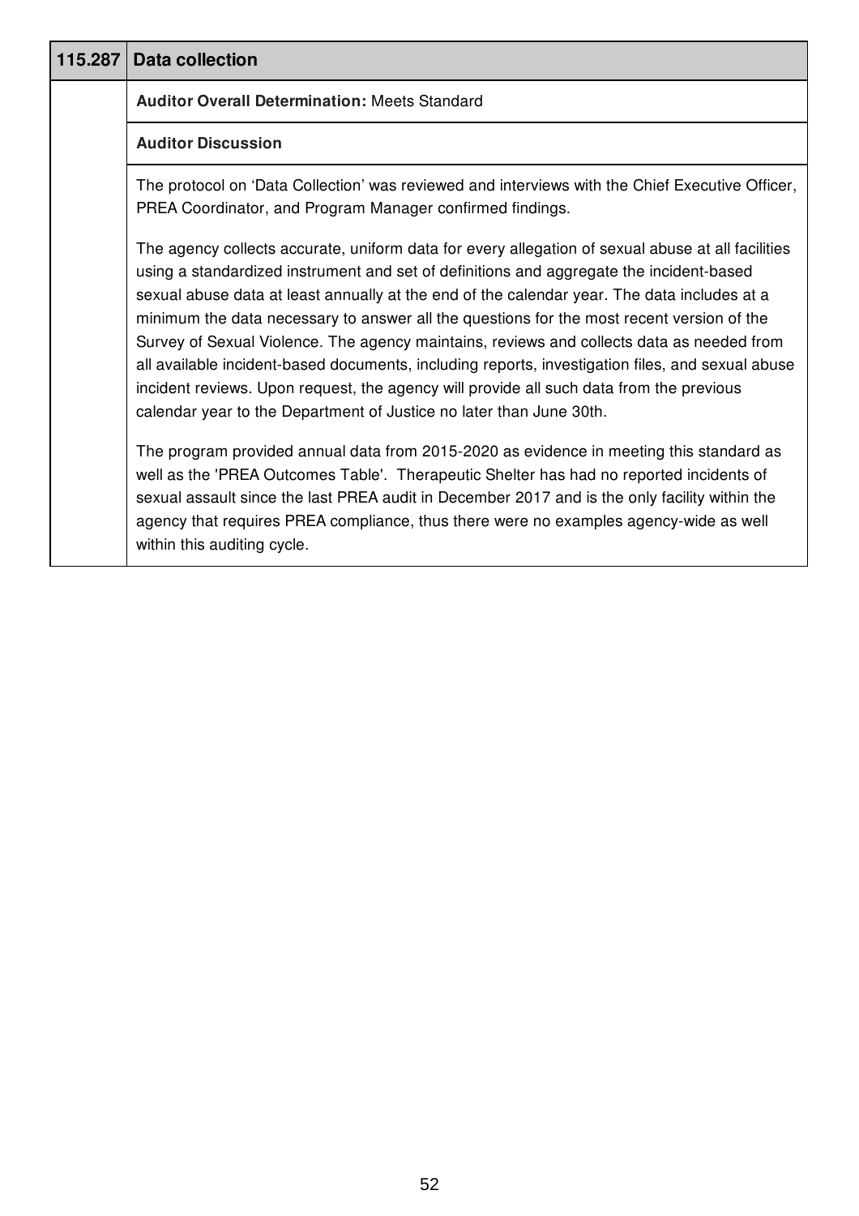## 115.287 Data collection

**Auditor Overall Determination:** Meets Standard

**Auditor Discussion**

The protocol on 'Data Collection' was reviewed and interviews with the Chief Executive Officer, PREA Coordinator, and Program Manager confirmed findings.

The agency collects accurate, uniform data for every allegation of sexual abuse at all facilities using a standardized instrument and set of definitions and aggregate the incident-based sexual abuse data at least annually at the end of the calendar year. The data includes at a minimum the data necessary to answer all the questions for the most recent version of the Survey of Sexual Violence. The agency maintains, reviews and collects data as needed from all available incident-based documents, including reports, investigation files, and sexual abuse incident reviews. Upon request, the agency will provide all such data from the previous calendar year to the Department of Justice no later than June 30th.

The program provided annual data from 2015-2020 as evidence in meeting this standard as well as the 'PREA Outcomes Table'. Therapeutic Shelter has had no reported incidents of sexual assault since the last PREA audit in December 2017 and is the only facility within the agency that requires PREA compliance, thus there were no examples agency-wide as well within this auditing cycle.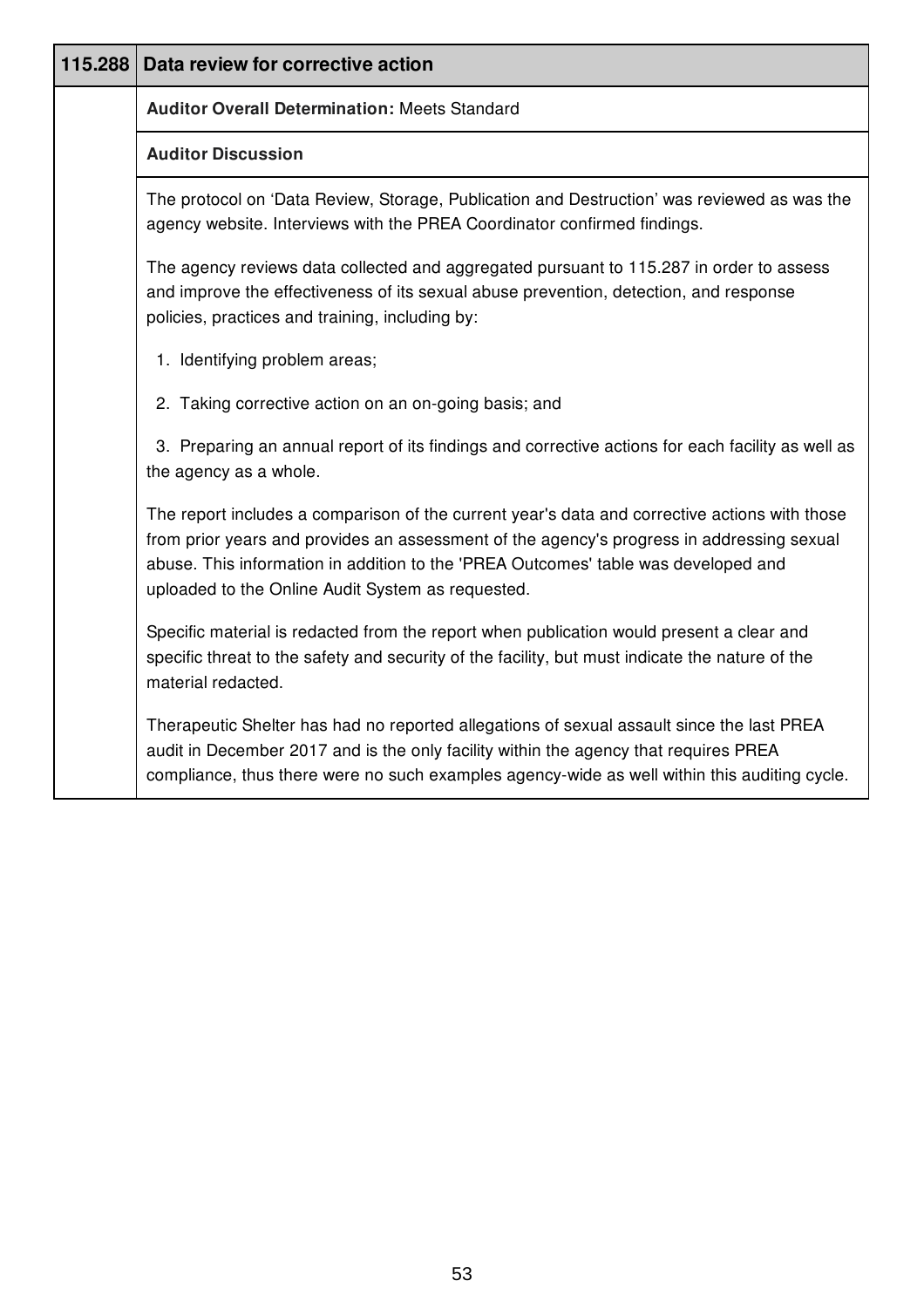## 115.288 Data review for corrective action

**Auditor Overall Determination:** Meets Standard

**Auditor Discussion**

The protocol on 'Data Review, Storage, Publication and Destruction' was reviewed as was the agency website. Interviews with the PREA Coordinator confirmed findings.

The agency reviews data collected and aggregated pursuant to 115.287 in order to assess and improve the effectiveness of its sexual abuse prevention, detection, and response policies, practices and training, including by:

1. Identifying problem areas;
2. Taking corrective action on an on-going basis; and
3. Preparing an annual report of its findings and corrective actions for each facility as well as the agency as a whole.

The report includes a comparison of the current year's data and corrective actions with those from prior years and provides an assessment of the agency's progress in addressing sexual abuse. This information in addition to the 'PREA Outcomes' table was developed and uploaded to the Online Audit System as requested.

Specific material is redacted from the report when publication would present a clear and specific threat to the safety and security of the facility, but must indicate the nature of the material redacted.

Therapeutic Shelter has had no reported allegations of sexual assault since the last PREA audit in December 2017 and is the only facility within the agency that requires PREA compliance, thus there were no such examples agency-wide as well within this auditing cycle.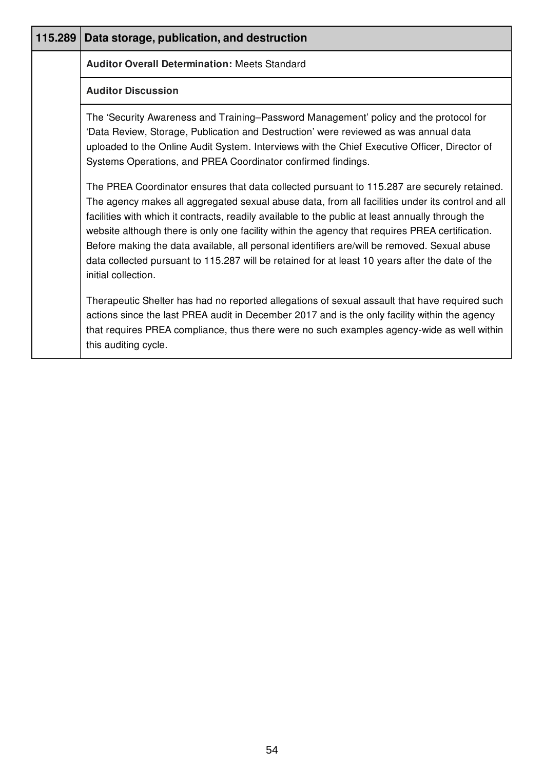| 115.289 | Data storage, publication, and destruction |
|---|---|
| | **Auditor Overall Determination:** Meets Standard |
| | **Auditor Discussion** |
| | The 'Security Awareness and Training–Password Management' policy and the protocol for 'Data Review, Storage, Publication and Destruction' were reviewed as was annual data uploaded to the Online Audit System. Interviews with the Chief Executive Officer, Director of Systems Operations, and PREA Coordinator confirmed findings.<br><br>The PREA Coordinator ensures that data collected pursuant to 115.287 are securely retained. The agency makes all aggregated sexual abuse data, from all facilities under its control and all facilities with which it contracts, readily available to the public at least annually through the website although there is only one facility within the agency that requires PREA certification. Before making the data available, all personal identifiers are/will be removed. Sexual abuse data collected pursuant to 115.287 will be retained for at least 10 years after the date of the initial collection.<br><br>Therapeutic Shelter has had no reported allegations of sexual assault that have required such actions since the last PREA audit in December 2017 and is the only facility within the agency that requires PREA compliance, thus there were no such examples agency-wide as well within this auditing cycle. |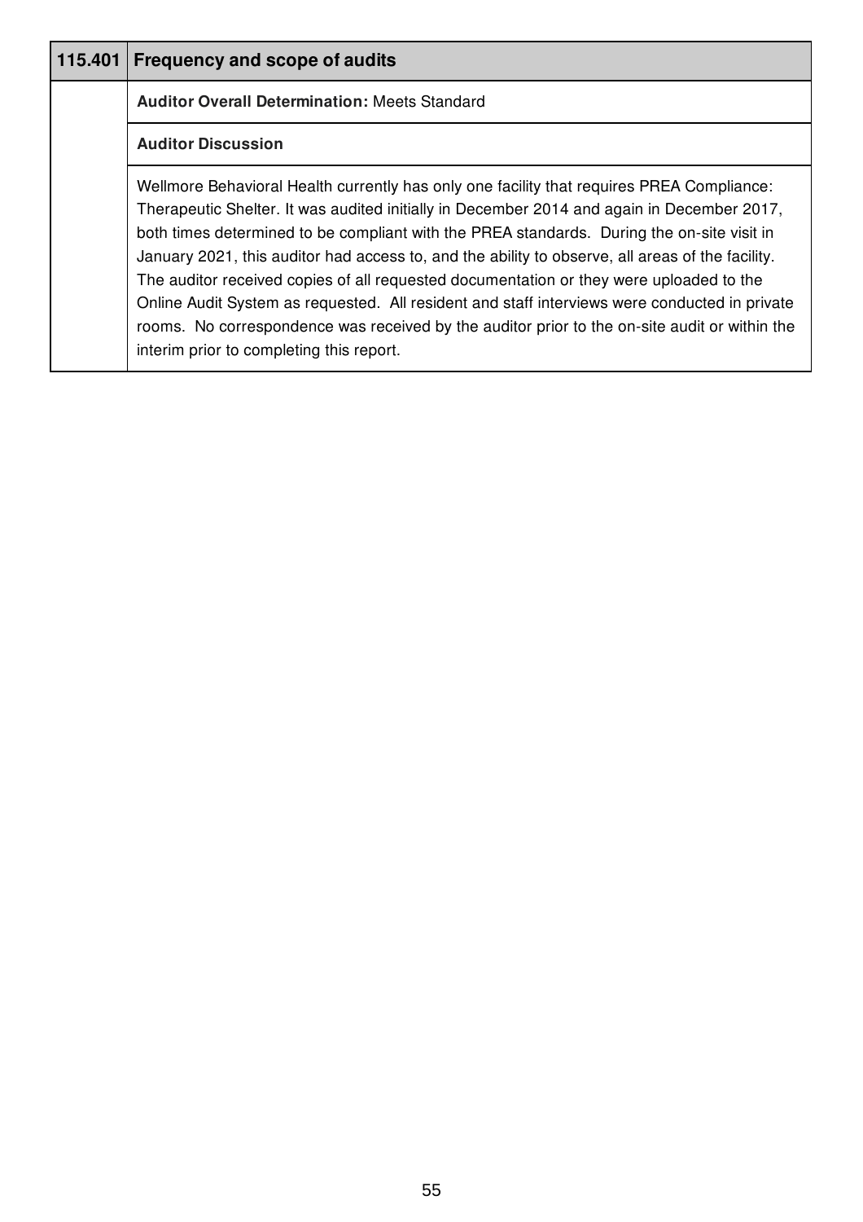| 115.401 | Frequency and scope of audits |
|---|---|
| | **Auditor Overall Determination:** Meets Standard |
| | **Auditor Discussion** |
| | Wellmore Behavioral Health currently has only one facility that requires PREA Compliance: Therapeutic Shelter. It was audited initially in December 2014 and again in December 2017, both times determined to be compliant with the PREA standards. During the on-site visit in January 2021, this auditor had access to, and the ability to observe, all areas of the facility. The auditor received copies of all requested documentation or they were uploaded to the Online Audit System as requested. All resident and staff interviews were conducted in private rooms. No correspondence was received by the auditor prior to the on-site audit or within the interim prior to completing this report. |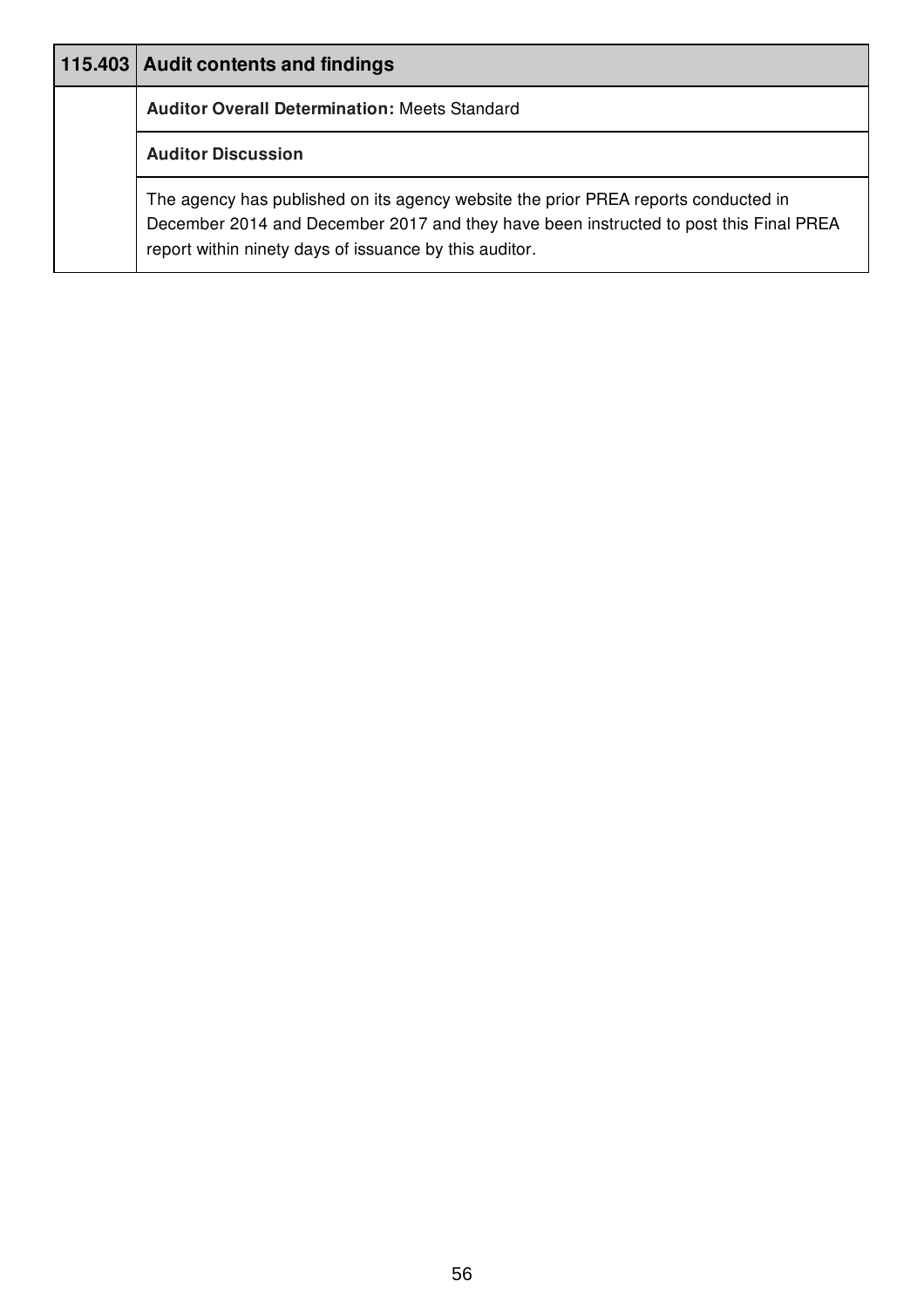| 115.403 | Audit contents and findings |
|---|---|
| | **Auditor Overall Determination:** Meets Standard |
| | **Auditor Discussion** |
| | The agency has published on its agency website the prior PREA reports conducted in December 2014 and December 2017 and they have been instructed to post this Final PREA report within ninety days of issuance by this auditor. |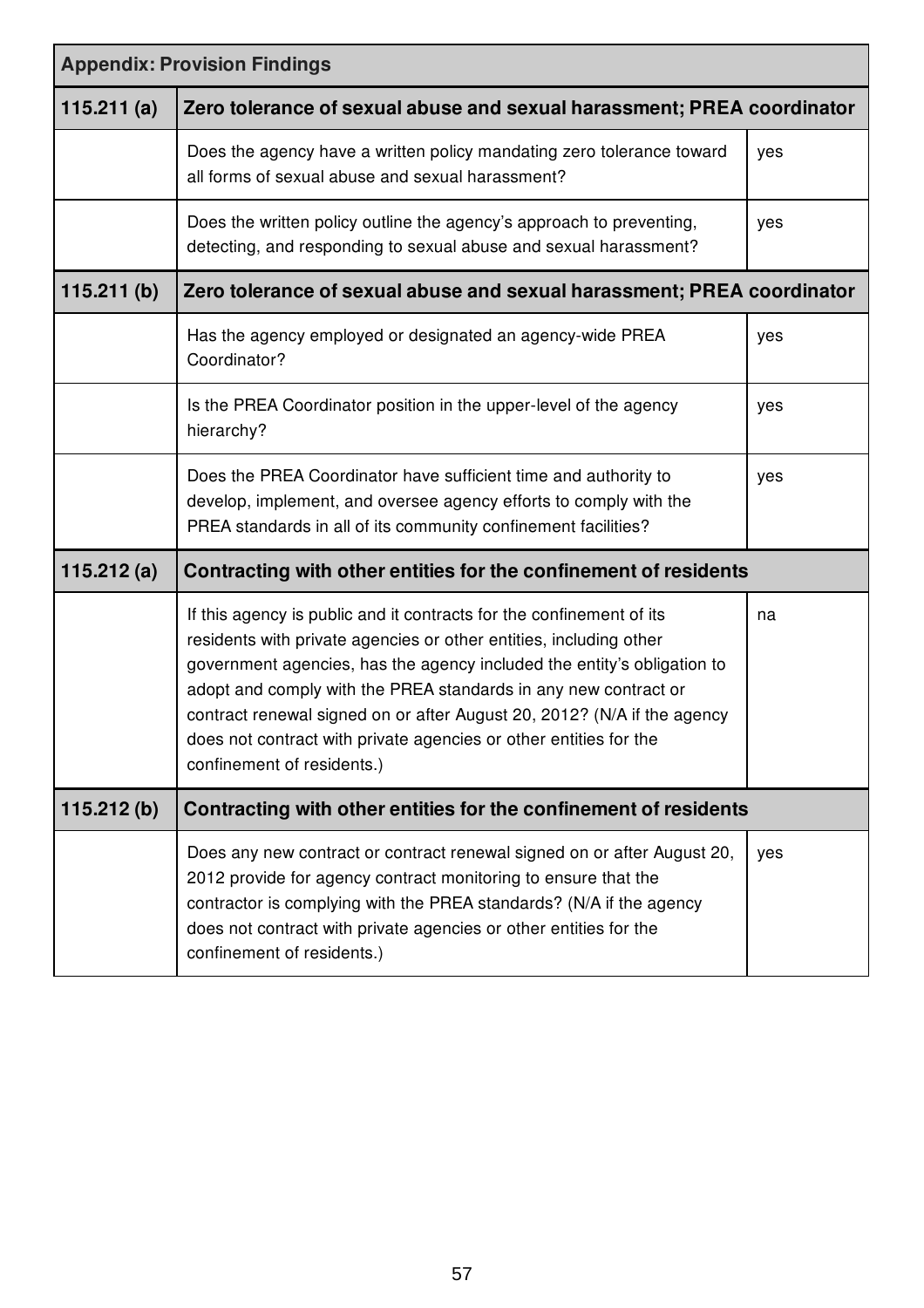| Appendix: Provision Findings | | |
|---|---|---|
| **115.211 (a)** | **Zero tolerance of sexual abuse and sexual harassment; PREA coordinator** | |
| | Does the agency have a written policy mandating zero tolerance toward all forms of sexual abuse and sexual harassment? | yes |
| | Does the written policy outline the agency's approach to preventing, detecting, and responding to sexual abuse and sexual harassment? | yes |
| **115.211 (b)** | **Zero tolerance of sexual abuse and sexual harassment; PREA coordinator** | |
| | Has the agency employed or designated an agency-wide PREA Coordinator? | yes |
| | Is the PREA Coordinator position in the upper-level of the agency hierarchy? | yes |
| | Does the PREA Coordinator have sufficient time and authority to develop, implement, and oversee agency efforts to comply with the PREA standards in all of its community confinement facilities? | yes |
| **115.212 (a)** | **Contracting with other entities for the confinement of residents** | |
| | If this agency is public and it contracts for the confinement of its residents with private agencies or other entities, including other government agencies, has the agency included the entity's obligation to adopt and comply with the PREA standards in any new contract or contract renewal signed on or after August 20, 2012? (N/A if the agency does not contract with private agencies or other entities for the confinement of residents.) | na |
| **115.212 (b)** | **Contracting with other entities for the confinement of residents** | |
| | Does any new contract or contract renewal signed on or after August 20, 2012 provide for agency contract monitoring to ensure that the contractor is complying with the PREA standards? (N/A if the agency does not contract with private agencies or other entities for the confinement of residents.) | yes |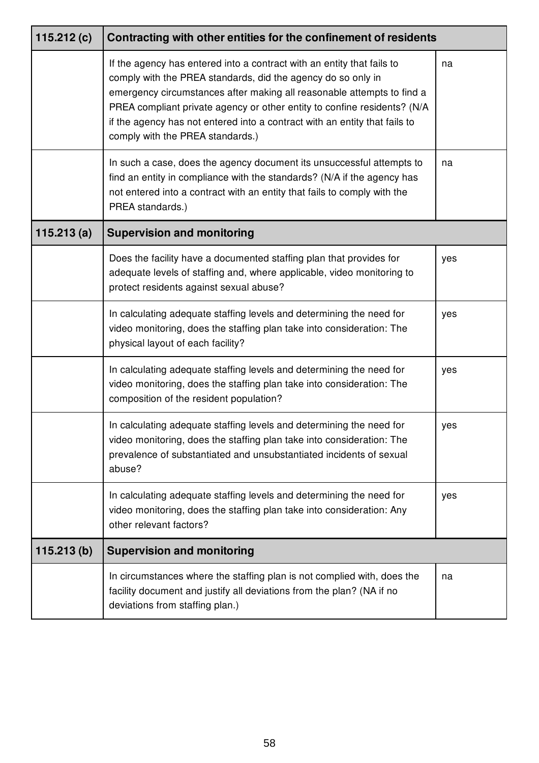| 115.212 (c) | Contracting with other entities for the confinement of residents | |
|---|---|---|
| | If the agency has entered into a contract with an entity that fails to comply with the PREA standards, did the agency do so only in emergency circumstances after making all reasonable attempts to find a PREA compliant private agency or other entity to confine residents? (N/A if the agency has not entered into a contract with an entity that fails to comply with the PREA standards.) | na |
| | In such a case, does the agency document its unsuccessful attempts to find an entity in compliance with the standards? (N/A if the agency has not entered into a contract with an entity that fails to comply with the PREA standards.) | na |
| **115.213 (a)** | **Supervision and monitoring** | |
| | Does the facility have a documented staffing plan that provides for adequate levels of staffing and, where applicable, video monitoring to protect residents against sexual abuse? | yes |
| | In calculating adequate staffing levels and determining the need for video monitoring, does the staffing plan take into consideration: The physical layout of each facility? | yes |
| | In calculating adequate staffing levels and determining the need for video monitoring, does the staffing plan take into consideration: The composition of the resident population? | yes |
| | In calculating adequate staffing levels and determining the need for video monitoring, does the staffing plan take into consideration: The prevalence of substantiated and unsubstantiated incidents of sexual abuse? | yes |
| | In calculating adequate staffing levels and determining the need for video monitoring, does the staffing plan take into consideration: Any other relevant factors? | yes |
| **115.213 (b)** | **Supervision and monitoring** | |
| | In circumstances where the staffing plan is not complied with, does the facility document and justify all deviations from the plan? (NA if no deviations from staffing plan.) | na |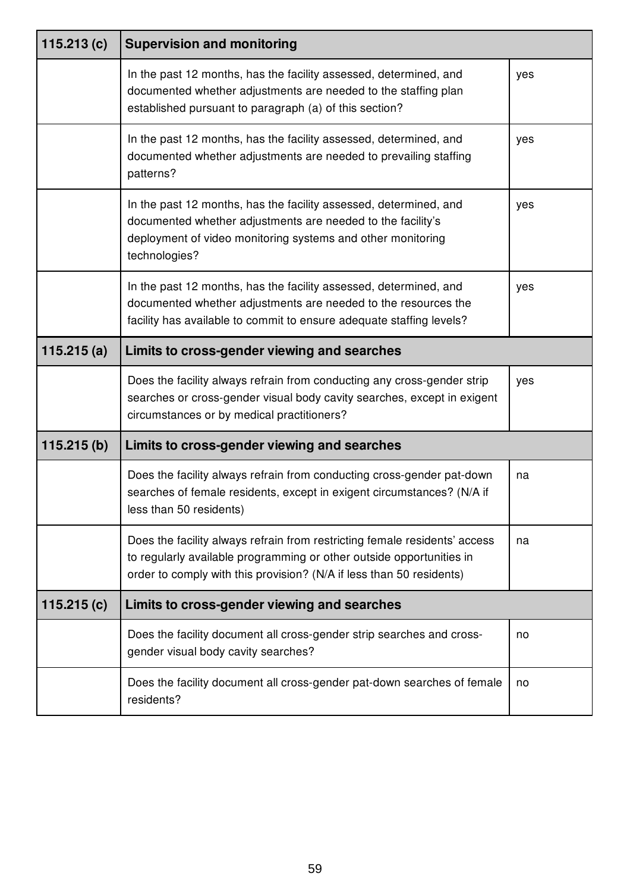| 115.213 (c) | Supervision and monitoring | |
|---|---|---|
| | In the past 12 months, has the facility assessed, determined, and documented whether adjustments are needed to the staffing plan established pursuant to paragraph (a) of this section? | yes |
| | In the past 12 months, has the facility assessed, determined, and documented whether adjustments are needed to prevailing staffing patterns? | yes |
| | In the past 12 months, has the facility assessed, determined, and documented whether adjustments are needed to the facility's deployment of video monitoring systems and other monitoring technologies? | yes |
| | In the past 12 months, has the facility assessed, determined, and documented whether adjustments are needed to the resources the facility has available to commit to ensure adequate staffing levels? | yes |
| **115.215 (a)** | **Limits to cross-gender viewing and searches** | |
| | Does the facility always refrain from conducting any cross-gender strip searches or cross-gender visual body cavity searches, except in exigent circumstances or by medical practitioners? | yes |
| **115.215 (b)** | **Limits to cross-gender viewing and searches** | |
| | Does the facility always refrain from conducting cross-gender pat-down searches of female residents, except in exigent circumstances? (N/A if less than 50 residents) | na |
| | Does the facility always refrain from restricting female residents' access to regularly available programming or other outside opportunities in order to comply with this provision? (N/A if less than 50 residents) | na |
| **115.215 (c)** | **Limits to cross-gender viewing and searches** | |
| | Does the facility document all cross-gender strip searches and cross-gender visual body cavity searches? | no |
| | Does the facility document all cross-gender pat-down searches of female residents? | no |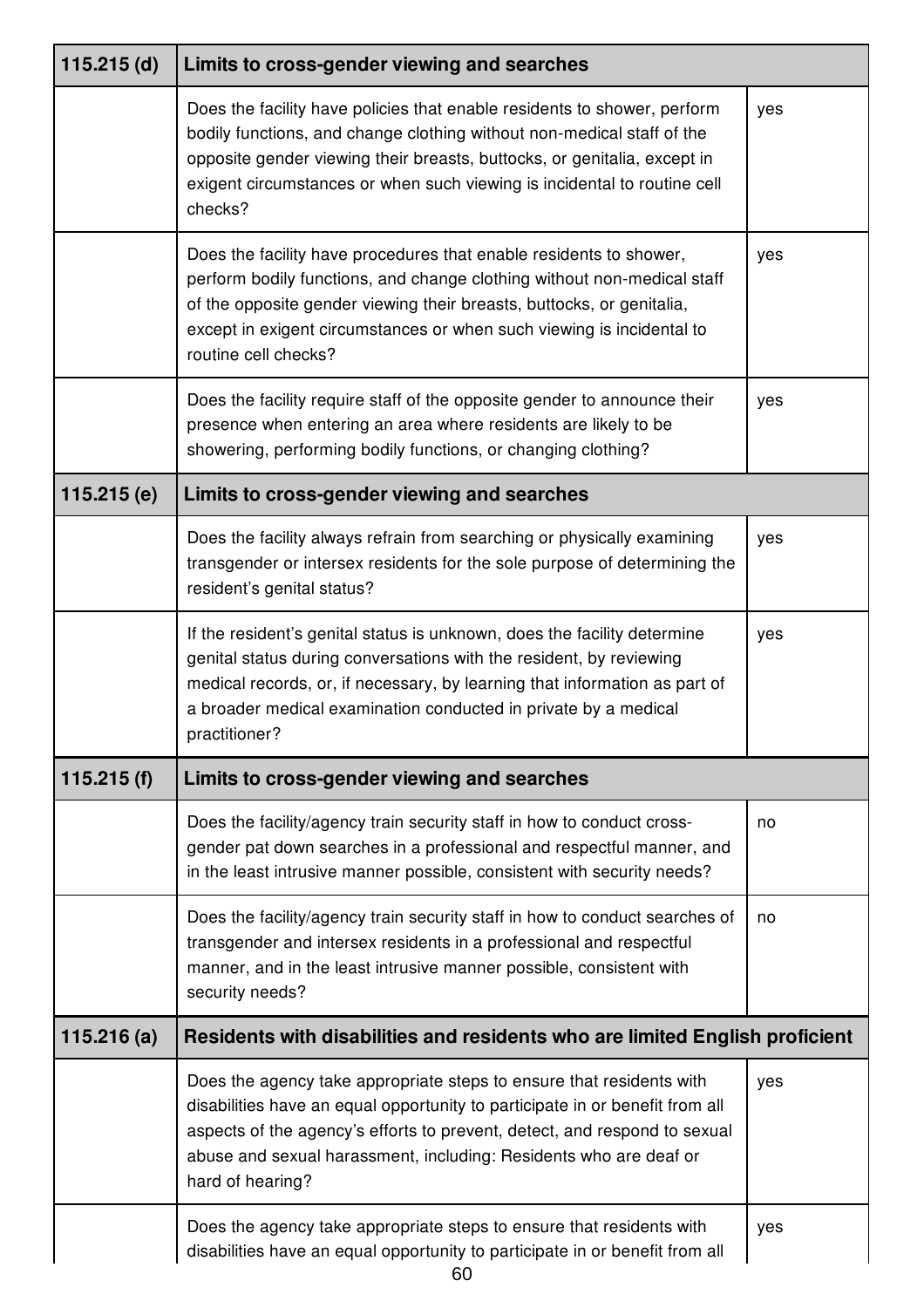| 115.215 (d) | Limits to cross-gender viewing and searches | |
|---|---|---|
| | Does the facility have policies that enable residents to shower, perform bodily functions, and change clothing without non-medical staff of the opposite gender viewing their breasts, buttocks, or genitalia, except in exigent circumstances or when such viewing is incidental to routine cell checks? | yes |
| | Does the facility have procedures that enable residents to shower, perform bodily functions, and change clothing without non-medical staff of the opposite gender viewing their breasts, buttocks, or genitalia, except in exigent circumstances or when such viewing is incidental to routine cell checks? | yes |
| | Does the facility require staff of the opposite gender to announce their presence when entering an area where residents are likely to be showering, performing bodily functions, or changing clothing? | yes |
| **115.215 (e)** | **Limits to cross-gender viewing and searches** | |
| | Does the facility always refrain from searching or physically examining transgender or intersex residents for the sole purpose of determining the resident's genital status? | yes |
| | If the resident's genital status is unknown, does the facility determine genital status during conversations with the resident, by reviewing medical records, or, if necessary, by learning that information as part of a broader medical examination conducted in private by a medical practitioner? | yes |
| **115.215 (f)** | **Limits to cross-gender viewing and searches** | |
| | Does the facility/agency train security staff in how to conduct cross-gender pat down searches in a professional and respectful manner, and in the least intrusive manner possible, consistent with security needs? | no |
| | Does the facility/agency train security staff in how to conduct searches of transgender and intersex residents in a professional and respectful manner, and in the least intrusive manner possible, consistent with security needs? | no |
| **115.216 (a)** | **Residents with disabilities and residents who are limited English proficient** | |
| | Does the agency take appropriate steps to ensure that residents with disabilities have an equal opportunity to participate in or benefit from all aspects of the agency's efforts to prevent, detect, and respond to sexual abuse and sexual harassment, including: Residents who are deaf or hard of hearing? | yes |
| | Does the agency take appropriate steps to ensure that residents with disabilities have an equal opportunity to participate in or benefit from all | yes |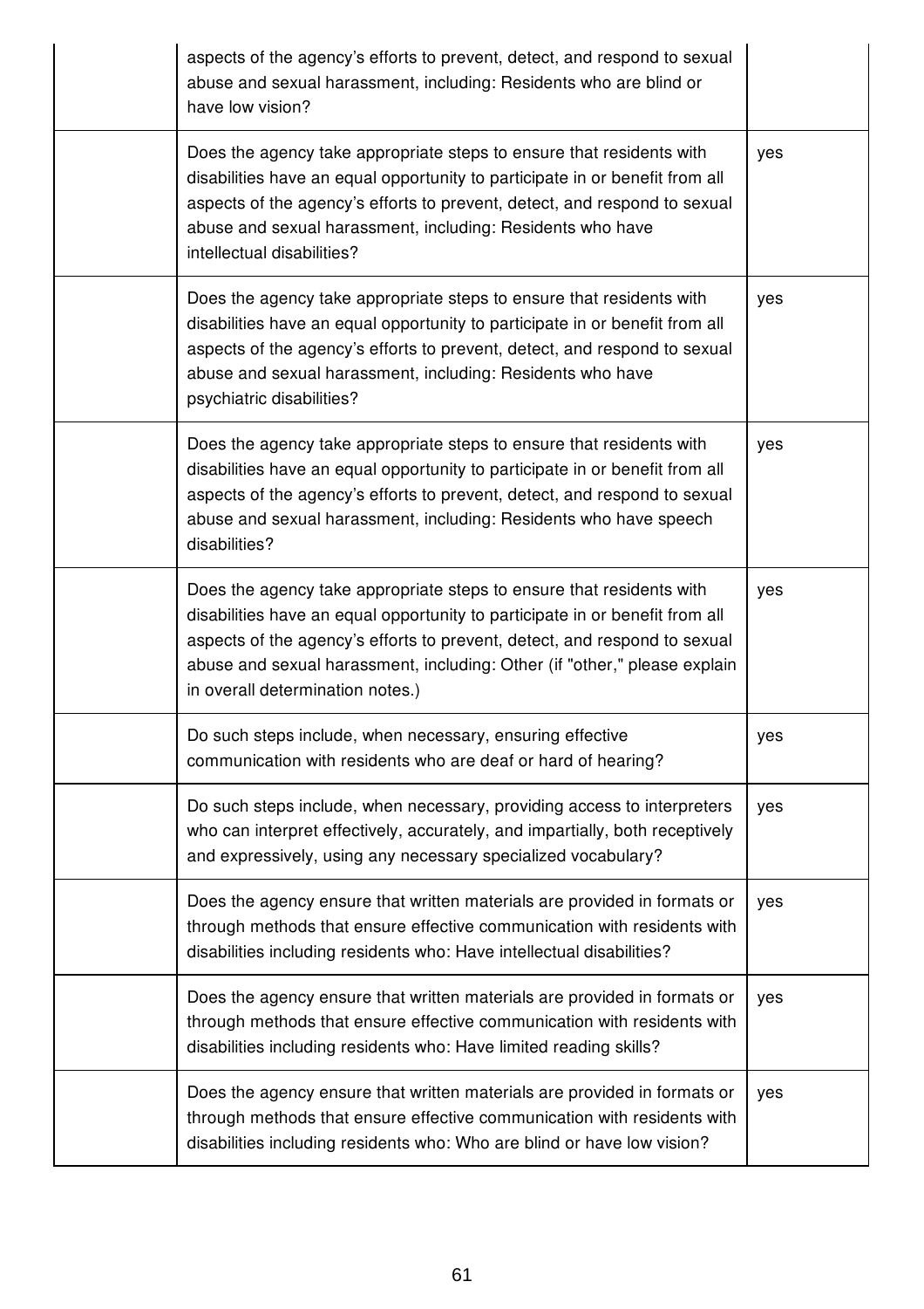| | | |
|---|---|---|
| | aspects of the agency's efforts to prevent, detect, and respond to sexual abuse and sexual harassment, including: Residents who are blind or have low vision? | |
| | Does the agency take appropriate steps to ensure that residents with disabilities have an equal opportunity to participate in or benefit from all aspects of the agency's efforts to prevent, detect, and respond to sexual abuse and sexual harassment, including: Residents who have intellectual disabilities? | yes |
| | Does the agency take appropriate steps to ensure that residents with disabilities have an equal opportunity to participate in or benefit from all aspects of the agency's efforts to prevent, detect, and respond to sexual abuse and sexual harassment, including: Residents who have psychiatric disabilities? | yes |
| | Does the agency take appropriate steps to ensure that residents with disabilities have an equal opportunity to participate in or benefit from all aspects of the agency's efforts to prevent, detect, and respond to sexual abuse and sexual harassment, including: Residents who have speech disabilities? | yes |
| | Does the agency take appropriate steps to ensure that residents with disabilities have an equal opportunity to participate in or benefit from all aspects of the agency's efforts to prevent, detect, and respond to sexual abuse and sexual harassment, including: Other (if "other," please explain in overall determination notes.) | yes |
| | Do such steps include, when necessary, ensuring effective communication with residents who are deaf or hard of hearing? | yes |
| | Do such steps include, when necessary, providing access to interpreters who can interpret effectively, accurately, and impartially, both receptively and expressively, using any necessary specialized vocabulary? | yes |
| | Does the agency ensure that written materials are provided in formats or through methods that ensure effective communication with residents with disabilities including residents who: Have intellectual disabilities? | yes |
| | Does the agency ensure that written materials are provided in formats or through methods that ensure effective communication with residents with disabilities including residents who: Have limited reading skills? | yes |
| | Does the agency ensure that written materials are provided in formats or through methods that ensure effective communication with residents with disabilities including residents who: Who are blind or have low vision? | yes |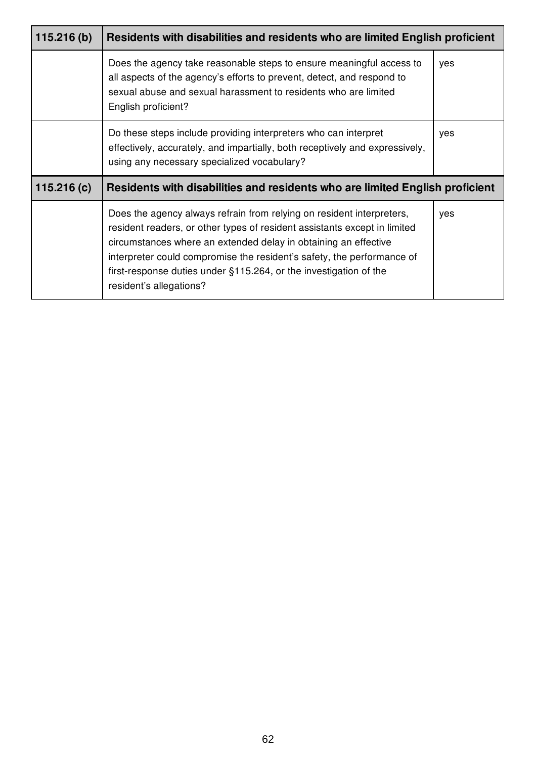| 115.216 (b) | Residents with disabilities and residents who are limited English proficient | |
|---|---|---|
| | Does the agency take reasonable steps to ensure meaningful access to all aspects of the agency's efforts to prevent, detect, and respond to sexual abuse and sexual harassment to residents who are limited English proficient? | yes |
| | Do these steps include providing interpreters who can interpret effectively, accurately, and impartially, both receptively and expressively, using any necessary specialized vocabulary? | yes |

| 115.216 (c) | Residents with disabilities and residents who are limited English proficient | |
|---|---|---|
| | Does the agency always refrain from relying on resident interpreters, resident readers, or other types of resident assistants except in limited circumstances where an extended delay in obtaining an effective interpreter could compromise the resident's safety, the performance of first-response duties under §115.264, or the investigation of the resident's allegations? | yes |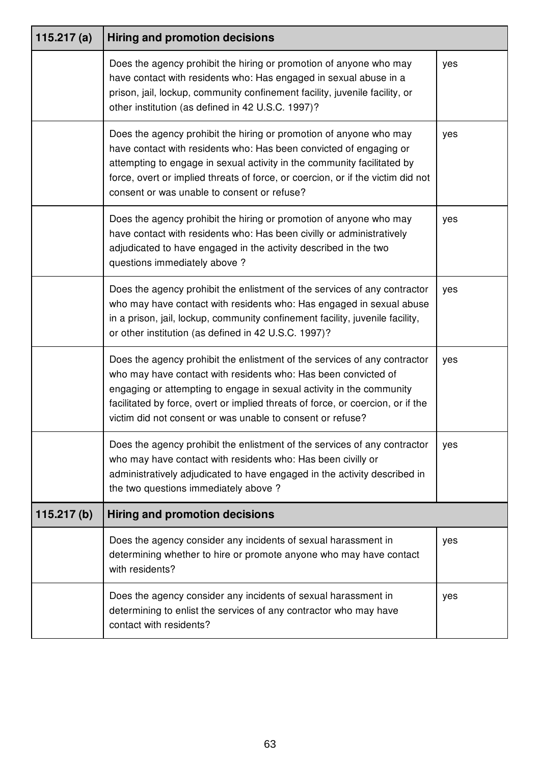| 115.217 (a) | Hiring and promotion decisions | |
|---|---|---|
| | Does the agency prohibit the hiring or promotion of anyone who may have contact with residents who: Has engaged in sexual abuse in a prison, jail, lockup, community confinement facility, juvenile facility, or other institution (as defined in 42 U.S.C. 1997)? | yes |
| | Does the agency prohibit the hiring or promotion of anyone who may have contact with residents who: Has been convicted of engaging or attempting to engage in sexual activity in the community facilitated by force, overt or implied threats of force, or coercion, or if the victim did not consent or was unable to consent or refuse? | yes |
| | Does the agency prohibit the hiring or promotion of anyone who may have contact with residents who: Has been civilly or administratively adjudicated to have engaged in the activity described in the two questions immediately above ? | yes |
| | Does the agency prohibit the enlistment of the services of any contractor who may have contact with residents who: Has engaged in sexual abuse in a prison, jail, lockup, community confinement facility, juvenile facility, or other institution (as defined in 42 U.S.C. 1997)? | yes |
| | Does the agency prohibit the enlistment of the services of any contractor who may have contact with residents who: Has been convicted of engaging or attempting to engage in sexual activity in the community facilitated by force, overt or implied threats of force, or coercion, or if the victim did not consent or was unable to consent or refuse? | yes |
| | Does the agency prohibit the enlistment of the services of any contractor who may have contact with residents who: Has been civilly or administratively adjudicated to have engaged in the activity described in the two questions immediately above ? | yes |

| 115.217 (b) | Hiring and promotion decisions | |
|---|---|---|
| | Does the agency consider any incidents of sexual harassment in determining whether to hire or promote anyone who may have contact with residents? | yes |
| | Does the agency consider any incidents of sexual harassment in determining to enlist the services of any contractor who may have contact with residents? | yes |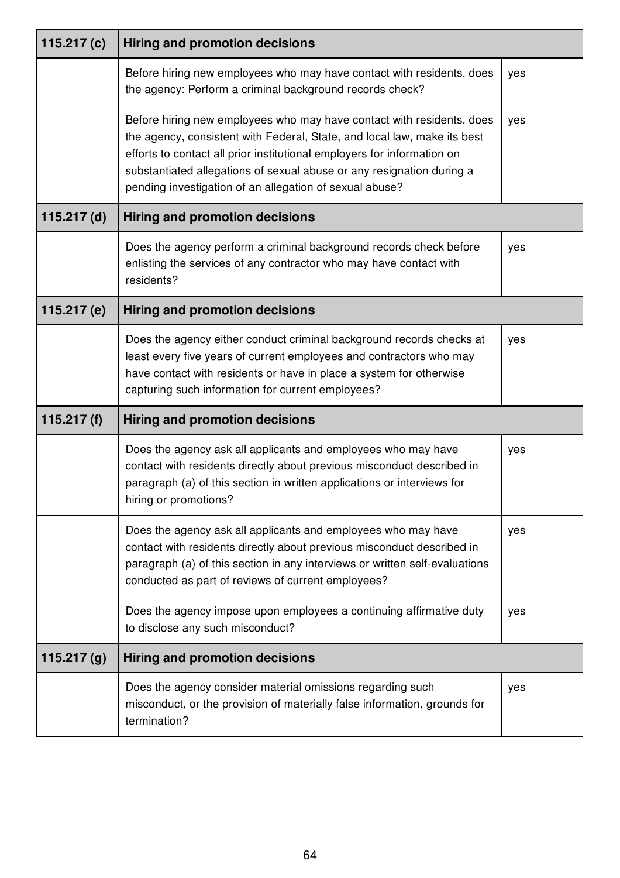| 115.217 (c) | Hiring and promotion decisions | |
|---|---|---|
| | Before hiring new employees who may have contact with residents, does the agency: Perform a criminal background records check? | yes |
| | Before hiring new employees who may have contact with residents, does the agency, consistent with Federal, State, and local law, make its best efforts to contact all prior institutional employers for information on substantiated allegations of sexual abuse or any resignation during a pending investigation of an allegation of sexual abuse? | yes |
| **115.217 (d)** | **Hiring and promotion decisions** | |
| | Does the agency perform a criminal background records check before enlisting the services of any contractor who may have contact with residents? | yes |
| **115.217 (e)** | **Hiring and promotion decisions** | |
| | Does the agency either conduct criminal background records checks at least every five years of current employees and contractors who may have contact with residents or have in place a system for otherwise capturing such information for current employees? | yes |
| **115.217 (f)** | **Hiring and promotion decisions** | |
| | Does the agency ask all applicants and employees who may have contact with residents directly about previous misconduct described in paragraph (a) of this section in written applications or interviews for hiring or promotions? | yes |
| | Does the agency ask all applicants and employees who may have contact with residents directly about previous misconduct described in paragraph (a) of this section in any interviews or written self-evaluations conducted as part of reviews of current employees? | yes |
| | Does the agency impose upon employees a continuing affirmative duty to disclose any such misconduct? | yes |
| **115.217 (g)** | **Hiring and promotion decisions** | |
| | Does the agency consider material omissions regarding such misconduct, or the provision of materially false information, grounds for termination? | yes |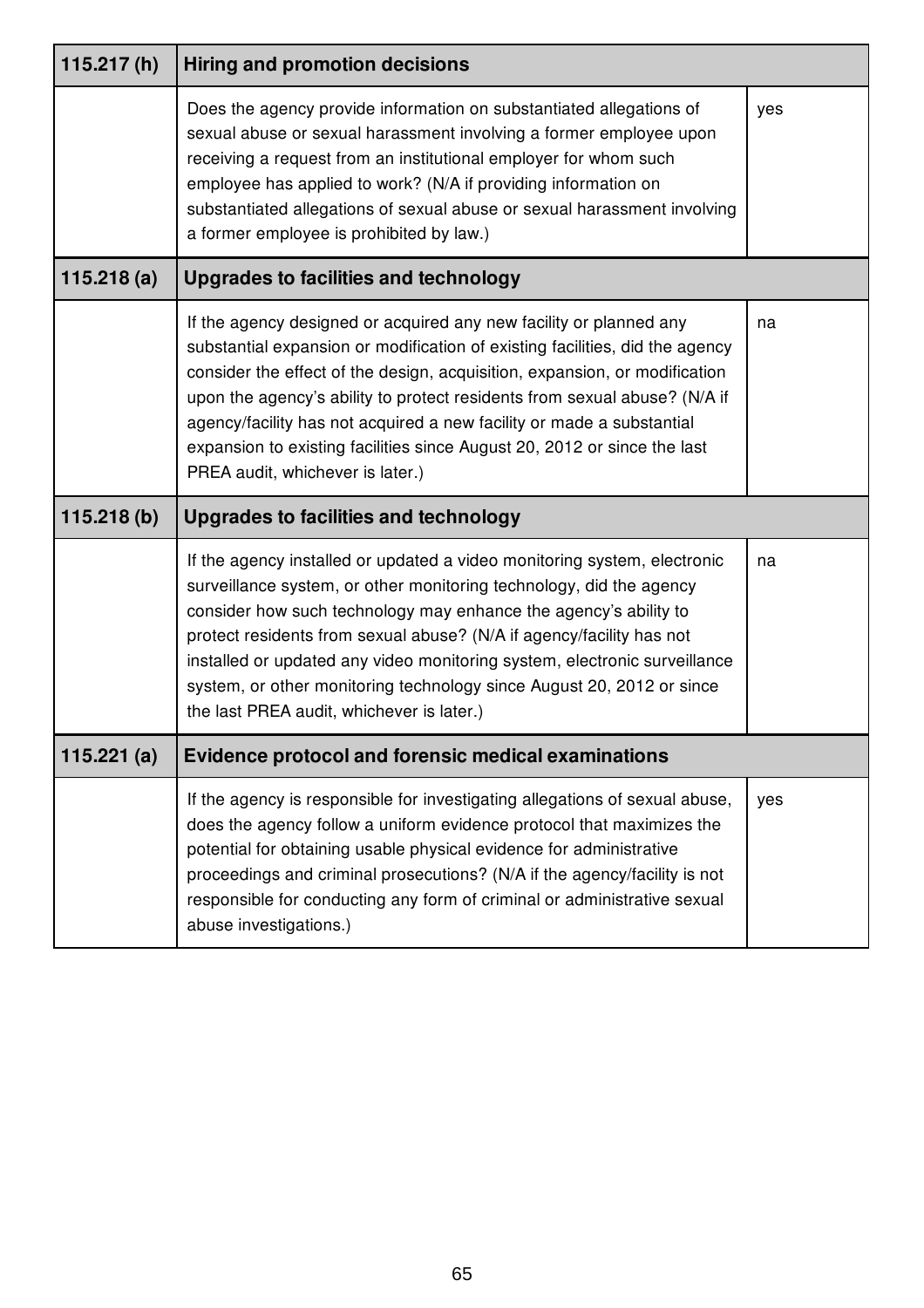| 115.217 (h) | Hiring and promotion decisions | |
|---|---|---|
| | Does the agency provide information on substantiated allegations of sexual abuse or sexual harassment involving a former employee upon receiving a request from an institutional employer for whom such employee has applied to work? (N/A if providing information on substantiated allegations of sexual abuse or sexual harassment involving a former employee is prohibited by law.) | yes |
| **115.218 (a)** | **Upgrades to facilities and technology** | |
| | If the agency designed or acquired any new facility or planned any substantial expansion or modification of existing facilities, did the agency consider the effect of the design, acquisition, expansion, or modification upon the agency's ability to protect residents from sexual abuse? (N/A if agency/facility has not acquired a new facility or made a substantial expansion to existing facilities since August 20, 2012 or since the last PREA audit, whichever is later.) | na |
| **115.218 (b)** | **Upgrades to facilities and technology** | |
| | If the agency installed or updated a video monitoring system, electronic surveillance system, or other monitoring technology, did the agency consider how such technology may enhance the agency's ability to protect residents from sexual abuse? (N/A if agency/facility has not installed or updated any video monitoring system, electronic surveillance system, or other monitoring technology since August 20, 2012 or since the last PREA audit, whichever is later.) | na |
| **115.221 (a)** | **Evidence protocol and forensic medical examinations** | |
| | If the agency is responsible for investigating allegations of sexual abuse, does the agency follow a uniform evidence protocol that maximizes the potential for obtaining usable physical evidence for administrative proceedings and criminal prosecutions? (N/A if the agency/facility is not responsible for conducting any form of criminal or administrative sexual abuse investigations.) | yes |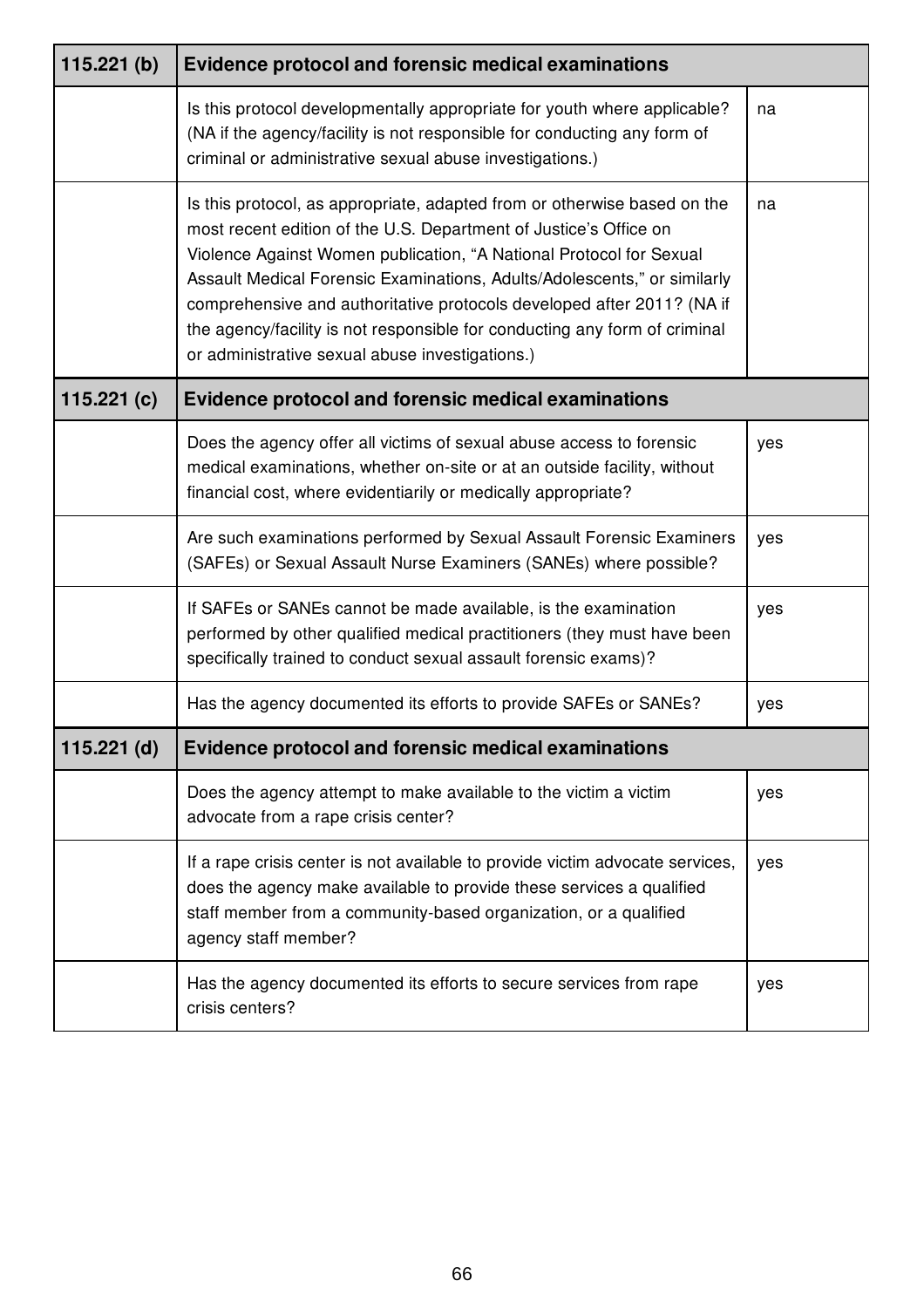| 115.221 (b) | Evidence protocol and forensic medical examinations | |
|---|---|---|
| | Is this protocol developmentally appropriate for youth where applicable? (NA if the agency/facility is not responsible for conducting any form of criminal or administrative sexual abuse investigations.) | na |
| | Is this protocol, as appropriate, adapted from or otherwise based on the most recent edition of the U.S. Department of Justice's Office on Violence Against Women publication, "A National Protocol for Sexual Assault Medical Forensic Examinations, Adults/Adolescents," or similarly comprehensive and authoritative protocols developed after 2011? (NA if the agency/facility is not responsible for conducting any form of criminal or administrative sexual abuse investigations.) | na |
| **115.221 (c)** | **Evidence protocol and forensic medical examinations** | |
| | Does the agency offer all victims of sexual abuse access to forensic medical examinations, whether on-site or at an outside facility, without financial cost, where evidentiarily or medically appropriate? | yes |
| | Are such examinations performed by Sexual Assault Forensic Examiners (SAFEs) or Sexual Assault Nurse Examiners (SANEs) where possible? | yes |
| | If SAFEs or SANEs cannot be made available, is the examination performed by other qualified medical practitioners (they must have been specifically trained to conduct sexual assault forensic exams)? | yes |
| | Has the agency documented its efforts to provide SAFEs or SANEs? | yes |
| **115.221 (d)** | **Evidence protocol and forensic medical examinations** | |
| | Does the agency attempt to make available to the victim a victim advocate from a rape crisis center? | yes |
| | If a rape crisis center is not available to provide victim advocate services, does the agency make available to provide these services a qualified staff member from a community-based organization, or a qualified agency staff member? | yes |
| | Has the agency documented its efforts to secure services from rape crisis centers? | yes |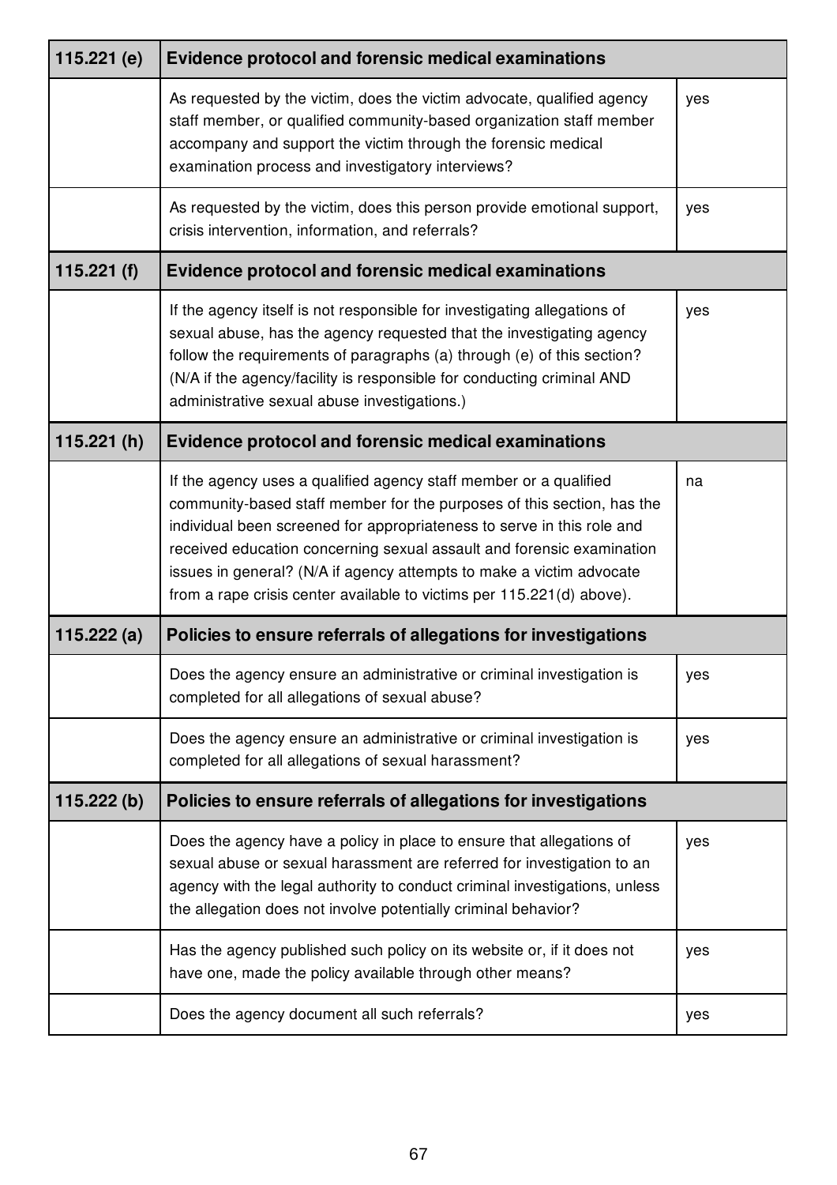| 115.221 (e) | Evidence protocol and forensic medical examinations | |
|---|---|---|
| | As requested by the victim, does the victim advocate, qualified agency staff member, or qualified community-based organization staff member accompany and support the victim through the forensic medical examination process and investigatory interviews? | yes |
| | As requested by the victim, does this person provide emotional support, crisis intervention, information, and referrals? | yes |
| **115.221 (f)** | **Evidence protocol and forensic medical examinations** | |
| | If the agency itself is not responsible for investigating allegations of sexual abuse, has the agency requested that the investigating agency follow the requirements of paragraphs (a) through (e) of this section? (N/A if the agency/facility is responsible for conducting criminal AND administrative sexual abuse investigations.) | yes |
| **115.221 (h)** | **Evidence protocol and forensic medical examinations** | |
| | If the agency uses a qualified agency staff member or a qualified community-based staff member for the purposes of this section, has the individual been screened for appropriateness to serve in this role and received education concerning sexual assault and forensic examination issues in general? (N/A if agency attempts to make a victim advocate from a rape crisis center available to victims per 115.221(d) above). | na |
| **115.222 (a)** | **Policies to ensure referrals of allegations for investigations** | |
| | Does the agency ensure an administrative or criminal investigation is completed for all allegations of sexual abuse? | yes |
| | Does the agency ensure an administrative or criminal investigation is completed for all allegations of sexual harassment? | yes |
| **115.222 (b)** | **Policies to ensure referrals of allegations for investigations** | |
| | Does the agency have a policy in place to ensure that allegations of sexual abuse or sexual harassment are referred for investigation to an agency with the legal authority to conduct criminal investigations, unless the allegation does not involve potentially criminal behavior? | yes |
| | Has the agency published such policy on its website or, if it does not have one, made the policy available through other means? | yes |
| | Does the agency document all such referrals? | yes |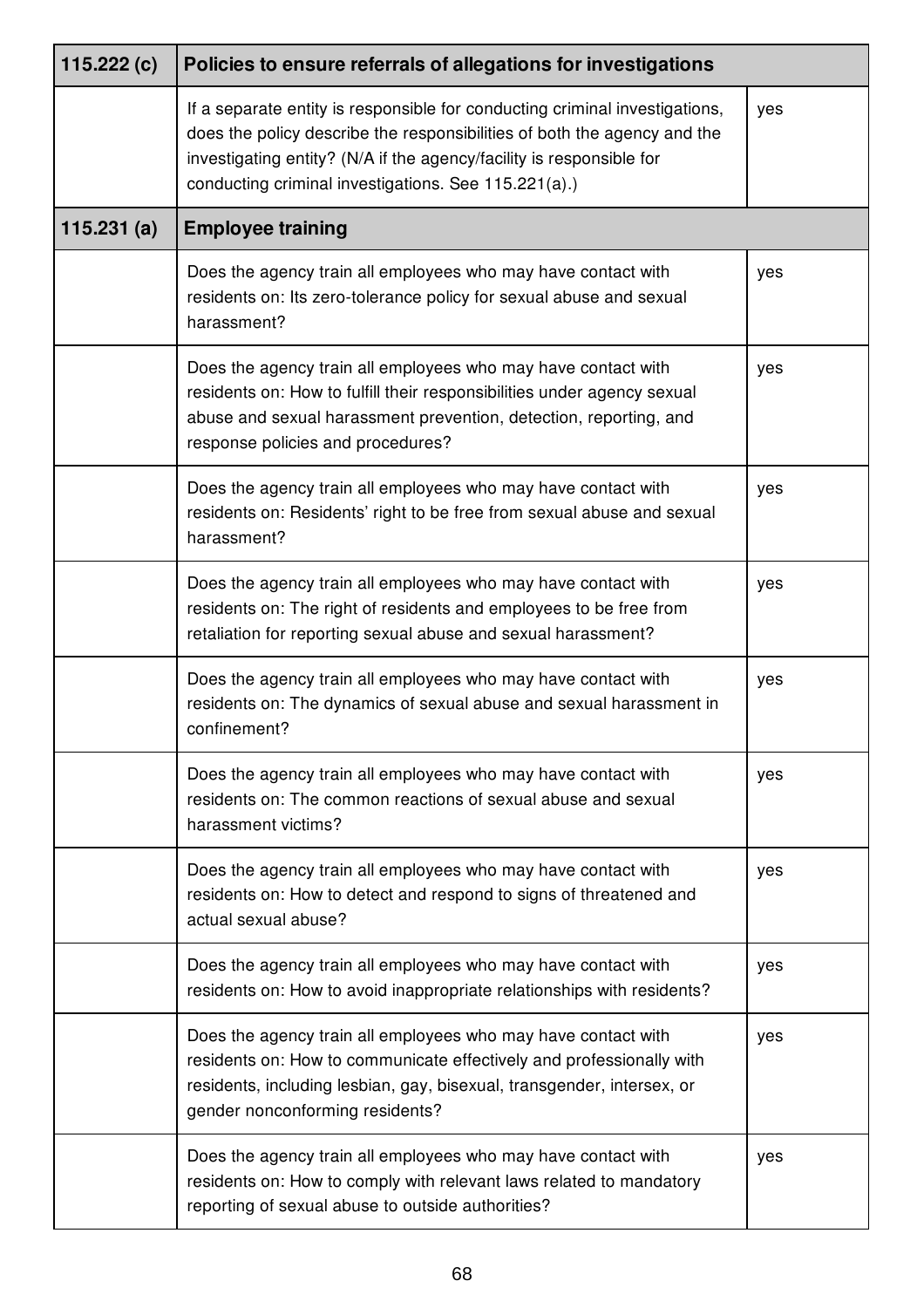| 115.222 (c) | Policies to ensure referrals of allegations for investigations | |
|---|---|---|
| | If a separate entity is responsible for conducting criminal investigations, does the policy describe the responsibilities of both the agency and the investigating entity? (N/A if the agency/facility is responsible for conducting criminal investigations. See 115.221(a).) | yes |
| **115.231 (a)** | **Employee training** | |
| | Does the agency train all employees who may have contact with residents on: Its zero-tolerance policy for sexual abuse and sexual harassment? | yes |
| | Does the agency train all employees who may have contact with residents on: How to fulfill their responsibilities under agency sexual abuse and sexual harassment prevention, detection, reporting, and response policies and procedures? | yes |
| | Does the agency train all employees who may have contact with residents on: Residents' right to be free from sexual abuse and sexual harassment? | yes |
| | Does the agency train all employees who may have contact with residents on: The right of residents and employees to be free from retaliation for reporting sexual abuse and sexual harassment? | yes |
| | Does the agency train all employees who may have contact with residents on: The dynamics of sexual abuse and sexual harassment in confinement? | yes |
| | Does the agency train all employees who may have contact with residents on: The common reactions of sexual abuse and sexual harassment victims? | yes |
| | Does the agency train all employees who may have contact with residents on: How to detect and respond to signs of threatened and actual sexual abuse? | yes |
| | Does the agency train all employees who may have contact with residents on: How to avoid inappropriate relationships with residents? | yes |
| | Does the agency train all employees who may have contact with residents on: How to communicate effectively and professionally with residents, including lesbian, gay, bisexual, transgender, intersex, or gender nonconforming residents? | yes |
| | Does the agency train all employees who may have contact with residents on: How to comply with relevant laws related to mandatory reporting of sexual abuse to outside authorities? | yes |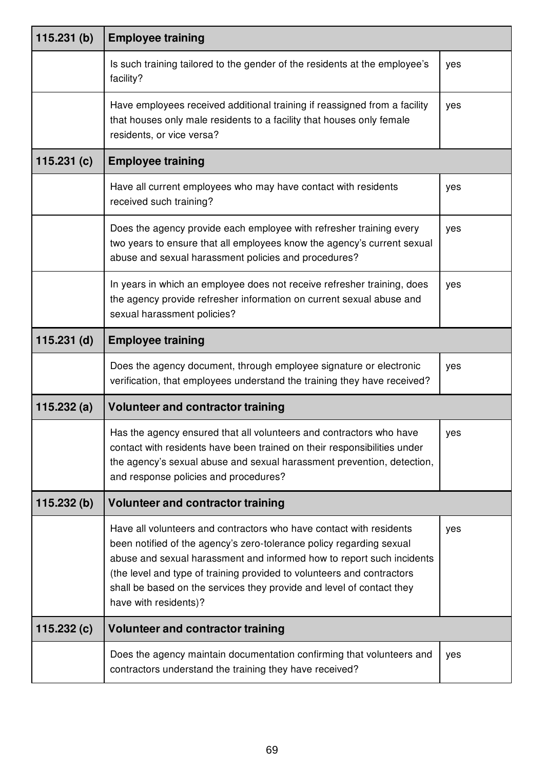| 115.231 (b) | **Employee training** | |
|---|---|---|
| | Is such training tailored to the gender of the residents at the employee's facility? | yes |
| | Have employees received additional training if reassigned from a facility that houses only male residents to a facility that houses only female residents, or vice versa? | yes |
| **115.231 (c)** | **Employee training** | |
| | Have all current employees who may have contact with residents received such training? | yes |
| | Does the agency provide each employee with refresher training every two years to ensure that all employees know the agency's current sexual abuse and sexual harassment policies and procedures? | yes |
| | In years in which an employee does not receive refresher training, does the agency provide refresher information on current sexual abuse and sexual harassment policies? | yes |
| **115.231 (d)** | **Employee training** | |
| | Does the agency document, through employee signature or electronic verification, that employees understand the training they have received? | yes |
| **115.232 (a)** | **Volunteer and contractor training** | |
| | Has the agency ensured that all volunteers and contractors who have contact with residents have been trained on their responsibilities under the agency's sexual abuse and sexual harassment prevention, detection, and response policies and procedures? | yes |
| **115.232 (b)** | **Volunteer and contractor training** | |
| | Have all volunteers and contractors who have contact with residents been notified of the agency's zero-tolerance policy regarding sexual abuse and sexual harassment and informed how to report such incidents (the level and type of training provided to volunteers and contractors shall be based on the services they provide and level of contact they have with residents)? | yes |
| **115.232 (c)** | **Volunteer and contractor training** | |
| | Does the agency maintain documentation confirming that volunteers and contractors understand the training they have received? | yes |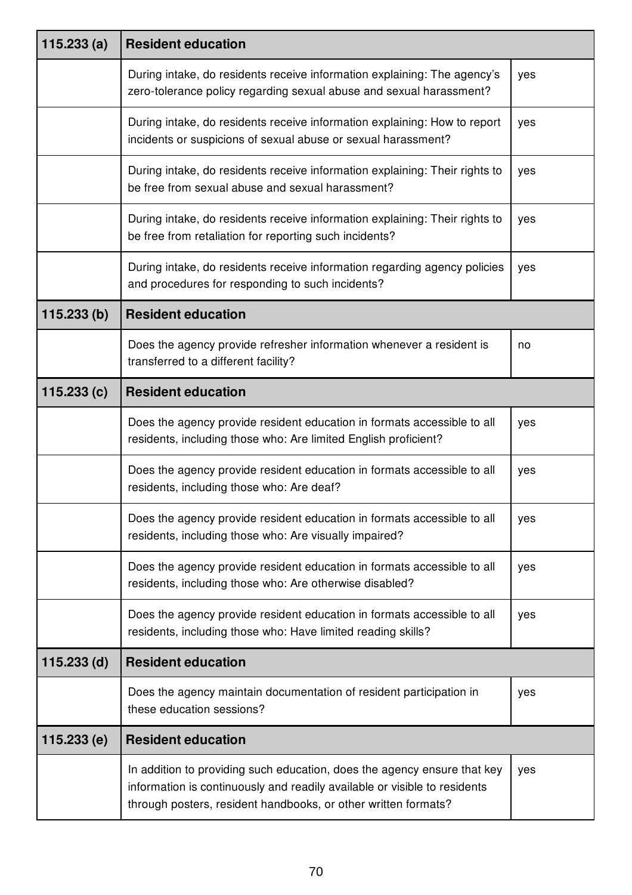| 115.233 (a) | Resident education | |
|---|---|---|
| | During intake, do residents receive information explaining: The agency's zero-tolerance policy regarding sexual abuse and sexual harassment? | yes |
| | During intake, do residents receive information explaining: How to report incidents or suspicions of sexual abuse or sexual harassment? | yes |
| | During intake, do residents receive information explaining: Their rights to be free from sexual abuse and sexual harassment? | yes |
| | During intake, do residents receive information explaining: Their rights to be free from retaliation for reporting such incidents? | yes |
| | During intake, do residents receive information regarding agency policies and procedures for responding to such incidents? | yes |
| **115.233 (b)** | **Resident education** | |
| | Does the agency provide refresher information whenever a resident is transferred to a different facility? | no |
| **115.233 (c)** | **Resident education** | |
| | Does the agency provide resident education in formats accessible to all residents, including those who: Are limited English proficient? | yes |
| | Does the agency provide resident education in formats accessible to all residents, including those who: Are deaf? | yes |
| | Does the agency provide resident education in formats accessible to all residents, including those who: Are visually impaired? | yes |
| | Does the agency provide resident education in formats accessible to all residents, including those who: Are otherwise disabled? | yes |
| | Does the agency provide resident education in formats accessible to all residents, including those who: Have limited reading skills? | yes |
| **115.233 (d)** | **Resident education** | |
| | Does the agency maintain documentation of resident participation in these education sessions? | yes |
| **115.233 (e)** | **Resident education** | |
| | In addition to providing such education, does the agency ensure that key information is continuously and readily available or visible to residents through posters, resident handbooks, or other written formats? | yes |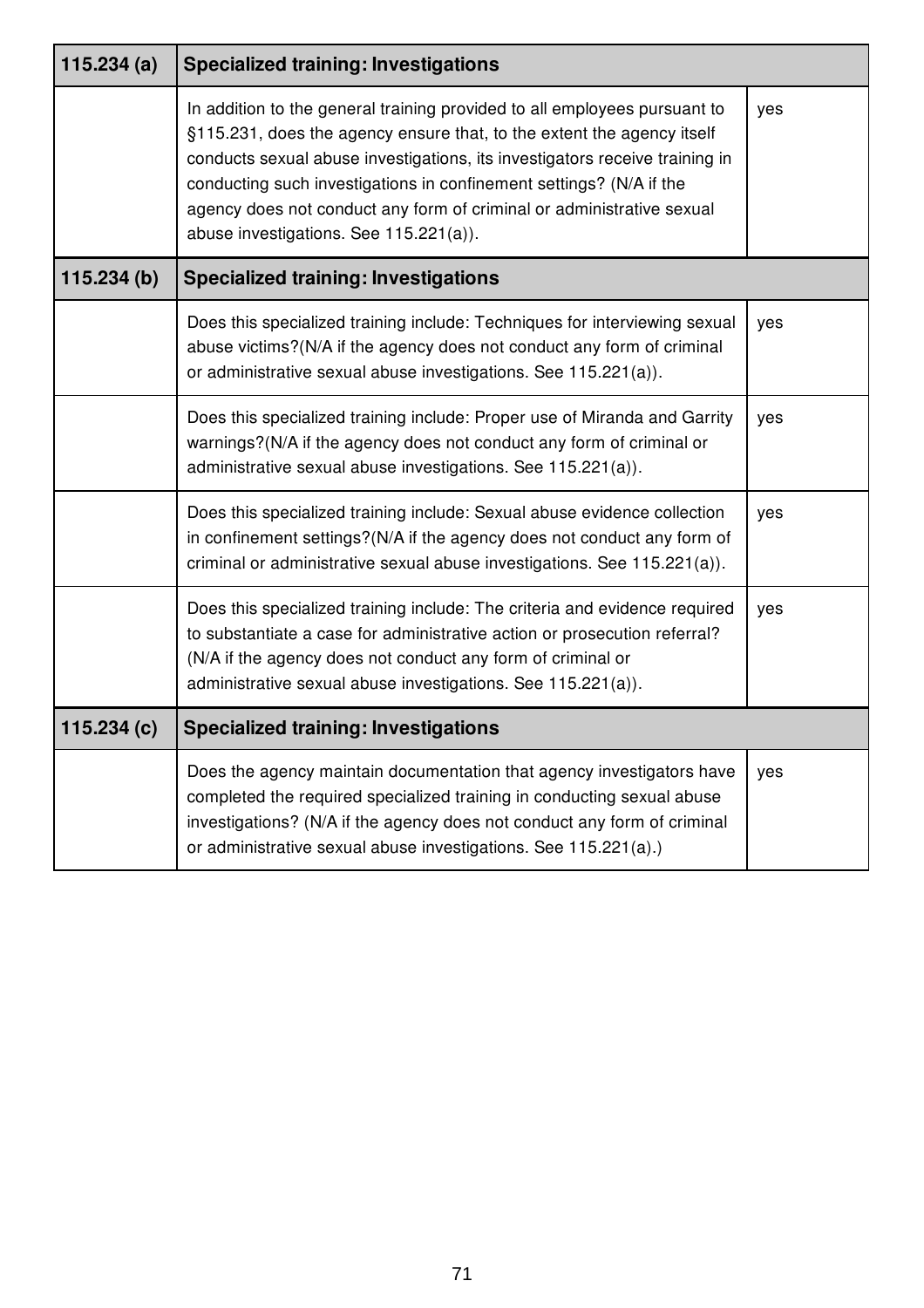| 115.234 (a) | Specialized training: Investigations | |
|---|---|---|
| | In addition to the general training provided to all employees pursuant to §115.231, does the agency ensure that, to the extent the agency itself conducts sexual abuse investigations, its investigators receive training in conducting such investigations in confinement settings? (N/A if the agency does not conduct any form of criminal or administrative sexual abuse investigations. See 115.221(a)). | yes |
| **115.234 (b)** | **Specialized training: Investigations** | |
| | Does this specialized training include: Techniques for interviewing sexual abuse victims?(N/A if the agency does not conduct any form of criminal or administrative sexual abuse investigations. See 115.221(a)). | yes |
| | Does this specialized training include: Proper use of Miranda and Garrity warnings?(N/A if the agency does not conduct any form of criminal or administrative sexual abuse investigations. See 115.221(a)). | yes |
| | Does this specialized training include: Sexual abuse evidence collection in confinement settings?(N/A if the agency does not conduct any form of criminal or administrative sexual abuse investigations. See 115.221(a)). | yes |
| | Does this specialized training include: The criteria and evidence required to substantiate a case for administrative action or prosecution referral? (N/A if the agency does not conduct any form of criminal or administrative sexual abuse investigations. See 115.221(a)). | yes |
| **115.234 (c)** | **Specialized training: Investigations** | |
| | Does the agency maintain documentation that agency investigators have completed the required specialized training in conducting sexual abuse investigations? (N/A if the agency does not conduct any form of criminal or administrative sexual abuse investigations. See 115.221(a).) | yes |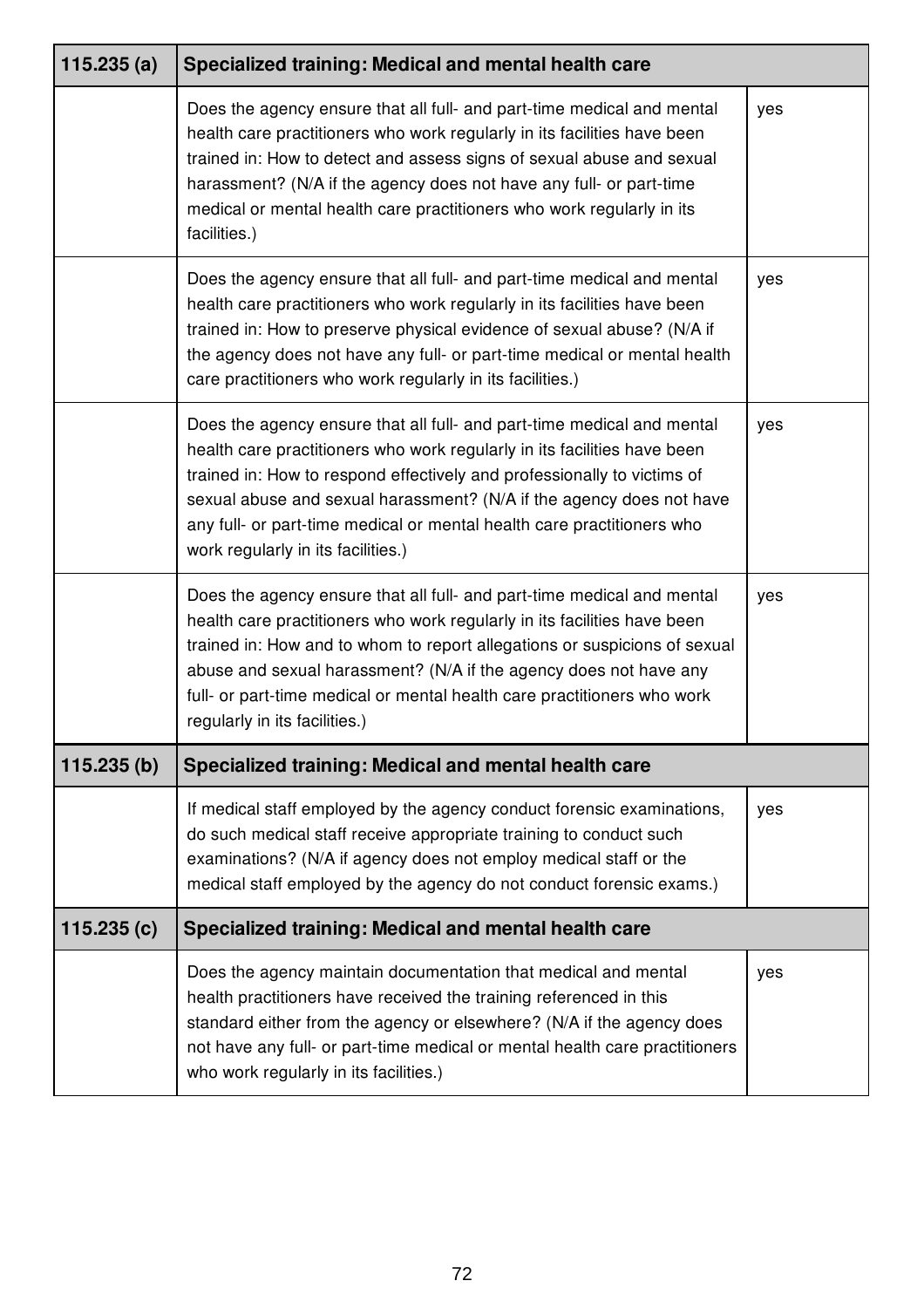| 115.235 (a) | Specialized training: Medical and mental health care | |
|---|---|---|
| | Does the agency ensure that all full- and part-time medical and mental health care practitioners who work regularly in its facilities have been trained in: How to detect and assess signs of sexual abuse and sexual harassment? (N/A if the agency does not have any full- or part-time medical or mental health care practitioners who work regularly in its facilities.) | yes |
| | Does the agency ensure that all full- and part-time medical and mental health care practitioners who work regularly in its facilities have been trained in: How to preserve physical evidence of sexual abuse? (N/A if the agency does not have any full- or part-time medical or mental health care practitioners who work regularly in its facilities.) | yes |
| | Does the agency ensure that all full- and part-time medical and mental health care practitioners who work regularly in its facilities have been trained in: How to respond effectively and professionally to victims of sexual abuse and sexual harassment? (N/A if the agency does not have any full- or part-time medical or mental health care practitioners who work regularly in its facilities.) | yes |
| | Does the agency ensure that all full- and part-time medical and mental health care practitioners who work regularly in its facilities have been trained in: How and to whom to report allegations or suspicions of sexual abuse and sexual harassment? (N/A if the agency does not have any full- or part-time medical or mental health care practitioners who work regularly in its facilities.) | yes |
| **115.235 (b)** | **Specialized training: Medical and mental health care** | |
| | If medical staff employed by the agency conduct forensic examinations, do such medical staff receive appropriate training to conduct such examinations? (N/A if agency does not employ medical staff or the medical staff employed by the agency do not conduct forensic exams.) | yes |
| **115.235 (c)** | **Specialized training: Medical and mental health care** | |
| | Does the agency maintain documentation that medical and mental health practitioners have received the training referenced in this standard either from the agency or elsewhere? (N/A if the agency does not have any full- or part-time medical or mental health care practitioners who work regularly in its facilities.) | yes |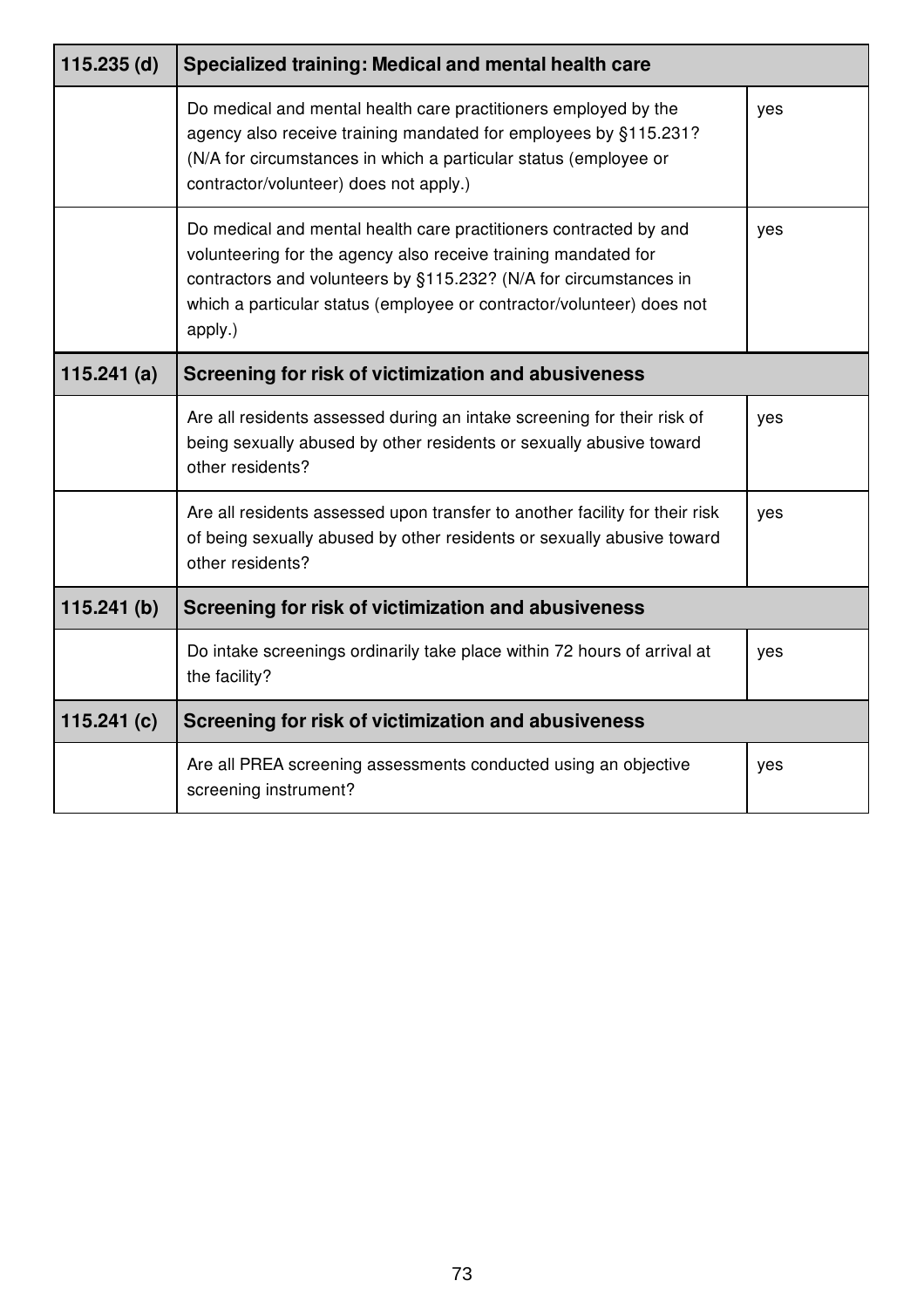| 115.235 (d) | Specialized training: Medical and mental health care | |
|---|---|---|
| | Do medical and mental health care practitioners employed by the agency also receive training mandated for employees by §115.231? (N/A for circumstances in which a particular status (employee or contractor/volunteer) does not apply.) | yes |
| | Do medical and mental health care practitioners contracted by and volunteering for the agency also receive training mandated for contractors and volunteers by §115.232? (N/A for circumstances in which a particular status (employee or contractor/volunteer) does not apply.) | yes |
| **115.241 (a)** | **Screening for risk of victimization and abusiveness** | |
| | Are all residents assessed during an intake screening for their risk of being sexually abused by other residents or sexually abusive toward other residents? | yes |
| | Are all residents assessed upon transfer to another facility for their risk of being sexually abused by other residents or sexually abusive toward other residents? | yes |
| **115.241 (b)** | **Screening for risk of victimization and abusiveness** | |
| | Do intake screenings ordinarily take place within 72 hours of arrival at the facility? | yes |
| **115.241 (c)** | **Screening for risk of victimization and abusiveness** | |
| | Are all PREA screening assessments conducted using an objective screening instrument? | yes |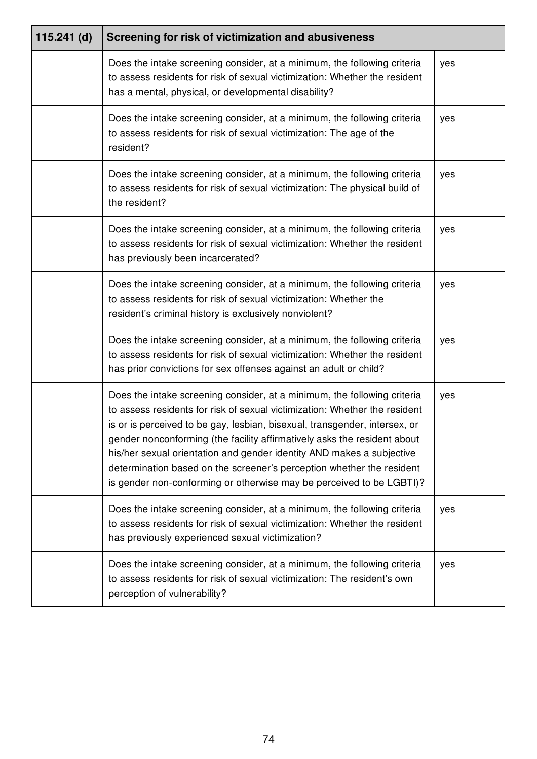| 115.241 (d) | Screening for risk of victimization and abusiveness | |
|---|---|---|
| | Does the intake screening consider, at a minimum, the following criteria to assess residents for risk of sexual victimization: Whether the resident has a mental, physical, or developmental disability? | yes |
| | Does the intake screening consider, at a minimum, the following criteria to assess residents for risk of sexual victimization: The age of the resident? | yes |
| | Does the intake screening consider, at a minimum, the following criteria to assess residents for risk of sexual victimization: The physical build of the resident? | yes |
| | Does the intake screening consider, at a minimum, the following criteria to assess residents for risk of sexual victimization: Whether the resident has previously been incarcerated? | yes |
| | Does the intake screening consider, at a minimum, the following criteria to assess residents for risk of sexual victimization: Whether the resident's criminal history is exclusively nonviolent? | yes |
| | Does the intake screening consider, at a minimum, the following criteria to assess residents for risk of sexual victimization: Whether the resident has prior convictions for sex offenses against an adult or child? | yes |
| | Does the intake screening consider, at a minimum, the following criteria to assess residents for risk of sexual victimization: Whether the resident is or is perceived to be gay, lesbian, bisexual, transgender, intersex, or gender nonconforming (the facility affirmatively asks the resident about his/her sexual orientation and gender identity AND makes a subjective determination based on the screener's perception whether the resident is gender non-conforming or otherwise may be perceived to be LGBTI)? | yes |
| | Does the intake screening consider, at a minimum, the following criteria to assess residents for risk of sexual victimization: Whether the resident has previously experienced sexual victimization? | yes |
| | Does the intake screening consider, at a minimum, the following criteria to assess residents for risk of sexual victimization: The resident's own perception of vulnerability? | yes |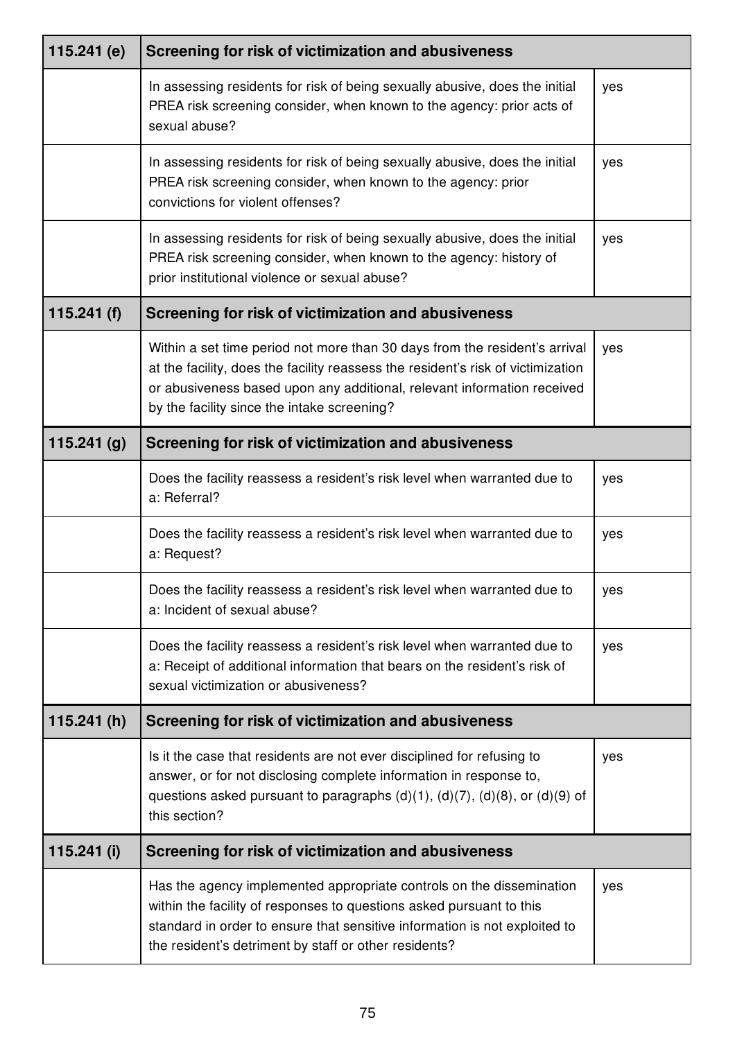| 115.241 (e) | Screening for risk of victimization and abusiveness | |
|---|---|---|
| | In assessing residents for risk of being sexually abusive, does the initial PREA risk screening consider, when known to the agency: prior acts of sexual abuse? | yes |
| | In assessing residents for risk of being sexually abusive, does the initial PREA risk screening consider, when known to the agency: prior convictions for violent offenses? | yes |
| | In assessing residents for risk of being sexually abusive, does the initial PREA risk screening consider, when known to the agency: history of prior institutional violence or sexual abuse? | yes |
| **115.241 (f)** | **Screening for risk of victimization and abusiveness** | |
| | Within a set time period not more than 30 days from the resident's arrival at the facility, does the facility reassess the resident's risk of victimization or abusiveness based upon any additional, relevant information received by the facility since the intake screening? | yes |
| **115.241 (g)** | **Screening for risk of victimization and abusiveness** | |
| | Does the facility reassess a resident's risk level when warranted due to a: Referral? | yes |
| | Does the facility reassess a resident's risk level when warranted due to a: Request? | yes |
| | Does the facility reassess a resident's risk level when warranted due to a: Incident of sexual abuse? | yes |
| | Does the facility reassess a resident's risk level when warranted due to a: Receipt of additional information that bears on the resident's risk of sexual victimization or abusiveness? | yes |
| **115.241 (h)** | **Screening for risk of victimization and abusiveness** | |
| | Is it the case that residents are not ever disciplined for refusing to answer, or for not disclosing complete information in response to, questions asked pursuant to paragraphs (d)(1), (d)(7), (d)(8), or (d)(9) of this section? | yes |
| **115.241 (i)** | **Screening for risk of victimization and abusiveness** | |
| | Has the agency implemented appropriate controls on the dissemination within the facility of responses to questions asked pursuant to this standard in order to ensure that sensitive information is not exploited to the resident's detriment by staff or other residents? | yes |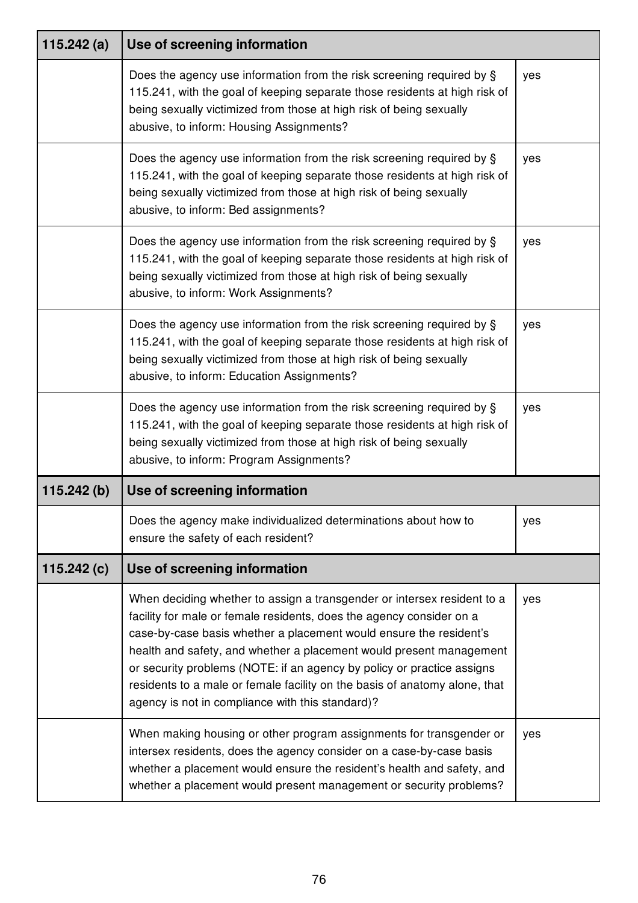| 115.242 (a) | Use of screening information | |
|---|---|---|
| | Does the agency use information from the risk screening required by § 115.241, with the goal of keeping separate those residents at high risk of being sexually victimized from those at high risk of being sexually abusive, to inform: Housing Assignments? | yes |
| | Does the agency use information from the risk screening required by § 115.241, with the goal of keeping separate those residents at high risk of being sexually victimized from those at high risk of being sexually abusive, to inform: Bed assignments? | yes |
| | Does the agency use information from the risk screening required by § 115.241, with the goal of keeping separate those residents at high risk of being sexually victimized from those at high risk of being sexually abusive, to inform: Work Assignments? | yes |
| | Does the agency use information from the risk screening required by § 115.241, with the goal of keeping separate those residents at high risk of being sexually victimized from those at high risk of being sexually abusive, to inform: Education Assignments? | yes |
| | Does the agency use information from the risk screening required by § 115.241, with the goal of keeping separate those residents at high risk of being sexually victimized from those at high risk of being sexually abusive, to inform: Program Assignments? | yes |
| **115.242 (b)** | **Use of screening information** | |
| | Does the agency make individualized determinations about how to ensure the safety of each resident? | yes |
| **115.242 (c)** | **Use of screening information** | |
| | When deciding whether to assign a transgender or intersex resident to a facility for male or female residents, does the agency consider on a case-by-case basis whether a placement would ensure the resident's health and safety, and whether a placement would present management or security problems (NOTE: if an agency by policy or practice assigns residents to a male or female facility on the basis of anatomy alone, that agency is not in compliance with this standard)? | yes |
| | When making housing or other program assignments for transgender or intersex residents, does the agency consider on a case-by-case basis whether a placement would ensure the resident's health and safety, and whether a placement would present management or security problems? | yes |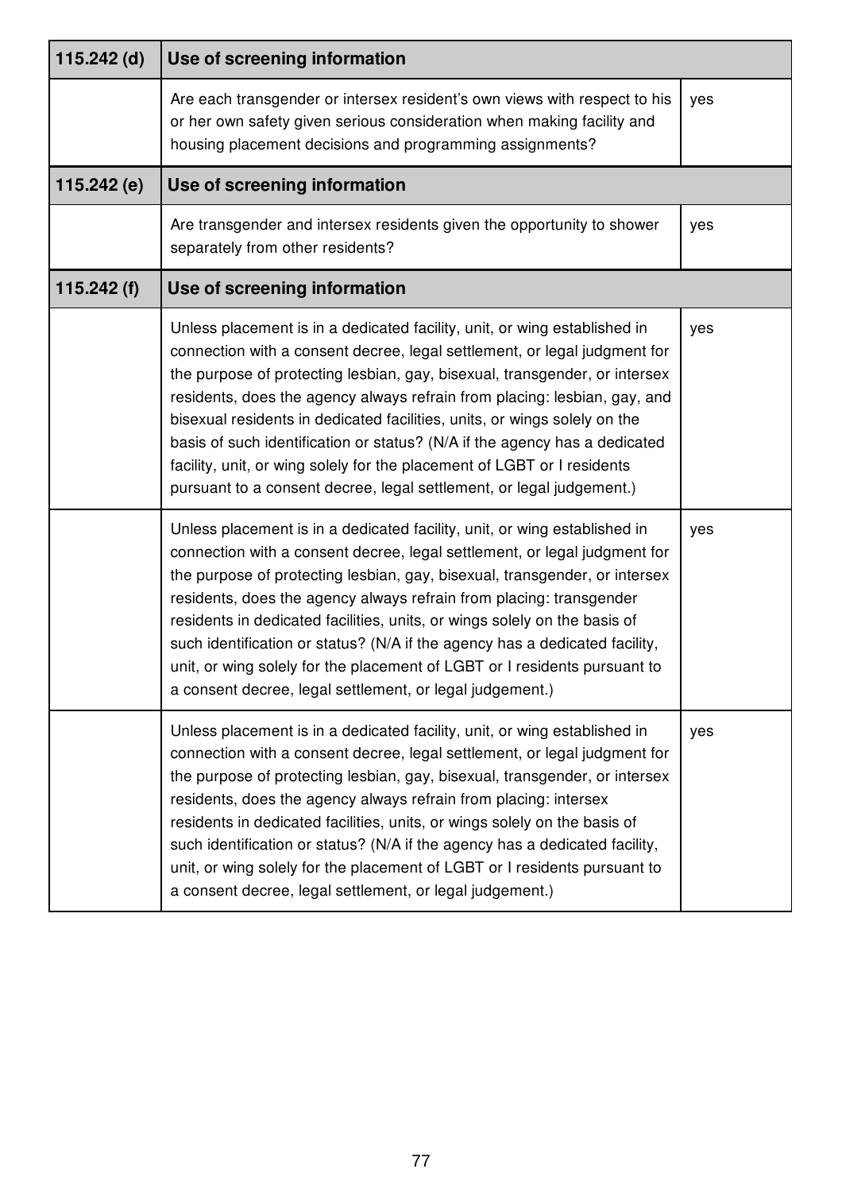| 115.242 (d) | Use of screening information | |
|---|---|---|
| | Are each transgender or intersex resident's own views with respect to his or her own safety given serious consideration when making facility and housing placement decisions and programming assignments? | yes |
| **115.242 (e)** | **Use of screening information** | |
| | Are transgender and intersex residents given the opportunity to shower separately from other residents? | yes |
| **115.242 (f)** | **Use of screening information** | |
| | Unless placement is in a dedicated facility, unit, or wing established in connection with a consent decree, legal settlement, or legal judgment for the purpose of protecting lesbian, gay, bisexual, transgender, or intersex residents, does the agency always refrain from placing: lesbian, gay, and bisexual residents in dedicated facilities, units, or wings solely on the basis of such identification or status? (N/A if the agency has a dedicated facility, unit, or wing solely for the placement of LGBT or I residents pursuant to a consent decree, legal settlement, or legal judgement.) | yes |
| | Unless placement is in a dedicated facility, unit, or wing established in connection with a consent decree, legal settlement, or legal judgment for the purpose of protecting lesbian, gay, bisexual, transgender, or intersex residents, does the agency always refrain from placing: transgender residents in dedicated facilities, units, or wings solely on the basis of such identification or status? (N/A if the agency has a dedicated facility, unit, or wing solely for the placement of LGBT or I residents pursuant to a consent decree, legal settlement, or legal judgement.) | yes |
| | Unless placement is in a dedicated facility, unit, or wing established in connection with a consent decree, legal settlement, or legal judgment for the purpose of protecting lesbian, gay, bisexual, transgender, or intersex residents, does the agency always refrain from placing: intersex residents in dedicated facilities, units, or wings solely on the basis of such identification or status? (N/A if the agency has a dedicated facility, unit, or wing solely for the placement of LGBT or I residents pursuant to a consent decree, legal settlement, or legal judgement.) | yes |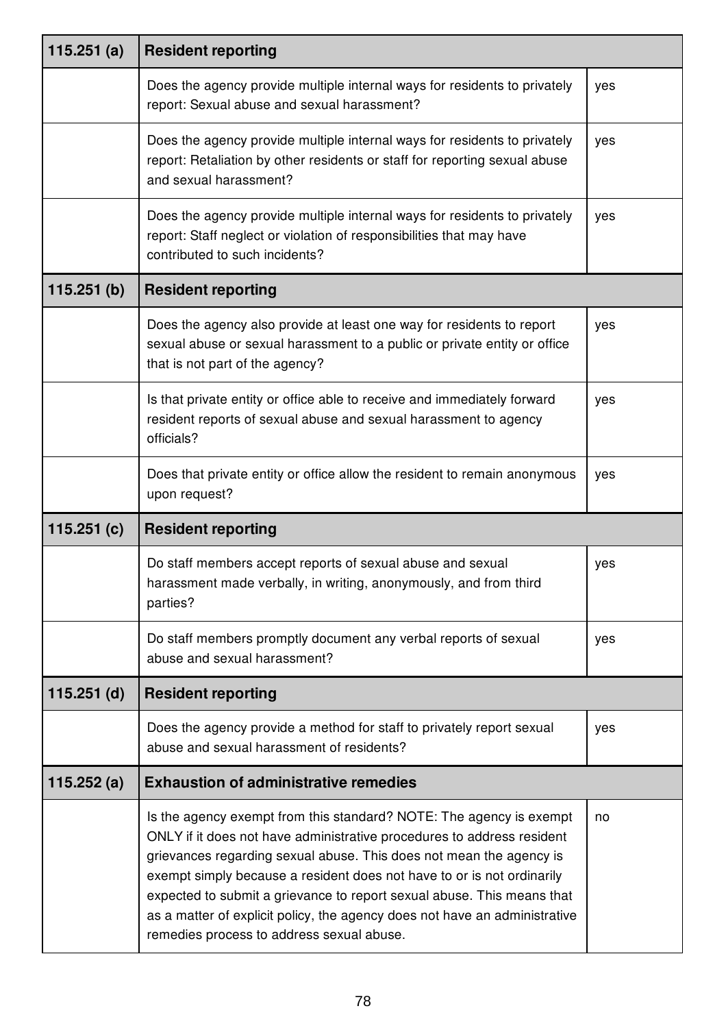| 115.251 (a) | Resident reporting | |
|---|---|---|
| | Does the agency provide multiple internal ways for residents to privately report: Sexual abuse and sexual harassment? | yes |
| | Does the agency provide multiple internal ways for residents to privately report: Retaliation by other residents or staff for reporting sexual abuse and sexual harassment? | yes |
| | Does the agency provide multiple internal ways for residents to privately report: Staff neglect or violation of responsibilities that may have contributed to such incidents? | yes |
| **115.251 (b)** | **Resident reporting** | |
| | Does the agency also provide at least one way for residents to report sexual abuse or sexual harassment to a public or private entity or office that is not part of the agency? | yes |
| | Is that private entity or office able to receive and immediately forward resident reports of sexual abuse and sexual harassment to agency officials? | yes |
| | Does that private entity or office allow the resident to remain anonymous upon request? | yes |
| **115.251 (c)** | **Resident reporting** | |
| | Do staff members accept reports of sexual abuse and sexual harassment made verbally, in writing, anonymously, and from third parties? | yes |
| | Do staff members promptly document any verbal reports of sexual abuse and sexual harassment? | yes |
| **115.251 (d)** | **Resident reporting** | |
| | Does the agency provide a method for staff to privately report sexual abuse and sexual harassment of residents? | yes |
| **115.252 (a)** | **Exhaustion of administrative remedies** | |
| | Is the agency exempt from this standard? NOTE: The agency is exempt ONLY if it does not have administrative procedures to address resident grievances regarding sexual abuse. This does not mean the agency is exempt simply because a resident does not have to or is not ordinarily expected to submit a grievance to report sexual abuse. This means that as a matter of explicit policy, the agency does not have an administrative remedies process to address sexual abuse. | no |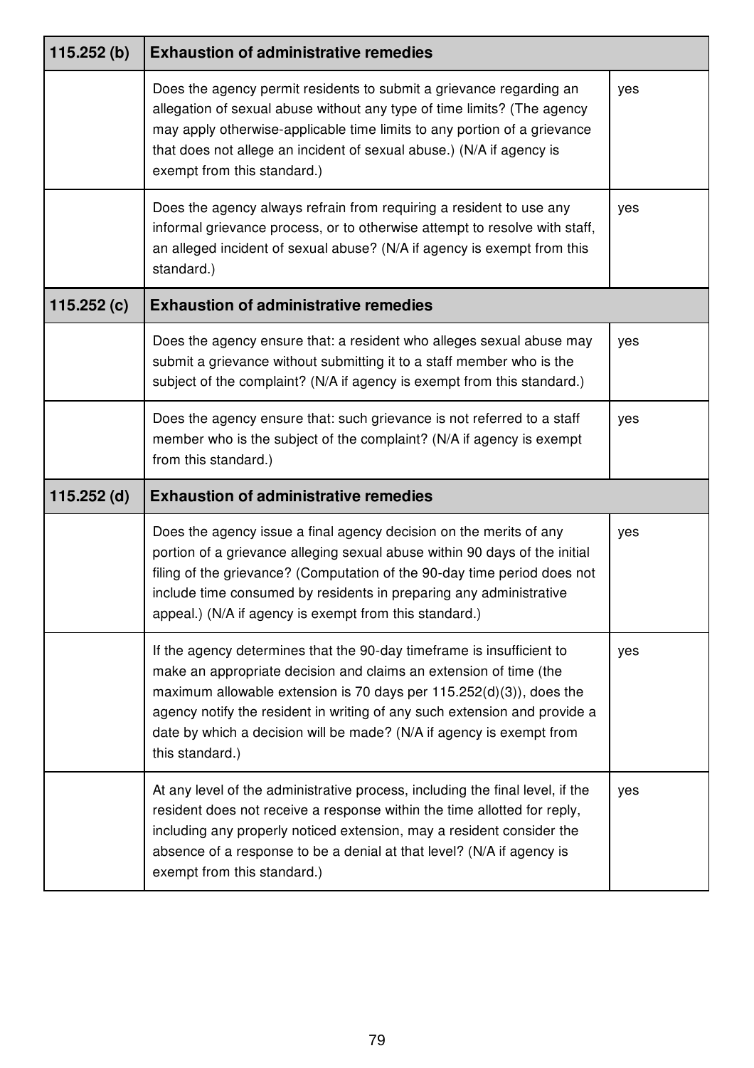| 115.252 (b) | Exhaustion of administrative remedies | |
|---|---|---|
| | Does the agency permit residents to submit a grievance regarding an allegation of sexual abuse without any type of time limits? (The agency may apply otherwise-applicable time limits to any portion of a grievance that does not allege an incident of sexual abuse.) (N/A if agency is exempt from this standard.) | yes |
| | Does the agency always refrain from requiring a resident to use any informal grievance process, or to otherwise attempt to resolve with staff, an alleged incident of sexual abuse? (N/A if agency is exempt from this standard.) | yes |
| **115.252 (c)** | **Exhaustion of administrative remedies** | |
| | Does the agency ensure that: a resident who alleges sexual abuse may submit a grievance without submitting it to a staff member who is the subject of the complaint? (N/A if agency is exempt from this standard.) | yes |
| | Does the agency ensure that: such grievance is not referred to a staff member who is the subject of the complaint? (N/A if agency is exempt from this standard.) | yes |
| **115.252 (d)** | **Exhaustion of administrative remedies** | |
| | Does the agency issue a final agency decision on the merits of any portion of a grievance alleging sexual abuse within 90 days of the initial filing of the grievance? (Computation of the 90-day time period does not include time consumed by residents in preparing any administrative appeal.) (N/A if agency is exempt from this standard.) | yes |
| | If the agency determines that the 90-day timeframe is insufficient to make an appropriate decision and claims an extension of time (the maximum allowable extension is 70 days per 115.252(d)(3)), does the agency notify the resident in writing of any such extension and provide a date by which a decision will be made? (N/A if agency is exempt from this standard.) | yes |
| | At any level of the administrative process, including the final level, if the resident does not receive a response within the time allotted for reply, including any properly noticed extension, may a resident consider the absence of a response to be a denial at that level? (N/A if agency is exempt from this standard.) | yes |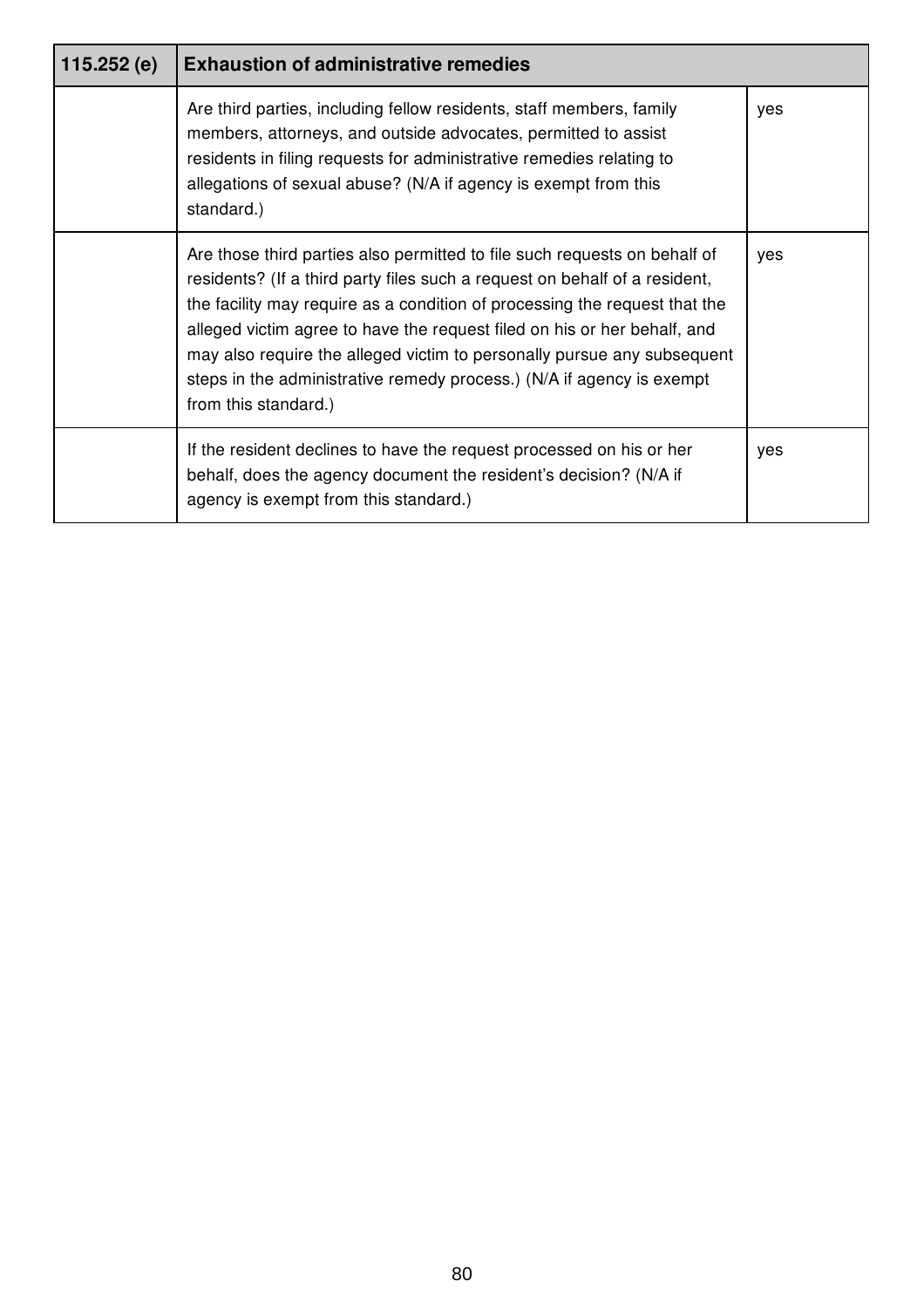| 115.252 (e) | Exhaustion of administrative remedies | |
|---|---|---|
| | Are third parties, including fellow residents, staff members, family members, attorneys, and outside advocates, permitted to assist residents in filing requests for administrative remedies relating to allegations of sexual abuse? (N/A if agency is exempt from this standard.) | yes |
| | Are those third parties also permitted to file such requests on behalf of residents? (If a third party files such a request on behalf of a resident, the facility may require as a condition of processing the request that the alleged victim agree to have the request filed on his or her behalf, and may also require the alleged victim to personally pursue any subsequent steps in the administrative remedy process.) (N/A if agency is exempt from this standard.) | yes |
| | If the resident declines to have the request processed on his or her behalf, does the agency document the resident's decision? (N/A if agency is exempt from this standard.) | yes |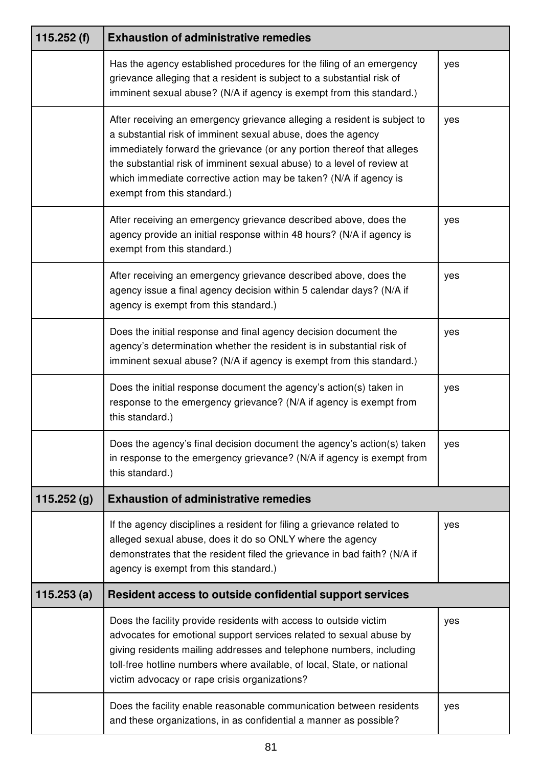| 115.252 (f) | Exhaustion of administrative remedies | |
|---|---|---|
| | Has the agency established procedures for the filing of an emergency grievance alleging that a resident is subject to a substantial risk of imminent sexual abuse? (N/A if agency is exempt from this standard.) | yes |
| | After receiving an emergency grievance alleging a resident is subject to a substantial risk of imminent sexual abuse, does the agency immediately forward the grievance (or any portion thereof that alleges the substantial risk of imminent sexual abuse) to a level of review at which immediate corrective action may be taken? (N/A if agency is exempt from this standard.) | yes |
| | After receiving an emergency grievance described above, does the agency provide an initial response within 48 hours? (N/A if agency is exempt from this standard.) | yes |
| | After receiving an emergency grievance described above, does the agency issue a final agency decision within 5 calendar days? (N/A if agency is exempt from this standard.) | yes |
| | Does the initial response and final agency decision document the agency's determination whether the resident is in substantial risk of imminent sexual abuse? (N/A if agency is exempt from this standard.) | yes |
| | Does the initial response document the agency's action(s) taken in response to the emergency grievance? (N/A if agency is exempt from this standard.) | yes |
| | Does the agency's final decision document the agency's action(s) taken in response to the emergency grievance? (N/A if agency is exempt from this standard.) | yes |
| **115.252 (g)** | **Exhaustion of administrative remedies** | |
| | If the agency disciplines a resident for filing a grievance related to alleged sexual abuse, does it do so ONLY where the agency demonstrates that the resident filed the grievance in bad faith? (N/A if agency is exempt from this standard.) | yes |
| **115.253 (a)** | **Resident access to outside confidential support services** | |
| | Does the facility provide residents with access to outside victim advocates for emotional support services related to sexual abuse by giving residents mailing addresses and telephone numbers, including toll-free hotline numbers where available, of local, State, or national victim advocacy or rape crisis organizations? | yes |
| | Does the facility enable reasonable communication between residents and these organizations, in as confidential a manner as possible? | yes |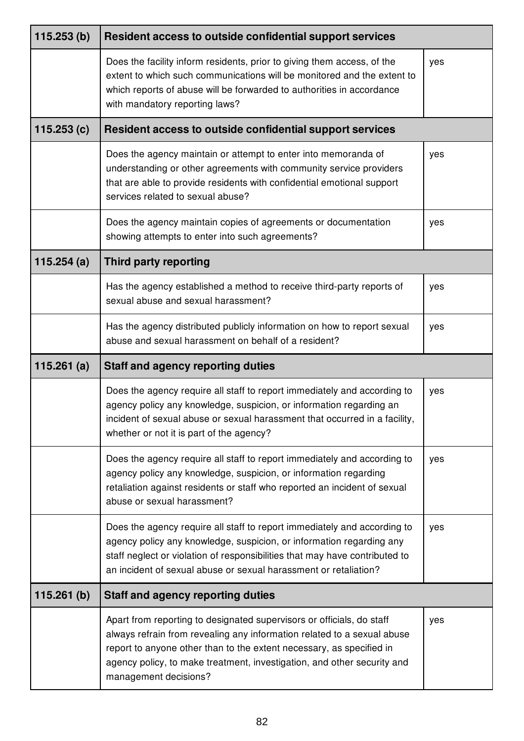| 115.253 (b) | Resident access to outside confidential support services | |
|---|---|---|
| | Does the facility inform residents, prior to giving them access, of the extent to which such communications will be monitored and the extent to which reports of abuse will be forwarded to authorities in accordance with mandatory reporting laws? | yes |
| **115.253 (c)** | **Resident access to outside confidential support services** | |
| | Does the agency maintain or attempt to enter into memoranda of understanding or other agreements with community service providers that are able to provide residents with confidential emotional support services related to sexual abuse? | yes |
| | Does the agency maintain copies of agreements or documentation showing attempts to enter into such agreements? | yes |
| **115.254 (a)** | **Third party reporting** | |
| | Has the agency established a method to receive third-party reports of sexual abuse and sexual harassment? | yes |
| | Has the agency distributed publicly information on how to report sexual abuse and sexual harassment on behalf of a resident? | yes |
| **115.261 (a)** | **Staff and agency reporting duties** | |
| | Does the agency require all staff to report immediately and according to agency policy any knowledge, suspicion, or information regarding an incident of sexual abuse or sexual harassment that occurred in a facility, whether or not it is part of the agency? | yes |
| | Does the agency require all staff to report immediately and according to agency policy any knowledge, suspicion, or information regarding retaliation against residents or staff who reported an incident of sexual abuse or sexual harassment? | yes |
| | Does the agency require all staff to report immediately and according to agency policy any knowledge, suspicion, or information regarding any staff neglect or violation of responsibilities that may have contributed to an incident of sexual abuse or sexual harassment or retaliation? | yes |
| **115.261 (b)** | **Staff and agency reporting duties** | |
| | Apart from reporting to designated supervisors or officials, do staff always refrain from revealing any information related to a sexual abuse report to anyone other than to the extent necessary, as specified in agency policy, to make treatment, investigation, and other security and management decisions? | yes |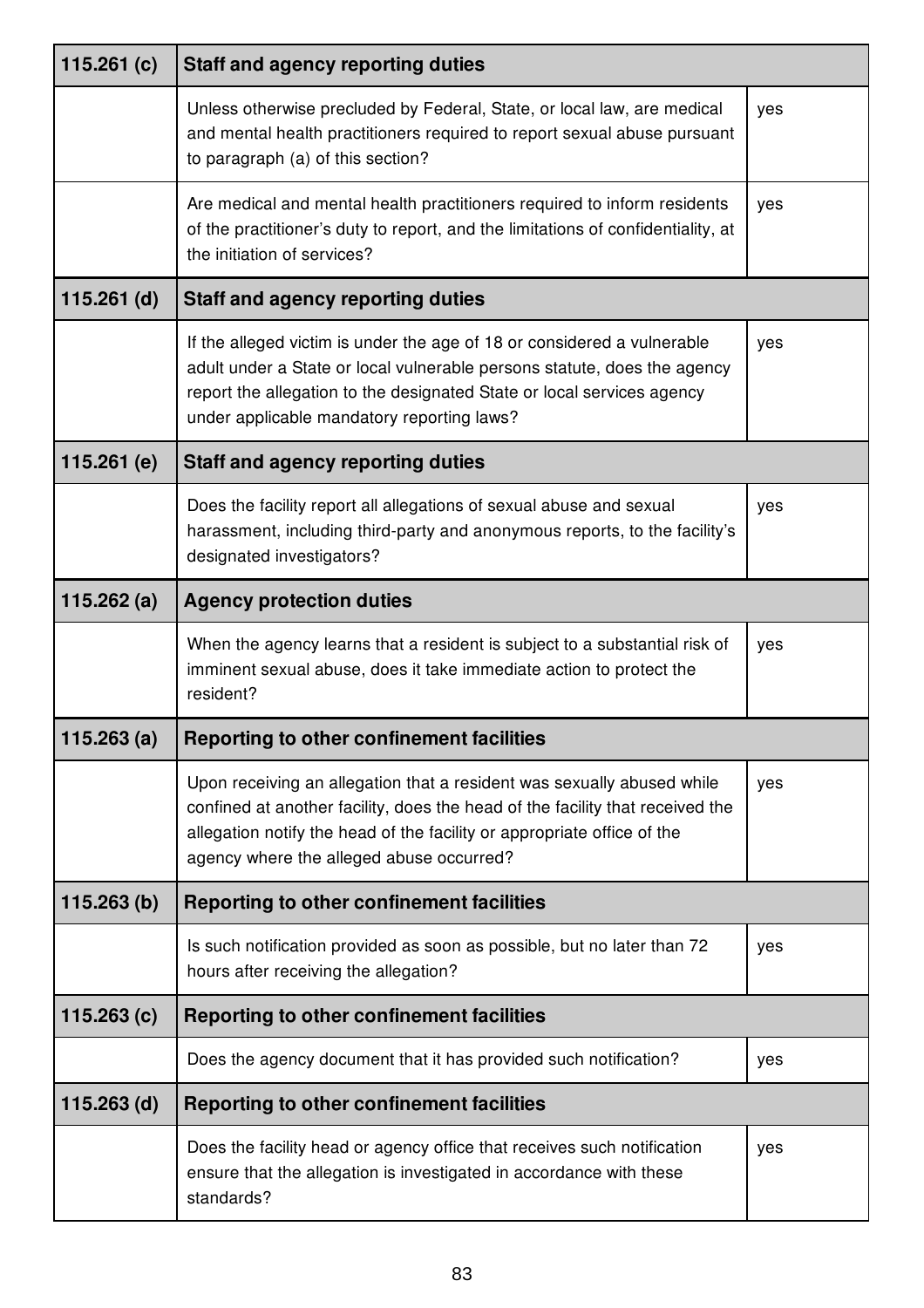| 115.261 (c) | Staff and agency reporting duties | |
|---|---|---|
| | Unless otherwise precluded by Federal, State, or local law, are medical and mental health practitioners required to report sexual abuse pursuant to paragraph (a) of this section? | yes |
| | Are medical and mental health practitioners required to inform residents of the practitioner's duty to report, and the limitations of confidentiality, at the initiation of services? | yes |
| **115.261 (d)** | **Staff and agency reporting duties** | |
| | If the alleged victim is under the age of 18 or considered a vulnerable adult under a State or local vulnerable persons statute, does the agency report the allegation to the designated State or local services agency under applicable mandatory reporting laws? | yes |
| **115.261 (e)** | **Staff and agency reporting duties** | |
| | Does the facility report all allegations of sexual abuse and sexual harassment, including third-party and anonymous reports, to the facility's designated investigators? | yes |
| **115.262 (a)** | **Agency protection duties** | |
| | When the agency learns that a resident is subject to a substantial risk of imminent sexual abuse, does it take immediate action to protect the resident? | yes |
| **115.263 (a)** | **Reporting to other confinement facilities** | |
| | Upon receiving an allegation that a resident was sexually abused while confined at another facility, does the head of the facility that received the allegation notify the head of the facility or appropriate office of the agency where the alleged abuse occurred? | yes |
| **115.263 (b)** | **Reporting to other confinement facilities** | |
| | Is such notification provided as soon as possible, but no later than 72 hours after receiving the allegation? | yes |
| **115.263 (c)** | **Reporting to other confinement facilities** | |
| | Does the agency document that it has provided such notification? | yes |
| **115.263 (d)** | **Reporting to other confinement facilities** | |
| | Does the facility head or agency office that receives such notification ensure that the allegation is investigated in accordance with these standards? | yes |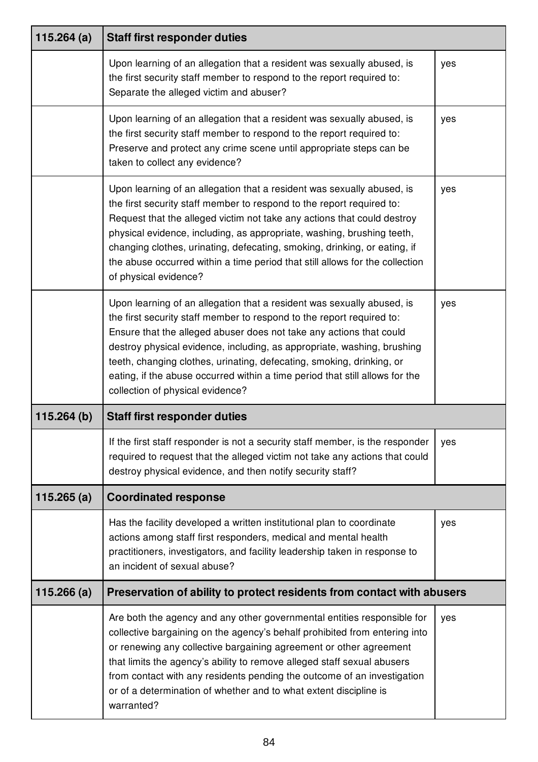| 115.264 (a) | Staff first responder duties | |
|---|---|---|
| | Upon learning of an allegation that a resident was sexually abused, is the first security staff member to respond to the report required to: Separate the alleged victim and abuser? | yes |
| | Upon learning of an allegation that a resident was sexually abused, is the first security staff member to respond to the report required to: Preserve and protect any crime scene until appropriate steps can be taken to collect any evidence? | yes |
| | Upon learning of an allegation that a resident was sexually abused, is the first security staff member to respond to the report required to: Request that the alleged victim not take any actions that could destroy physical evidence, including, as appropriate, washing, brushing teeth, changing clothes, urinating, defecating, smoking, drinking, or eating, if the abuse occurred within a time period that still allows for the collection of physical evidence? | yes |
| | Upon learning of an allegation that a resident was sexually abused, is the first security staff member to respond to the report required to: Ensure that the alleged abuser does not take any actions that could destroy physical evidence, including, as appropriate, washing, brushing teeth, changing clothes, urinating, defecating, smoking, drinking, or eating, if the abuse occurred within a time period that still allows for the collection of physical evidence? | yes |
| **115.264 (b)** | **Staff first responder duties** | |
| | If the first staff responder is not a security staff member, is the responder required to request that the alleged victim not take any actions that could destroy physical evidence, and then notify security staff? | yes |
| **115.265 (a)** | **Coordinated response** | |
| | Has the facility developed a written institutional plan to coordinate actions among staff first responders, medical and mental health practitioners, investigators, and facility leadership taken in response to an incident of sexual abuse? | yes |
| **115.266 (a)** | **Preservation of ability to protect residents from contact with abusers** | |
| | Are both the agency and any other governmental entities responsible for collective bargaining on the agency's behalf prohibited from entering into or renewing any collective bargaining agreement or other agreement that limits the agency's ability to remove alleged staff sexual abusers from contact with any residents pending the outcome of an investigation or of a determination of whether and to what extent discipline is warranted? | yes |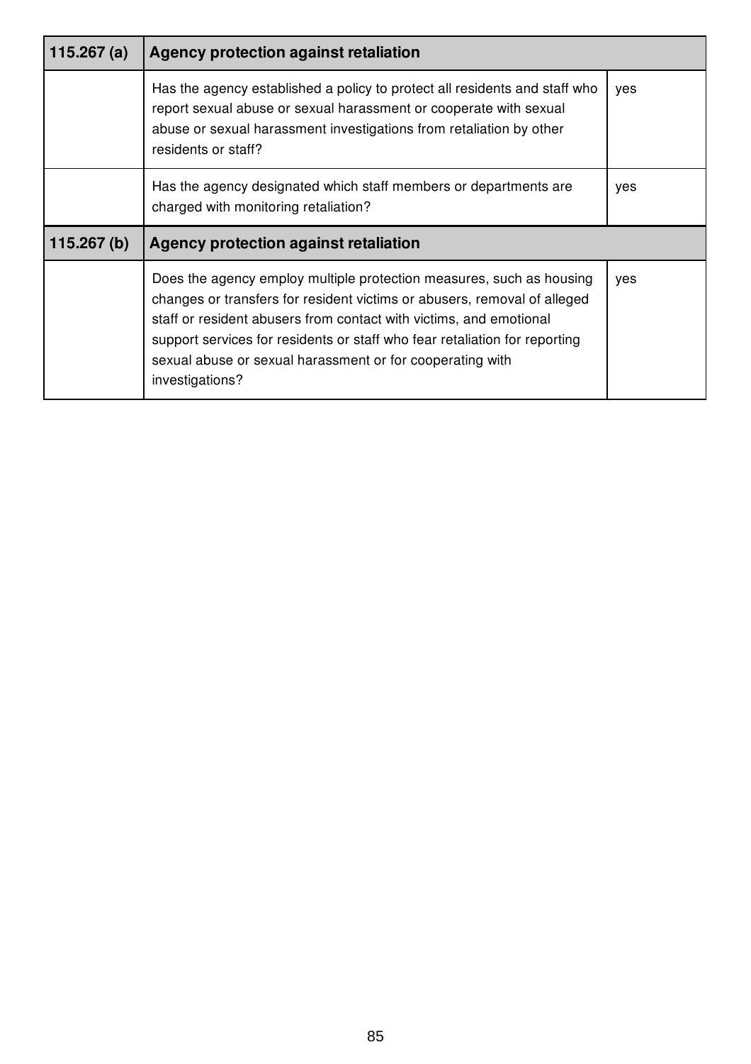| 115.267 (a) | Agency protection against retaliation | |
|---|---|---|
| | Has the agency established a policy to protect all residents and staff who report sexual abuse or sexual harassment or cooperate with sexual abuse or sexual harassment investigations from retaliation by other residents or staff? | yes |
| | Has the agency designated which staff members or departments are charged with monitoring retaliation? | yes |
| **115.267 (b)** | **Agency protection against retaliation** | |
| | Does the agency employ multiple protection measures, such as housing changes or transfers for resident victims or abusers, removal of alleged staff or resident abusers from contact with victims, and emotional support services for residents or staff who fear retaliation for reporting sexual abuse or sexual harassment or for cooperating with investigations? | yes |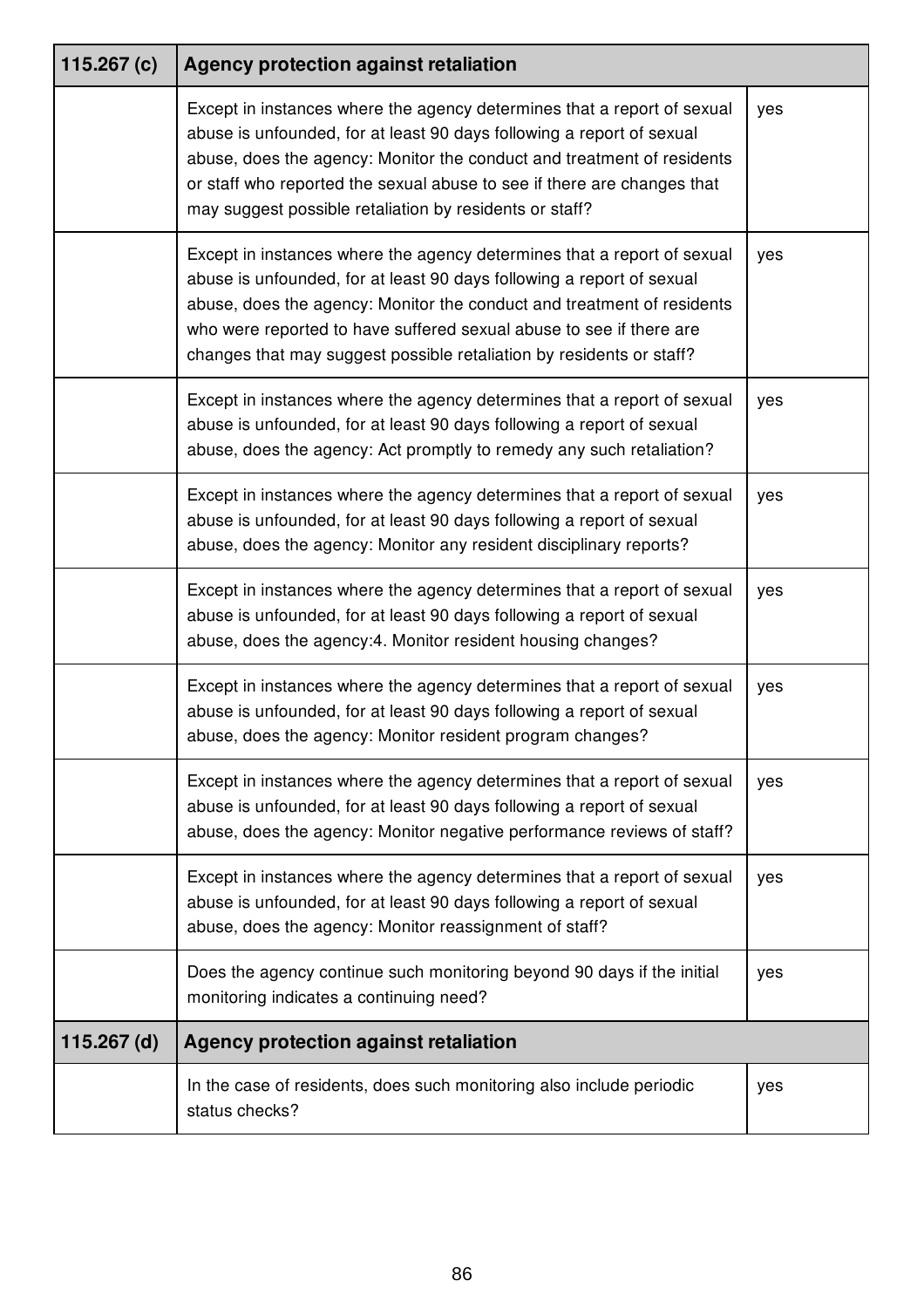| 115.267 (c) | Agency protection against retaliation | |
|---|---|---|
| | Except in instances where the agency determines that a report of sexual abuse is unfounded, for at least 90 days following a report of sexual abuse, does the agency: Monitor the conduct and treatment of residents or staff who reported the sexual abuse to see if there are changes that may suggest possible retaliation by residents or staff? | yes |
| | Except in instances where the agency determines that a report of sexual abuse is unfounded, for at least 90 days following a report of sexual abuse, does the agency: Monitor the conduct and treatment of residents who were reported to have suffered sexual abuse to see if there are changes that may suggest possible retaliation by residents or staff? | yes |
| | Except in instances where the agency determines that a report of sexual abuse is unfounded, for at least 90 days following a report of sexual abuse, does the agency: Act promptly to remedy any such retaliation? | yes |
| | Except in instances where the agency determines that a report of sexual abuse is unfounded, for at least 90 days following a report of sexual abuse, does the agency: Monitor any resident disciplinary reports? | yes |
| | Except in instances where the agency determines that a report of sexual abuse is unfounded, for at least 90 days following a report of sexual abuse, does the agency:4. Monitor resident housing changes? | yes |
| | Except in instances where the agency determines that a report of sexual abuse is unfounded, for at least 90 days following a report of sexual abuse, does the agency: Monitor resident program changes? | yes |
| | Except in instances where the agency determines that a report of sexual abuse is unfounded, for at least 90 days following a report of sexual abuse, does the agency: Monitor negative performance reviews of staff? | yes |
| | Except in instances where the agency determines that a report of sexual abuse is unfounded, for at least 90 days following a report of sexual abuse, does the agency: Monitor reassignment of staff? | yes |
| | Does the agency continue such monitoring beyond 90 days if the initial monitoring indicates a continuing need? | yes |
| **115.267 (d)** | **Agency protection against retaliation** | |
| | In the case of residents, does such monitoring also include periodic status checks? | yes |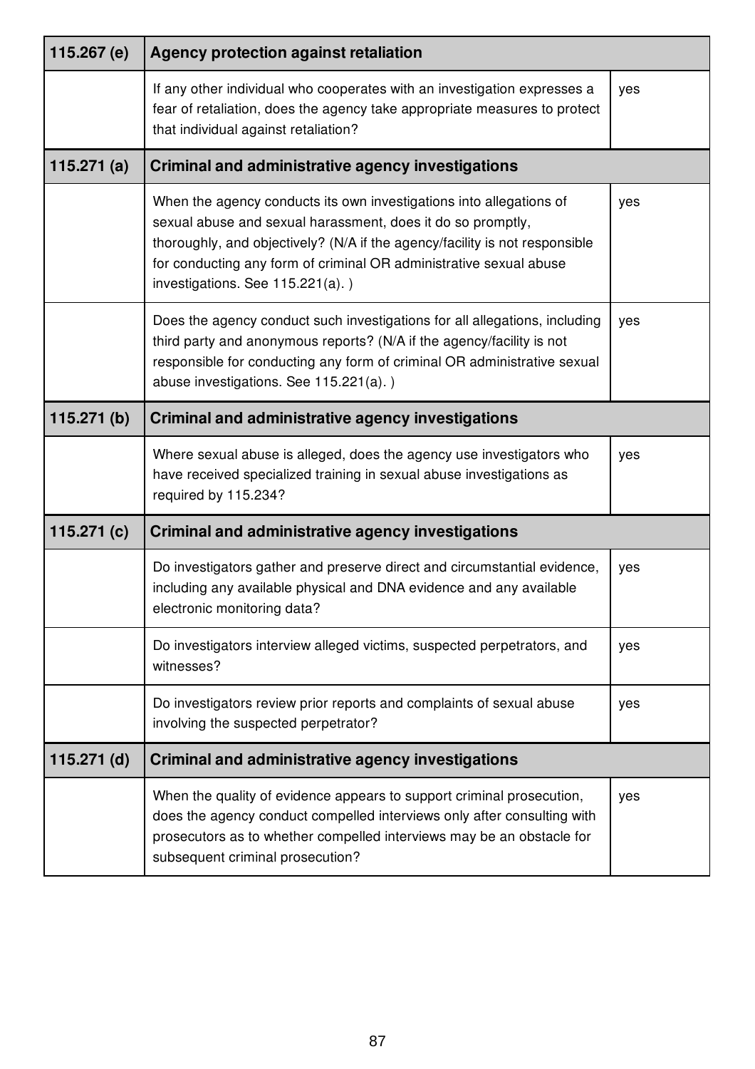| 115.267 (e) | Agency protection against retaliation | |
|---|---|---|
| | If any other individual who cooperates with an investigation expresses a fear of retaliation, does the agency take appropriate measures to protect that individual against retaliation? | yes |
| **115.271 (a)** | **Criminal and administrative agency investigations** | |
| | When the agency conducts its own investigations into allegations of sexual abuse and sexual harassment, does it do so promptly, thoroughly, and objectively? (N/A if the agency/facility is not responsible for conducting any form of criminal OR administrative sexual abuse investigations. See 115.221(a). ) | yes |
| | Does the agency conduct such investigations for all allegations, including third party and anonymous reports? (N/A if the agency/facility is not responsible for conducting any form of criminal OR administrative sexual abuse investigations. See 115.221(a). ) | yes |
| **115.271 (b)** | **Criminal and administrative agency investigations** | |
| | Where sexual abuse is alleged, does the agency use investigators who have received specialized training in sexual abuse investigations as required by 115.234? | yes |
| **115.271 (c)** | **Criminal and administrative agency investigations** | |
| | Do investigators gather and preserve direct and circumstantial evidence, including any available physical and DNA evidence and any available electronic monitoring data? | yes |
| | Do investigators interview alleged victims, suspected perpetrators, and witnesses? | yes |
| | Do investigators review prior reports and complaints of sexual abuse involving the suspected perpetrator? | yes |
| **115.271 (d)** | **Criminal and administrative agency investigations** | |
| | When the quality of evidence appears to support criminal prosecution, does the agency conduct compelled interviews only after consulting with prosecutors as to whether compelled interviews may be an obstacle for subsequent criminal prosecution? | yes |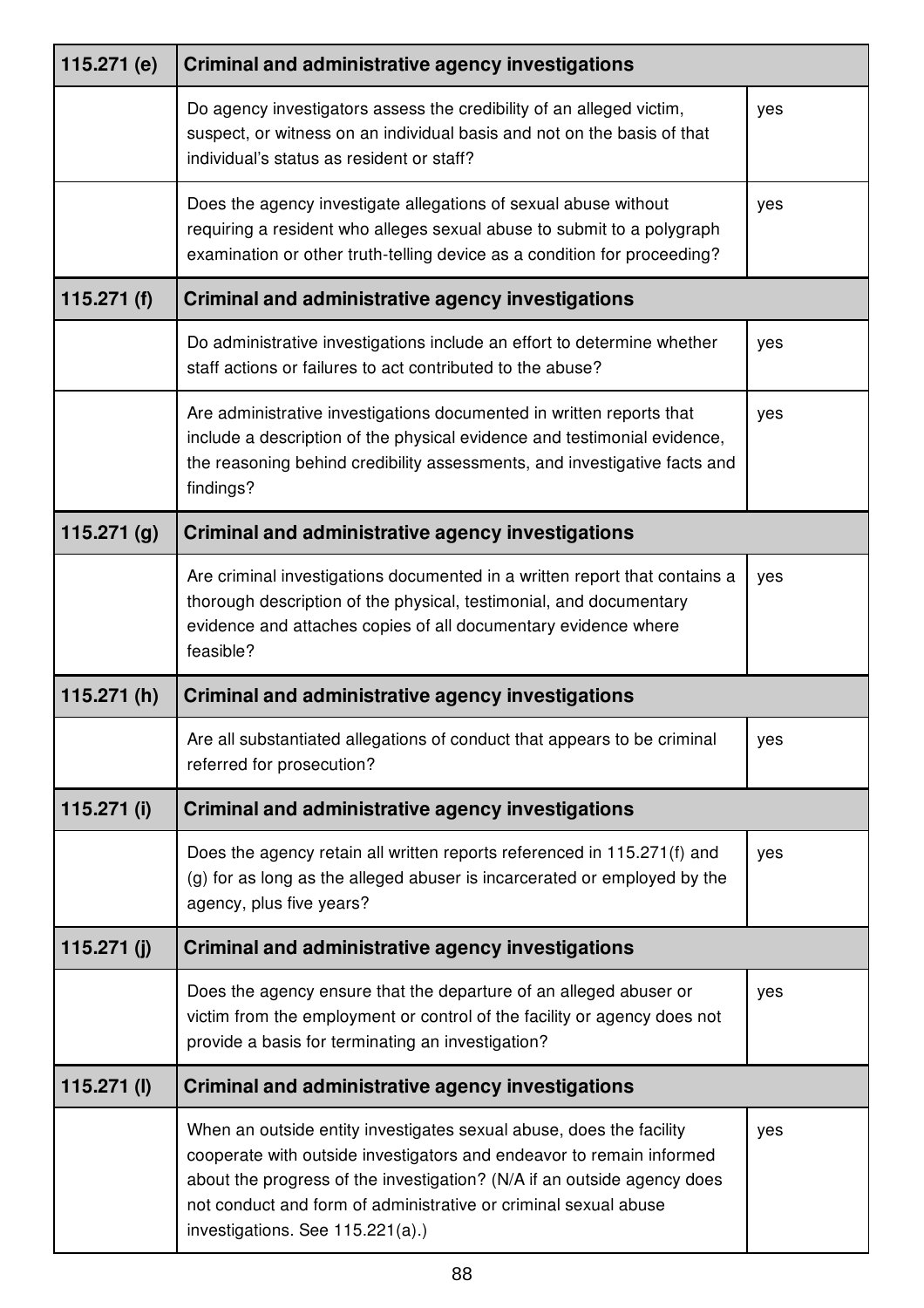| 115.271 (e) | Criminal and administrative agency investigations | |
|---|---|---|
| | Do agency investigators assess the credibility of an alleged victim, suspect, or witness on an individual basis and not on the basis of that individual's status as resident or staff? | yes |
| | Does the agency investigate allegations of sexual abuse without requiring a resident who alleges sexual abuse to submit to a polygraph examination or other truth-telling device as a condition for proceeding? | yes |
| **115.271 (f)** | **Criminal and administrative agency investigations** | |
| | Do administrative investigations include an effort to determine whether staff actions or failures to act contributed to the abuse? | yes |
| | Are administrative investigations documented in written reports that include a description of the physical evidence and testimonial evidence, the reasoning behind credibility assessments, and investigative facts and findings? | yes |
| **115.271 (g)** | **Criminal and administrative agency investigations** | |
| | Are criminal investigations documented in a written report that contains a thorough description of the physical, testimonial, and documentary evidence and attaches copies of all documentary evidence where feasible? | yes |
| **115.271 (h)** | **Criminal and administrative agency investigations** | |
| | Are all substantiated allegations of conduct that appears to be criminal referred for prosecution? | yes |
| **115.271 (i)** | **Criminal and administrative agency investigations** | |
| | Does the agency retain all written reports referenced in 115.271(f) and (g) for as long as the alleged abuser is incarcerated or employed by the agency, plus five years? | yes |
| **115.271 (j)** | **Criminal and administrative agency investigations** | |
| | Does the agency ensure that the departure of an alleged abuser or victim from the employment or control of the facility or agency does not provide a basis for terminating an investigation? | yes |
| **115.271 (l)** | **Criminal and administrative agency investigations** | |
| | When an outside entity investigates sexual abuse, does the facility cooperate with outside investigators and endeavor to remain informed about the progress of the investigation? (N/A if an outside agency does not conduct and form of administrative or criminal sexual abuse investigations. See 115.221(a).) | yes |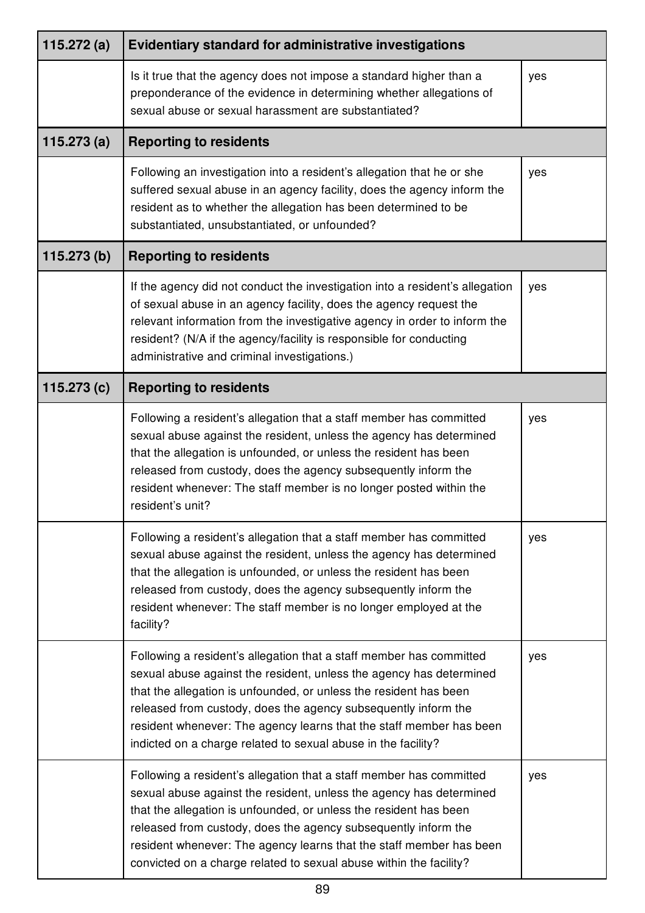| 115.272 (a) | Evidentiary standard for administrative investigations | |
|---|---|---|
| | Is it true that the agency does not impose a standard higher than a preponderance of the evidence in determining whether allegations of sexual abuse or sexual harassment are substantiated? | yes |
| **115.273 (a)** | **Reporting to residents** | |
| | Following an investigation into a resident's allegation that he or she suffered sexual abuse in an agency facility, does the agency inform the resident as to whether the allegation has been determined to be substantiated, unsubstantiated, or unfounded? | yes |
| **115.273 (b)** | **Reporting to residents** | |
| | If the agency did not conduct the investigation into a resident's allegation of sexual abuse in an agency facility, does the agency request the relevant information from the investigative agency in order to inform the resident? (N/A if the agency/facility is responsible for conducting administrative and criminal investigations.) | yes |
| **115.273 (c)** | **Reporting to residents** | |
| | Following a resident's allegation that a staff member has committed sexual abuse against the resident, unless the agency has determined that the allegation is unfounded, or unless the resident has been released from custody, does the agency subsequently inform the resident whenever: The staff member is no longer posted within the resident's unit? | yes |
| | Following a resident's allegation that a staff member has committed sexual abuse against the resident, unless the agency has determined that the allegation is unfounded, or unless the resident has been released from custody, does the agency subsequently inform the resident whenever: The staff member is no longer employed at the facility? | yes |
| | Following a resident's allegation that a staff member has committed sexual abuse against the resident, unless the agency has determined that the allegation is unfounded, or unless the resident has been released from custody, does the agency subsequently inform the resident whenever: The agency learns that the staff member has been indicted on a charge related to sexual abuse in the facility? | yes |
| | Following a resident's allegation that a staff member has committed sexual abuse against the resident, unless the agency has determined that the allegation is unfounded, or unless the resident has been released from custody, does the agency subsequently inform the resident whenever: The agency learns that the staff member has been convicted on a charge related to sexual abuse within the facility? | yes |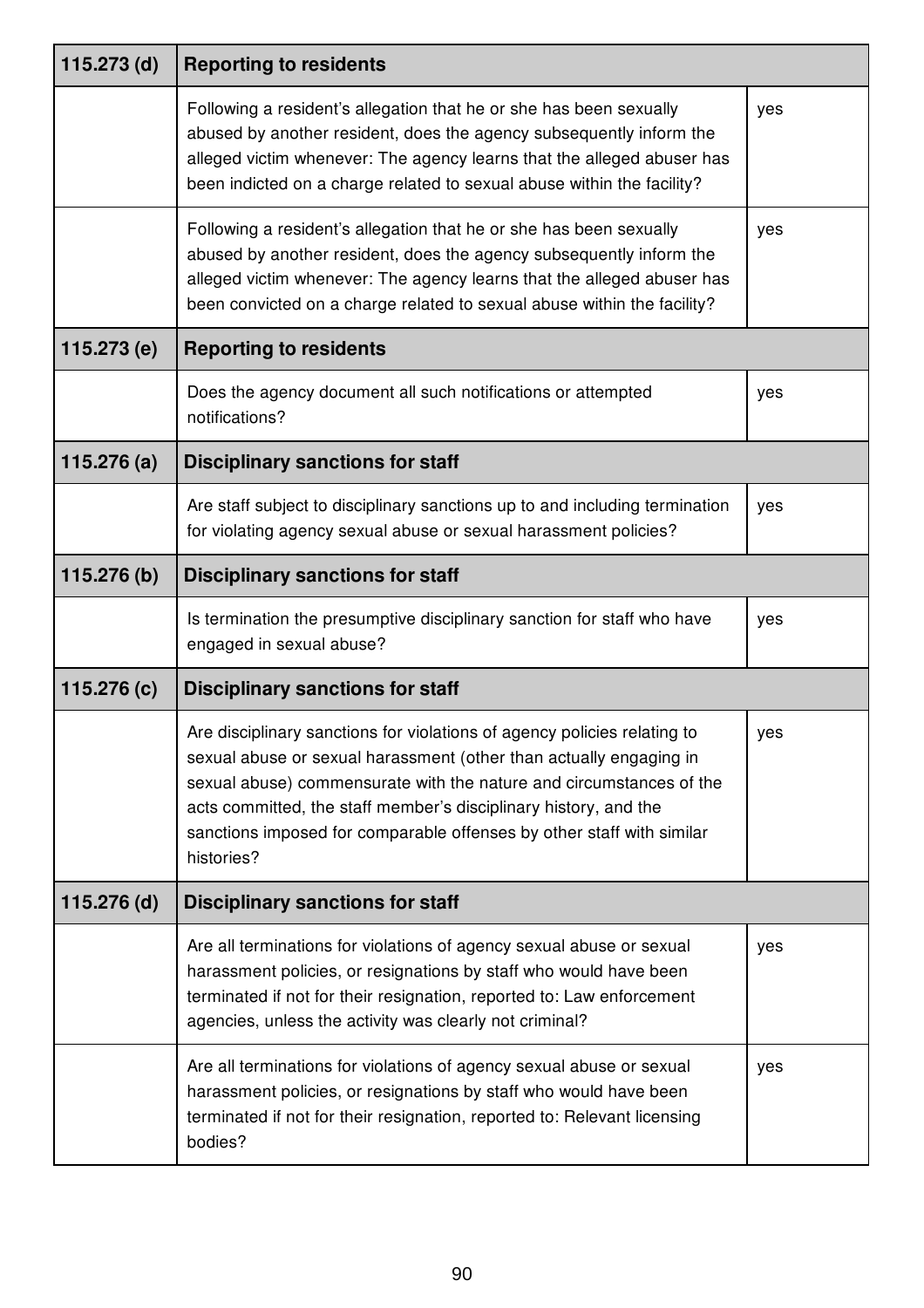| 115.273 (d) | Reporting to residents | |
|---|---|---|
| | Following a resident's allegation that he or she has been sexually abused by another resident, does the agency subsequently inform the alleged victim whenever: The agency learns that the alleged abuser has been indicted on a charge related to sexual abuse within the facility? | yes |
| | Following a resident's allegation that he or she has been sexually abused by another resident, does the agency subsequently inform the alleged victim whenever: The agency learns that the alleged abuser has been convicted on a charge related to sexual abuse within the facility? | yes |
| **115.273 (e)** | **Reporting to residents** | |
| | Does the agency document all such notifications or attempted notifications? | yes |
| **115.276 (a)** | **Disciplinary sanctions for staff** | |
| | Are staff subject to disciplinary sanctions up to and including termination for violating agency sexual abuse or sexual harassment policies? | yes |
| **115.276 (b)** | **Disciplinary sanctions for staff** | |
| | Is termination the presumptive disciplinary sanction for staff who have engaged in sexual abuse? | yes |
| **115.276 (c)** | **Disciplinary sanctions for staff** | |
| | Are disciplinary sanctions for violations of agency policies relating to sexual abuse or sexual harassment (other than actually engaging in sexual abuse) commensurate with the nature and circumstances of the acts committed, the staff member's disciplinary history, and the sanctions imposed for comparable offenses by other staff with similar histories? | yes |
| **115.276 (d)** | **Disciplinary sanctions for staff** | |
| | Are all terminations for violations of agency sexual abuse or sexual harassment policies, or resignations by staff who would have been terminated if not for their resignation, reported to: Law enforcement agencies, unless the activity was clearly not criminal? | yes |
| | Are all terminations for violations of agency sexual abuse or sexual harassment policies, or resignations by staff who would have been terminated if not for their resignation, reported to: Relevant licensing bodies? | yes |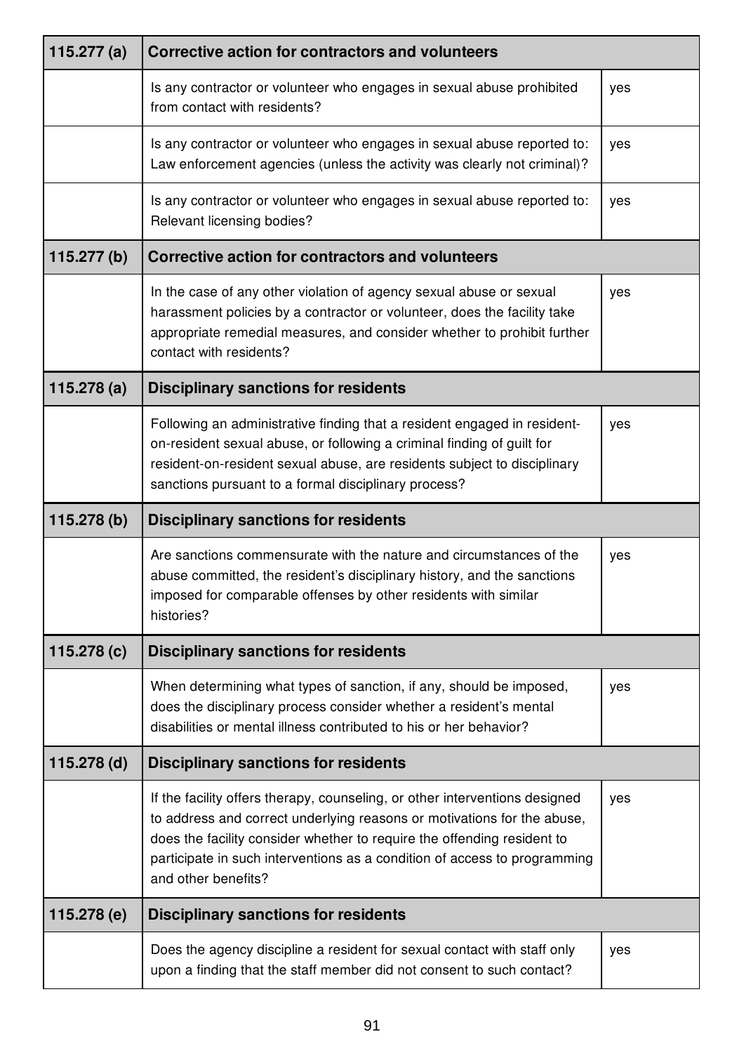| 115.277 (a) | Corrective action for contractors and volunteers | |
|---|---|---|
| | Is any contractor or volunteer who engages in sexual abuse prohibited from contact with residents? | yes |
| | Is any contractor or volunteer who engages in sexual abuse reported to: Law enforcement agencies (unless the activity was clearly not criminal)? | yes |
| | Is any contractor or volunteer who engages in sexual abuse reported to: Relevant licensing bodies? | yes |
| **115.277 (b)** | **Corrective action for contractors and volunteers** | |
| | In the case of any other violation of agency sexual abuse or sexual harassment policies by a contractor or volunteer, does the facility take appropriate remedial measures, and consider whether to prohibit further contact with residents? | yes |
| **115.278 (a)** | **Disciplinary sanctions for residents** | |
| | Following an administrative finding that a resident engaged in resident-on-resident sexual abuse, or following a criminal finding of guilt for resident-on-resident sexual abuse, are residents subject to disciplinary sanctions pursuant to a formal disciplinary process? | yes |
| **115.278 (b)** | **Disciplinary sanctions for residents** | |
| | Are sanctions commensurate with the nature and circumstances of the abuse committed, the resident's disciplinary history, and the sanctions imposed for comparable offenses by other residents with similar histories? | yes |
| **115.278 (c)** | **Disciplinary sanctions for residents** | |
| | When determining what types of sanction, if any, should be imposed, does the disciplinary process consider whether a resident's mental disabilities or mental illness contributed to his or her behavior? | yes |
| **115.278 (d)** | **Disciplinary sanctions for residents** | |
| | If the facility offers therapy, counseling, or other interventions designed to address and correct underlying reasons or motivations for the abuse, does the facility consider whether to require the offending resident to participate in such interventions as a condition of access to programming and other benefits? | yes |
| **115.278 (e)** | **Disciplinary sanctions for residents** | |
| | Does the agency discipline a resident for sexual contact with staff only upon a finding that the staff member did not consent to such contact? | yes |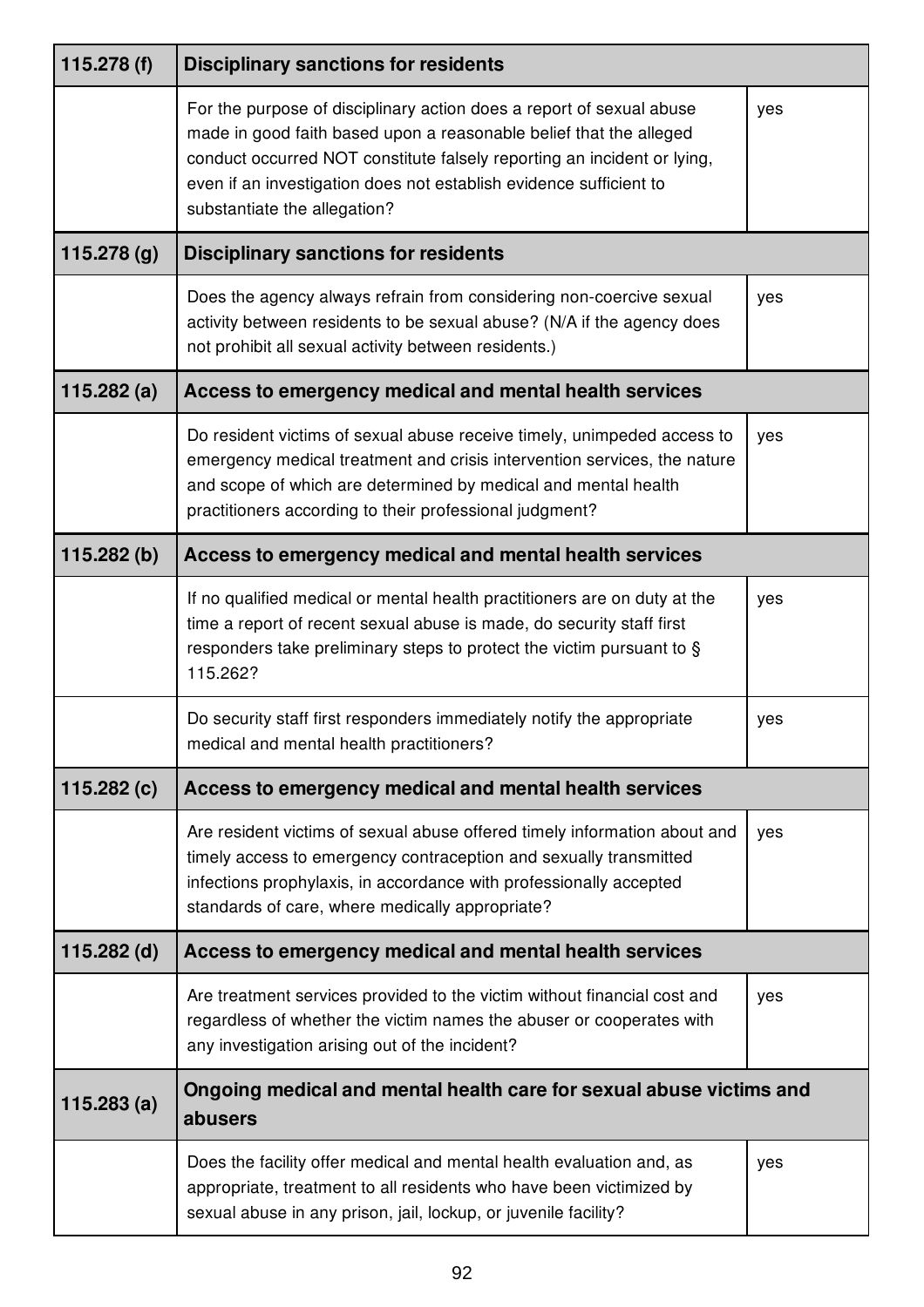| 115.278 (f) | Disciplinary sanctions for residents | |
|---|---|---|
| | For the purpose of disciplinary action does a report of sexual abuse made in good faith based upon a reasonable belief that the alleged conduct occurred NOT constitute falsely reporting an incident or lying, even if an investigation does not establish evidence sufficient to substantiate the allegation? | yes |
| **115.278 (g)** | **Disciplinary sanctions for residents** | |
| | Does the agency always refrain from considering non-coercive sexual activity between residents to be sexual abuse? (N/A if the agency does not prohibit all sexual activity between residents.) | yes |
| **115.282 (a)** | **Access to emergency medical and mental health services** | |
| | Do resident victims of sexual abuse receive timely, unimpeded access to emergency medical treatment and crisis intervention services, the nature and scope of which are determined by medical and mental health practitioners according to their professional judgment? | yes |
| **115.282 (b)** | **Access to emergency medical and mental health services** | |
| | If no qualified medical or mental health practitioners are on duty at the time a report of recent sexual abuse is made, do security staff first responders take preliminary steps to protect the victim pursuant to § 115.262? | yes |
| | Do security staff first responders immediately notify the appropriate medical and mental health practitioners? | yes |
| **115.282 (c)** | **Access to emergency medical and mental health services** | |
| | Are resident victims of sexual abuse offered timely information about and timely access to emergency contraception and sexually transmitted infections prophylaxis, in accordance with professionally accepted standards of care, where medically appropriate? | yes |
| **115.282 (d)** | **Access to emergency medical and mental health services** | |
| | Are treatment services provided to the victim without financial cost and regardless of whether the victim names the abuser or cooperates with any investigation arising out of the incident? | yes |
| **115.283 (a)** | **Ongoing medical and mental health care for sexual abuse victims and abusers** | |
| | Does the facility offer medical and mental health evaluation and, as appropriate, treatment to all residents who have been victimized by sexual abuse in any prison, jail, lockup, or juvenile facility? | yes |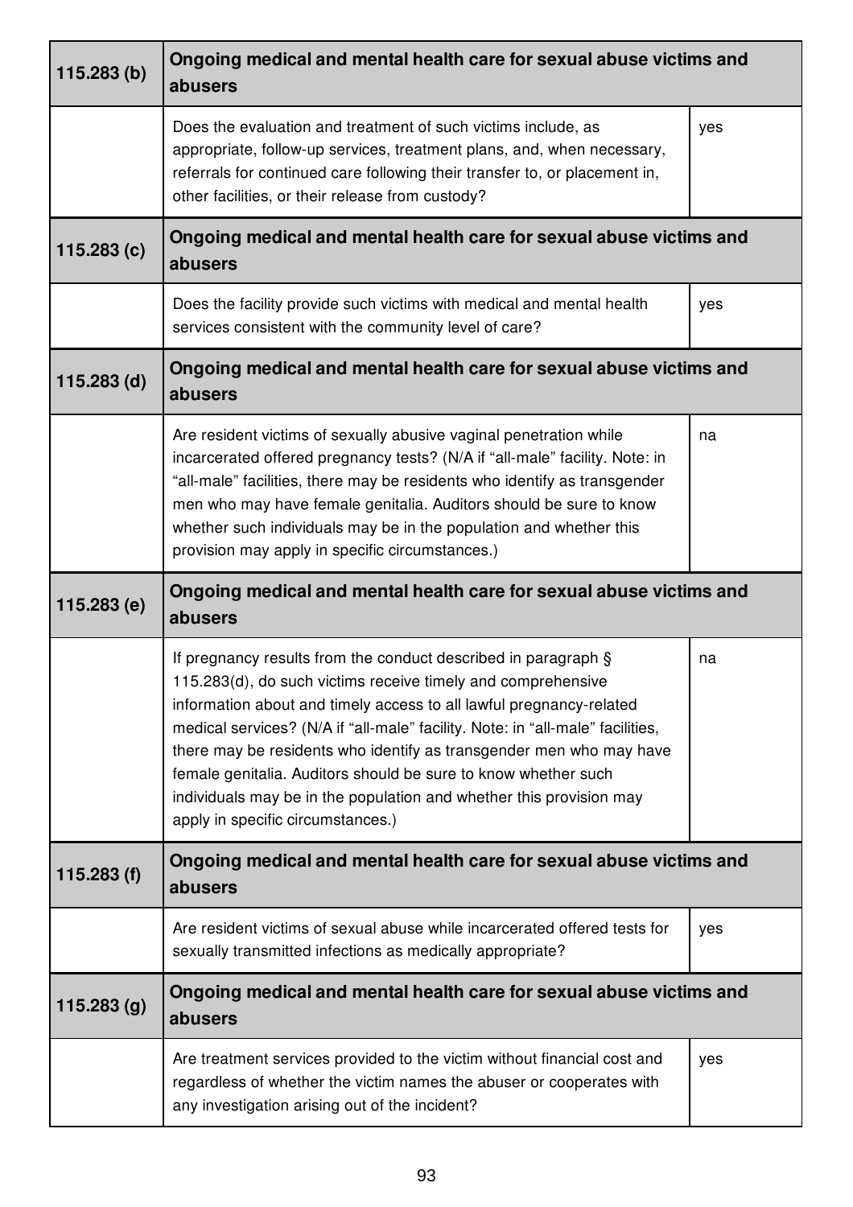| 115.283 (b) | Ongoing medical and mental health care for sexual abuse victims and abusers | |
|---|---|---|
| | Does the evaluation and treatment of such victims include, as appropriate, follow-up services, treatment plans, and, when necessary, referrals for continued care following their transfer to, or placement in, other facilities, or their release from custody? | yes |
| **115.283 (c)** | **Ongoing medical and mental health care for sexual abuse victims and abusers** | |
| | Does the facility provide such victims with medical and mental health services consistent with the community level of care? | yes |
| **115.283 (d)** | **Ongoing medical and mental health care for sexual abuse victims and abusers** | |
| | Are resident victims of sexually abusive vaginal penetration while incarcerated offered pregnancy tests? (N/A if "all-male" facility. Note: in "all-male" facilities, there may be residents who identify as transgender men who may have female genitalia. Auditors should be sure to know whether such individuals may be in the population and whether this provision may apply in specific circumstances.) | na |
| **115.283 (e)** | **Ongoing medical and mental health care for sexual abuse victims and abusers** | |
| | If pregnancy results from the conduct described in paragraph § 115.283(d), do such victims receive timely and comprehensive information about and timely access to all lawful pregnancy-related medical services? (N/A if "all-male" facility. Note: in "all-male" facilities, there may be residents who identify as transgender men who may have female genitalia. Auditors should be sure to know whether such individuals may be in the population and whether this provision may apply in specific circumstances.) | na |
| **115.283 (f)** | **Ongoing medical and mental health care for sexual abuse victims and abusers** | |
| | Are resident victims of sexual abuse while incarcerated offered tests for sexually transmitted infections as medically appropriate? | yes |
| **115.283 (g)** | **Ongoing medical and mental health care for sexual abuse victims and abusers** | |
| | Are treatment services provided to the victim without financial cost and regardless of whether the victim names the abuser or cooperates with any investigation arising out of the incident? | yes |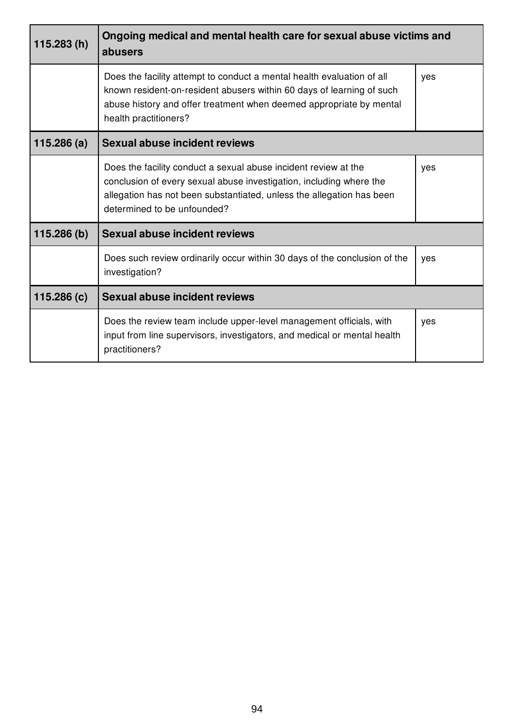| 115.283 (h) | **Ongoing medical and mental health care for sexual abuse victims and abusers** | |
|---|---|---|
| | Does the facility attempt to conduct a mental health evaluation of all known resident-on-resident abusers within 60 days of learning of such abuse history and offer treatment when deemed appropriate by mental health practitioners? | yes |
| **115.286 (a)** | **Sexual abuse incident reviews** | |
| | Does the facility conduct a sexual abuse incident review at the conclusion of every sexual abuse investigation, including where the allegation has not been substantiated, unless the allegation has been determined to be unfounded? | yes |
| **115.286 (b)** | **Sexual abuse incident reviews** | |
| | Does such review ordinarily occur within 30 days of the conclusion of the investigation? | yes |
| **115.286 (c)** | **Sexual abuse incident reviews** | |
| | Does the review team include upper-level management officials, with input from line supervisors, investigators, and medical or mental health practitioners? | yes |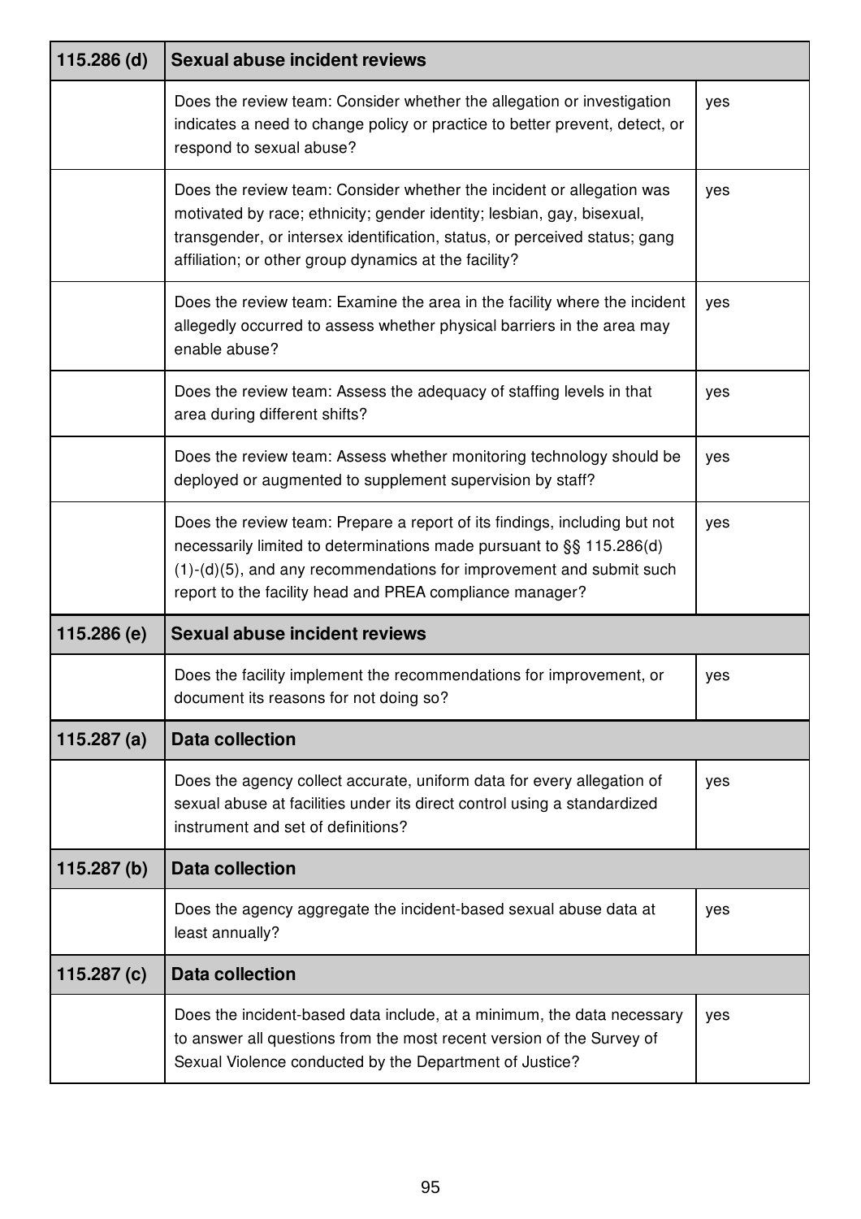| 115.286 (d) | Sexual abuse incident reviews | |
|---|---|---|
| | Does the review team: Consider whether the allegation or investigation indicates a need to change policy or practice to better prevent, detect, or respond to sexual abuse? | yes |
| | Does the review team: Consider whether the incident or allegation was motivated by race; ethnicity; gender identity; lesbian, gay, bisexual, transgender, or intersex identification, status, or perceived status; gang affiliation; or other group dynamics at the facility? | yes |
| | Does the review team: Examine the area in the facility where the incident allegedly occurred to assess whether physical barriers in the area may enable abuse? | yes |
| | Does the review team: Assess the adequacy of staffing levels in that area during different shifts? | yes |
| | Does the review team: Assess whether monitoring technology should be deployed or augmented to supplement supervision by staff? | yes |
| | Does the review team: Prepare a report of its findings, including but not necessarily limited to determinations made pursuant to §§ 115.286(d)(1)-(d)(5), and any recommendations for improvement and submit such report to the facility head and PREA compliance manager? | yes |
| **115.286 (e)** | **Sexual abuse incident reviews** | |
| | Does the facility implement the recommendations for improvement, or document its reasons for not doing so? | yes |
| **115.287 (a)** | **Data collection** | |
| | Does the agency collect accurate, uniform data for every allegation of sexual abuse at facilities under its direct control using a standardized instrument and set of definitions? | yes |
| **115.287 (b)** | **Data collection** | |
| | Does the agency aggregate the incident-based sexual abuse data at least annually? | yes |
| **115.287 (c)** | **Data collection** | |
| | Does the incident-based data include, at a minimum, the data necessary to answer all questions from the most recent version of the Survey of Sexual Violence conducted by the Department of Justice? | yes |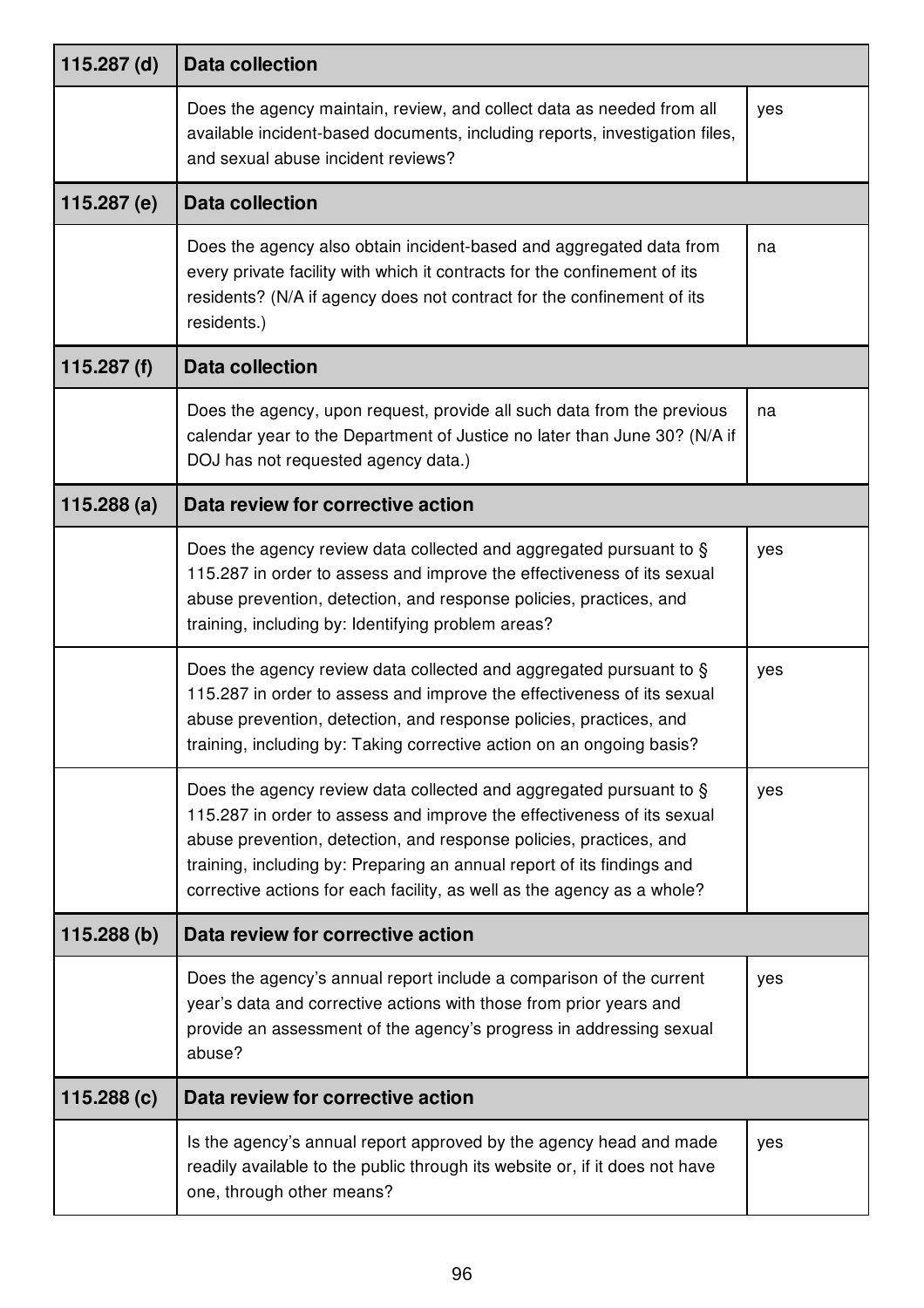| 115.287 (d) | Data collection | |
|---|---|---|
| | Does the agency maintain, review, and collect data as needed from all available incident-based documents, including reports, investigation files, and sexual abuse incident reviews? | yes |
| **115.287 (e)** | **Data collection** | |
| | Does the agency also obtain incident-based and aggregated data from every private facility with which it contracts for the confinement of its residents? (N/A if agency does not contract for the confinement of its residents.) | na |
| **115.287 (f)** | **Data collection** | |
| | Does the agency, upon request, provide all such data from the previous calendar year to the Department of Justice no later than June 30? (N/A if DOJ has not requested agency data.) | na |
| **115.288 (a)** | **Data review for corrective action** | |
| | Does the agency review data collected and aggregated pursuant to § 115.287 in order to assess and improve the effectiveness of its sexual abuse prevention, detection, and response policies, practices, and training, including by: Identifying problem areas? | yes |
| | Does the agency review data collected and aggregated pursuant to § 115.287 in order to assess and improve the effectiveness of its sexual abuse prevention, detection, and response policies, practices, and training, including by: Taking corrective action on an ongoing basis? | yes |
| | Does the agency review data collected and aggregated pursuant to § 115.287 in order to assess and improve the effectiveness of its sexual abuse prevention, detection, and response policies, practices, and training, including by: Preparing an annual report of its findings and corrective actions for each facility, as well as the agency as a whole? | yes |
| **115.288 (b)** | **Data review for corrective action** | |
| | Does the agency's annual report include a comparison of the current year's data and corrective actions with those from prior years and provide an assessment of the agency's progress in addressing sexual abuse? | yes |
| **115.288 (c)** | **Data review for corrective action** | |
| | Is the agency's annual report approved by the agency head and made readily available to the public through its website or, if it does not have one, through other means? | yes |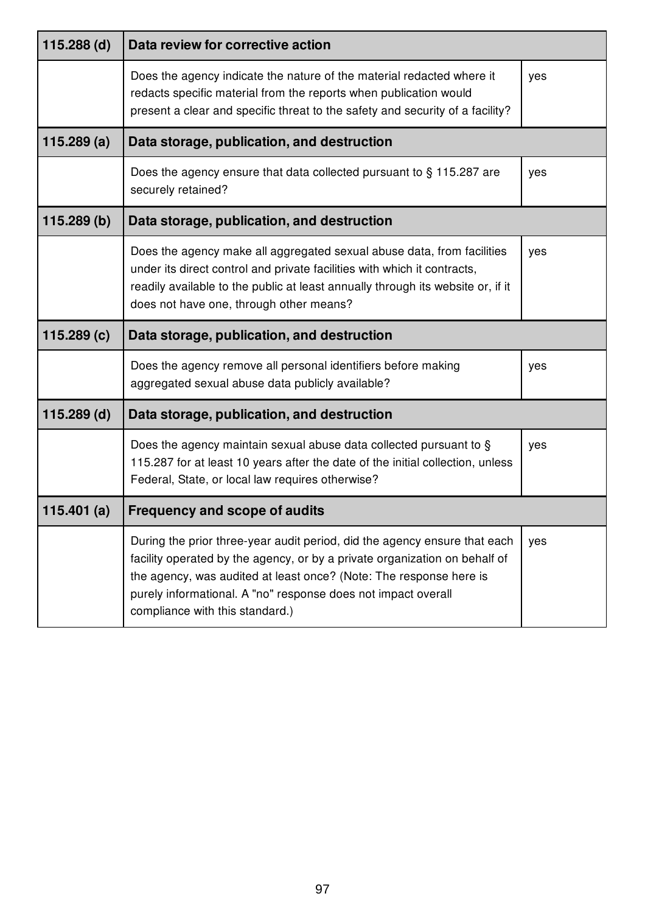| 115.288 (d) | Data review for corrective action | |
|---|---|---|
| | Does the agency indicate the nature of the material redacted where it redacts specific material from the reports when publication would present a clear and specific threat to the safety and security of a facility? | yes |
| **115.289 (a)** | **Data storage, publication, and destruction** | |
| | Does the agency ensure that data collected pursuant to § 115.287 are securely retained? | yes |
| **115.289 (b)** | **Data storage, publication, and destruction** | |
| | Does the agency make all aggregated sexual abuse data, from facilities under its direct control and private facilities with which it contracts, readily available to the public at least annually through its website or, if it does not have one, through other means? | yes |
| **115.289 (c)** | **Data storage, publication, and destruction** | |
| | Does the agency remove all personal identifiers before making aggregated sexual abuse data publicly available? | yes |
| **115.289 (d)** | **Data storage, publication, and destruction** | |
| | Does the agency maintain sexual abuse data collected pursuant to § 115.287 for at least 10 years after the date of the initial collection, unless Federal, State, or local law requires otherwise? | yes |
| **115.401 (a)** | **Frequency and scope of audits** | |
| | During the prior three-year audit period, did the agency ensure that each facility operated by the agency, or by a private organization on behalf of the agency, was audited at least once? (Note: The response here is purely informational. A "no" response does not impact overall compliance with this standard.) | yes |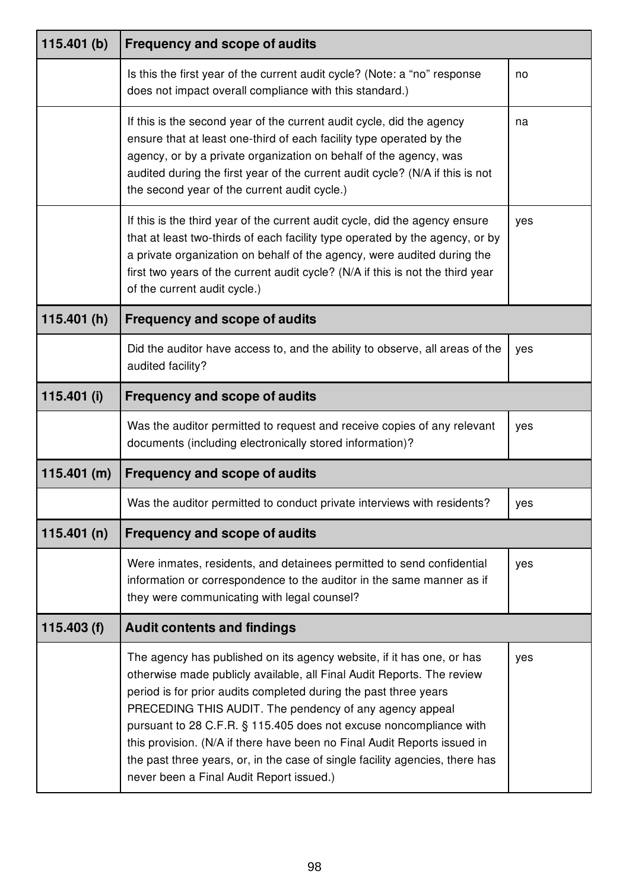| | | |
|---|---|---|
| **115.401 (b)** | **Frequency and scope of audits** | |
| | Is this the first year of the current audit cycle? (Note: a "no" response does not impact overall compliance with this standard.) | no |
| | If this is the second year of the current audit cycle, did the agency ensure that at least one-third of each facility type operated by the agency, or by a private organization on behalf of the agency, was audited during the first year of the current audit cycle? (N/A if this is not the second year of the current audit cycle.) | na |
| | If this is the third year of the current audit cycle, did the agency ensure that at least two-thirds of each facility type operated by the agency, or by a private organization on behalf of the agency, were audited during the first two years of the current audit cycle? (N/A if this is not the third year of the current audit cycle.) | yes |
| **115.401 (h)** | **Frequency and scope of audits** | |
| | Did the auditor have access to, and the ability to observe, all areas of the audited facility? | yes |
| **115.401 (i)** | **Frequency and scope of audits** | |
| | Was the auditor permitted to request and receive copies of any relevant documents (including electronically stored information)? | yes |
| **115.401 (m)** | **Frequency and scope of audits** | |
| | Was the auditor permitted to conduct private interviews with residents? | yes |
| **115.401 (n)** | **Frequency and scope of audits** | |
| | Were inmates, residents, and detainees permitted to send confidential information or correspondence to the auditor in the same manner as if they were communicating with legal counsel? | yes |
| **115.403 (f)** | **Audit contents and findings** | |
| | The agency has published on its agency website, if it has one, or has otherwise made publicly available, all Final Audit Reports. The review period is for prior audits completed during the past three years PRECEDING THIS AUDIT. The pendency of any agency appeal pursuant to 28 C.F.R. § 115.405 does not excuse noncompliance with this provision. (N/A if there have been no Final Audit Reports issued in the past three years, or, in the case of single facility agencies, there has never been a Final Audit Report issued.) | yes |